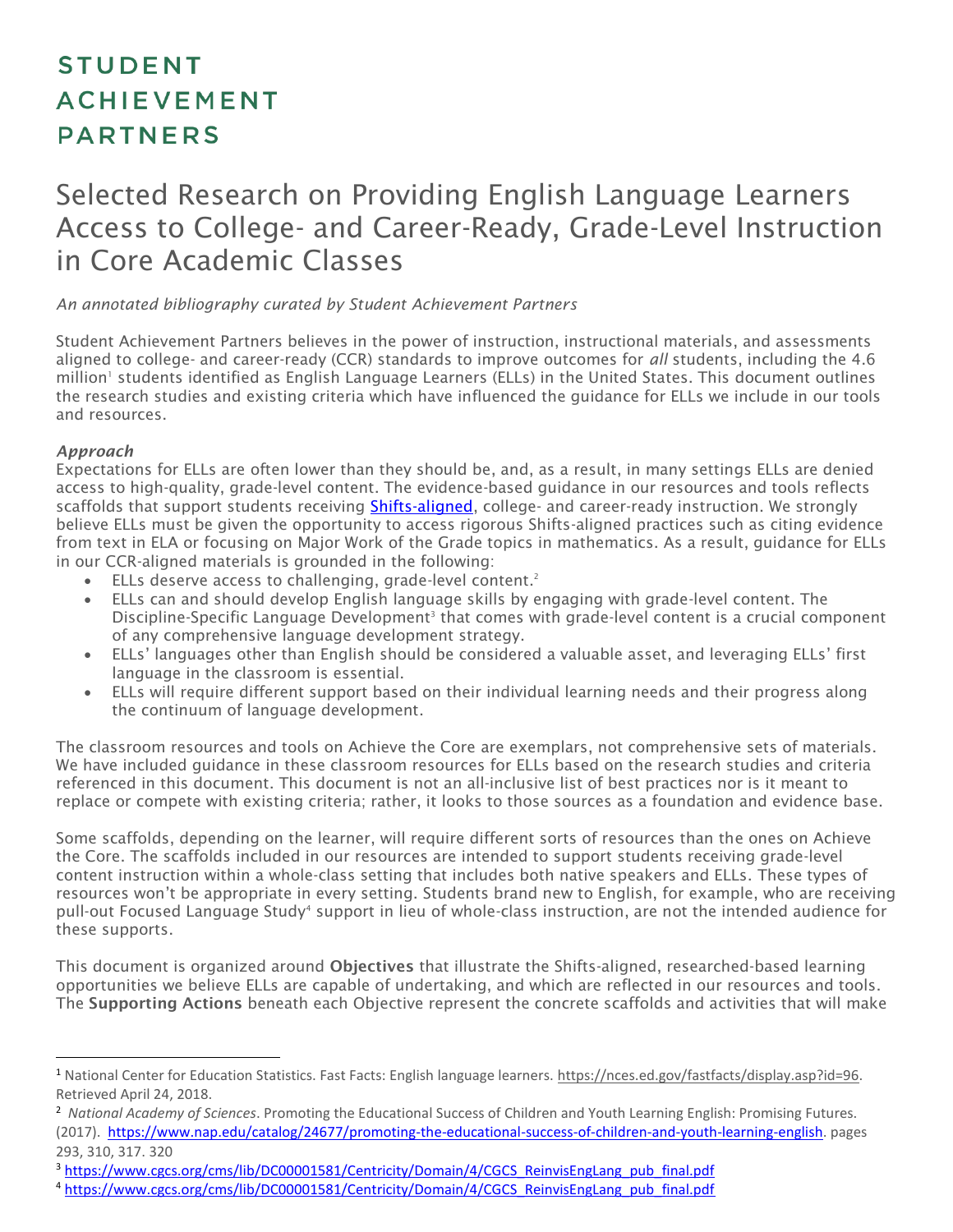# STUDENT ACHIEVEMENT PARTNERS

# Selected Research on Providing English Language Learners Access to College- and Career-Ready, Grade-Level Instruction in Core Academic Classes

*An annotated bibliography curated by Student Achievement Partners*

Student Achievement Partners believes in the power of instruction, instructional materials, and assessments aligned to college- and career-ready (CCR) standards to improve outcomes for *all* students, including the 4.6 million[1] students identified as English Language Learners (ELLs) in the United States. This document outlines the research studies and existing criteria which have influenced the guidance for ELLs we include in our tools and resources.

***Approach***

Expectations for ELLs are often lower than they should be, and, as a result, in many settings ELLs are denied access to high-quality, grade-level content. The evidence-based guidance in our resources and tools reflects scaffolds that support students receiving Shifts-aligned, college- and career-ready instruction. We strongly believe ELLs must be given the opportunity to access rigorous Shifts-aligned practices such as citing evidence from text in ELA or focusing on Major Work of the Grade topics in mathematics. As a result, guidance for ELLs in our CCR-aligned materials is grounded in the following:

- ELLs deserve access to challenging, grade-level content.[2]
- ELLs can and should develop English language skills by engaging with grade-level content. The Discipline-Specific Language Development[3] that comes with grade-level content is a crucial component of any comprehensive language development strategy.
- ELLs' languages other than English should be considered a valuable asset, and leveraging ELLs' first language in the classroom is essential.
- ELLs will require different support based on their individual learning needs and their progress along the continuum of language development.

The classroom resources and tools on Achieve the Core are exemplars, not comprehensive sets of materials. We have included guidance in these classroom resources for ELLs based on the research studies and criteria referenced in this document. This document is not an all-inclusive list of best practices nor is it meant to replace or compete with existing criteria; rather, it looks to those sources as a foundation and evidence base.

Some scaffolds, depending on the learner, will require different sorts of resources than the ones on Achieve the Core. The scaffolds included in our resources are intended to support students receiving grade-level content instruction within a whole-class setting that includes both native speakers and ELLs. These types of resources won't be appropriate in every setting. Students brand new to English, for example, who are receiving pull-out Focused Language Study[4] support in lieu of whole-class instruction, are not the intended audience for these supports.

This document is organized around **Objectives** that illustrate the Shifts-aligned, researched-based learning opportunities we believe ELLs are capable of undertaking, and which are reflected in our resources and tools. The **Supporting Actions** beneath each Objective represent the concrete scaffolds and activities that will make

---

[1] National Center for Education Statistics. Fast Facts: English language learners. https://nces.ed.gov/fastfacts/display.asp?id=96. Retrieved April 24, 2018.

[2] *National Academy of Sciences*. Promoting the Educational Success of Children and Youth Learning English: Promising Futures. (2017). https://www.nap.edu/catalog/24677/promoting-the-educational-success-of-children-and-youth-learning-english. pages 293, 310, 317. 320

[3] https://www.cgcs.org/cms/lib/DC00001581/Centricity/Domain/4/CGCS_ReinvisEngLang_pub_final.pdf

[4] https://www.cgcs.org/cms/lib/DC00001581/Centricity/Domain/4/CGCS_ReinvisEngLang_pub_final.pdf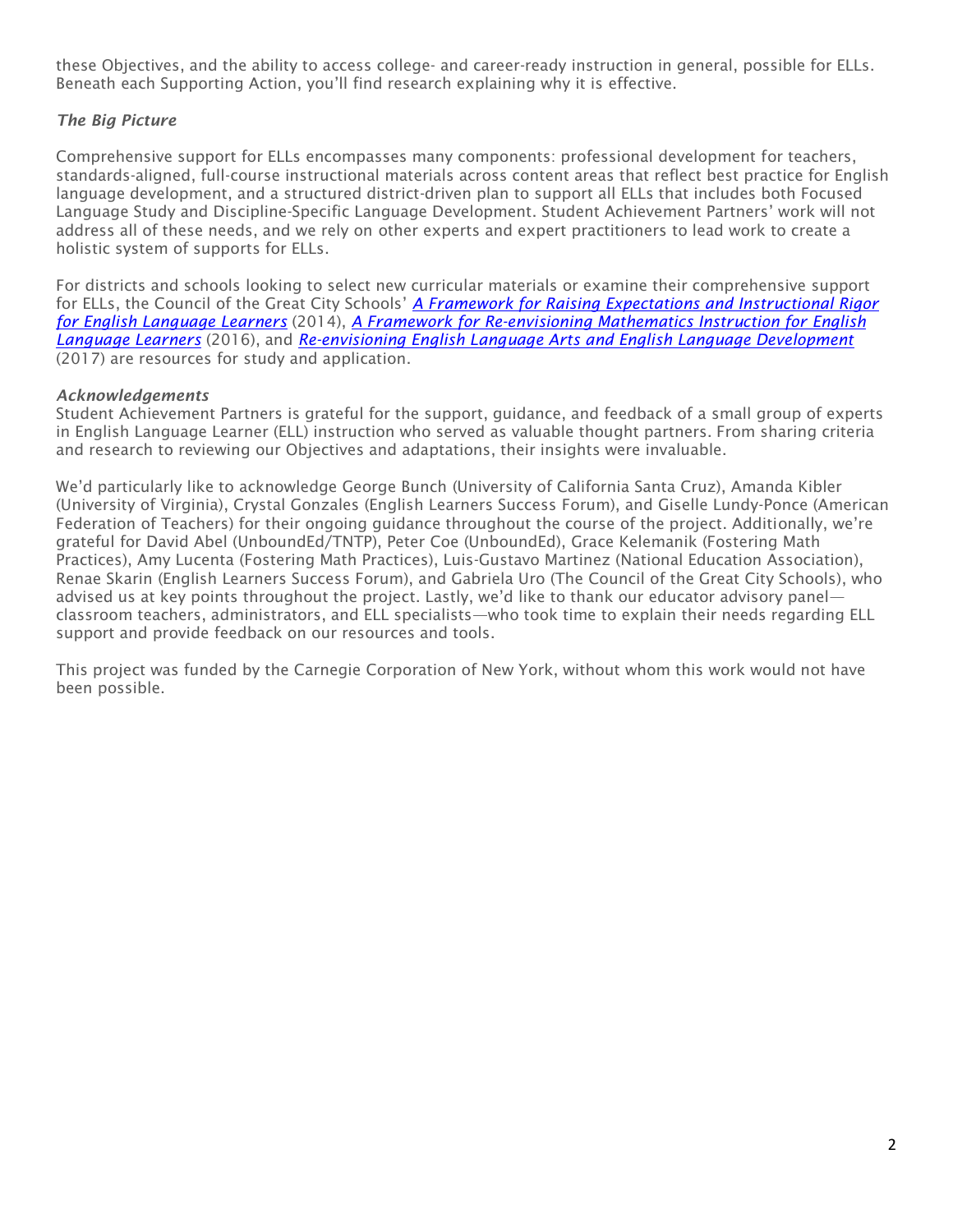these Objectives, and the ability to access college- and career-ready instruction in general, possible for ELLs. Beneath each Supporting Action, you'll find research explaining why it is effective.

### *The Big Picture*

Comprehensive support for ELLs encompasses many components: professional development for teachers, standards-aligned, full-course instructional materials across content areas that reflect best practice for English language development, and a structured district-driven plan to support all ELLs that includes both Focused Language Study and Discipline-Specific Language Development. Student Achievement Partners' work will not address all of these needs, and we rely on other experts and expert practitioners to lead work to create a holistic system of supports for ELLs.

For districts and schools looking to select new curricular materials or examine their comprehensive support for ELLs, the Council of the Great City Schools' *A Framework for Raising Expectations and Instructional Rigor for English Language Learners* (2014), *A Framework for Re-envisioning Mathematics Instruction for English Language Learners* (2016), and *Re-envisioning English Language Arts and English Language Development* (2017) are resources for study and application.

### *Acknowledgements*

Student Achievement Partners is grateful for the support, guidance, and feedback of a small group of experts in English Language Learner (ELL) instruction who served as valuable thought partners. From sharing criteria and research to reviewing our Objectives and adaptations, their insights were invaluable.

We'd particularly like to acknowledge George Bunch (University of California Santa Cruz), Amanda Kibler (University of Virginia), Crystal Gonzales (English Learners Success Forum), and Giselle Lundy-Ponce (American Federation of Teachers) for their ongoing guidance throughout the course of the project. Additionally, we're grateful for David Abel (UnboundEd/TNTP), Peter Coe (UnboundEd), Grace Kelemanik (Fostering Math Practices), Amy Lucenta (Fostering Math Practices), Luis-Gustavo Martinez (National Education Association), Renae Skarin (English Learners Success Forum), and Gabriela Uro (The Council of the Great City Schools), who advised us at key points throughout the project. Lastly, we'd like to thank our educator advisory panel—classroom teachers, administrators, and ELL specialists—who took time to explain their needs regarding ELL support and provide feedback on our resources and tools.

This project was funded by the Carnegie Corporation of New York, without whom this work would not have been possible.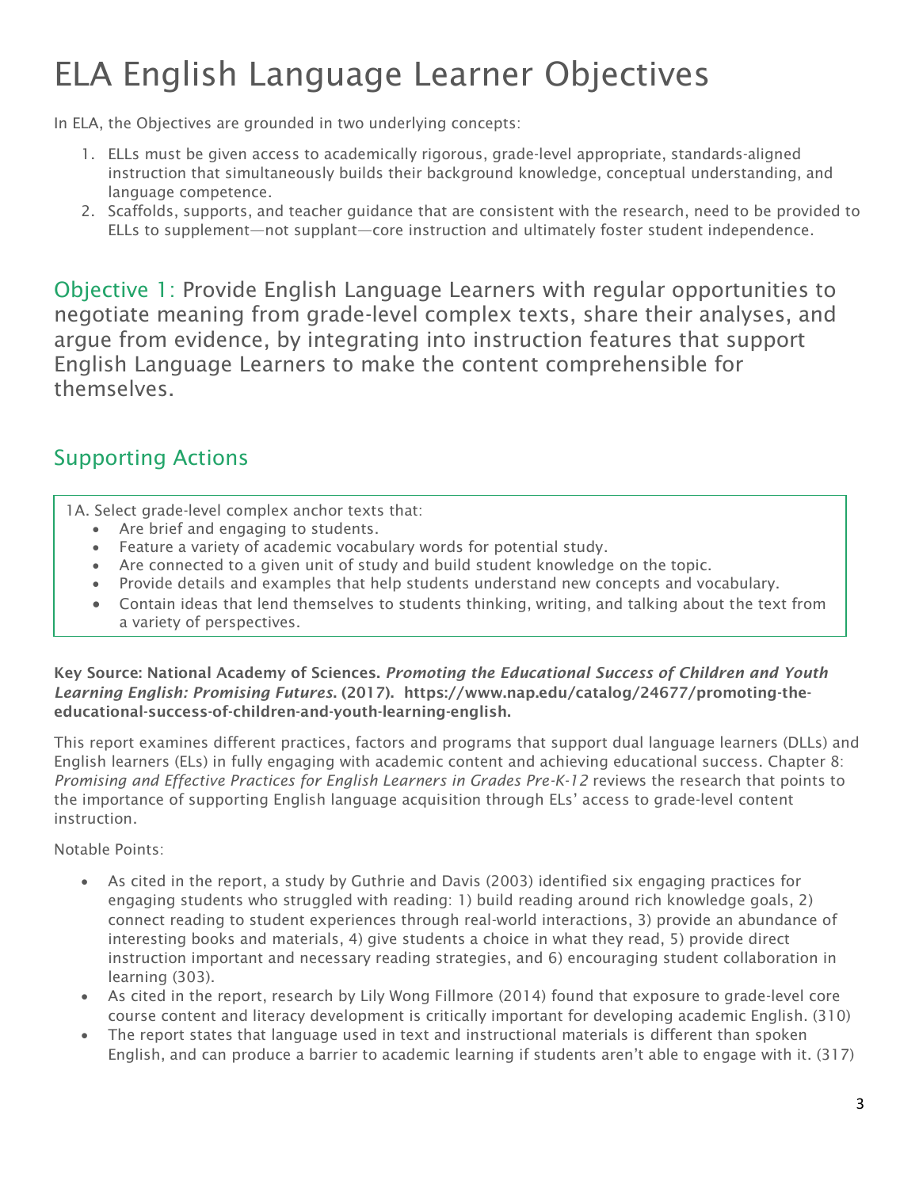# ELA English Language Learner Objectives

In ELA, the Objectives are grounded in two underlying concepts:

1. ELLs must be given access to academically rigorous, grade-level appropriate, standards-aligned instruction that simultaneously builds their background knowledge, conceptual understanding, and language competence.
2. Scaffolds, supports, and teacher guidance that are consistent with the research, need to be provided to ELLs to supplement—not supplant—core instruction and ultimately foster student independence.

## Objective 1: Provide English Language Learners with regular opportunities to negotiate meaning from grade-level complex texts, share their analyses, and argue from evidence, by integrating into instruction features that support English Language Learners to make the content comprehensible for themselves.

## Supporting Actions

1A. Select grade-level complex anchor texts that:

- Are brief and engaging to students.
- Feature a variety of academic vocabulary words for potential study.
- Are connected to a given unit of study and build student knowledge on the topic.
- Provide details and examples that help students understand new concepts and vocabulary.
- Contain ideas that lend themselves to students thinking, writing, and talking about the text from a variety of perspectives.

**Key Source: National Academy of Sciences. *Promoting the Educational Success of Children and Youth Learning English: Promising Futures*. (2017). https://www.nap.edu/catalog/24677/promoting-the-educational-success-of-children-and-youth-learning-english.**

This report examines different practices, factors and programs that support dual language learners (DLLs) and English learners (ELs) in fully engaging with academic content and achieving educational success. Chapter 8: *Promising and Effective Practices for English Learners in Grades Pre-K-12* reviews the research that points to the importance of supporting English language acquisition through ELs' access to grade-level content instruction.

Notable Points:

- As cited in the report, a study by Guthrie and Davis (2003) identified six engaging practices for engaging students who struggled with reading: 1) build reading around rich knowledge goals, 2) connect reading to student experiences through real-world interactions, 3) provide an abundance of interesting books and materials, 4) give students a choice in what they read, 5) provide direct instruction important and necessary reading strategies, and 6) encouraging student collaboration in learning (303).
- As cited in the report, research by Lily Wong Fillmore (2014) found that exposure to grade-level core course content and literacy development is critically important for developing academic English. (310)
- The report states that language used in text and instructional materials is different than spoken English, and can produce a barrier to academic learning if students aren't able to engage with it. (317)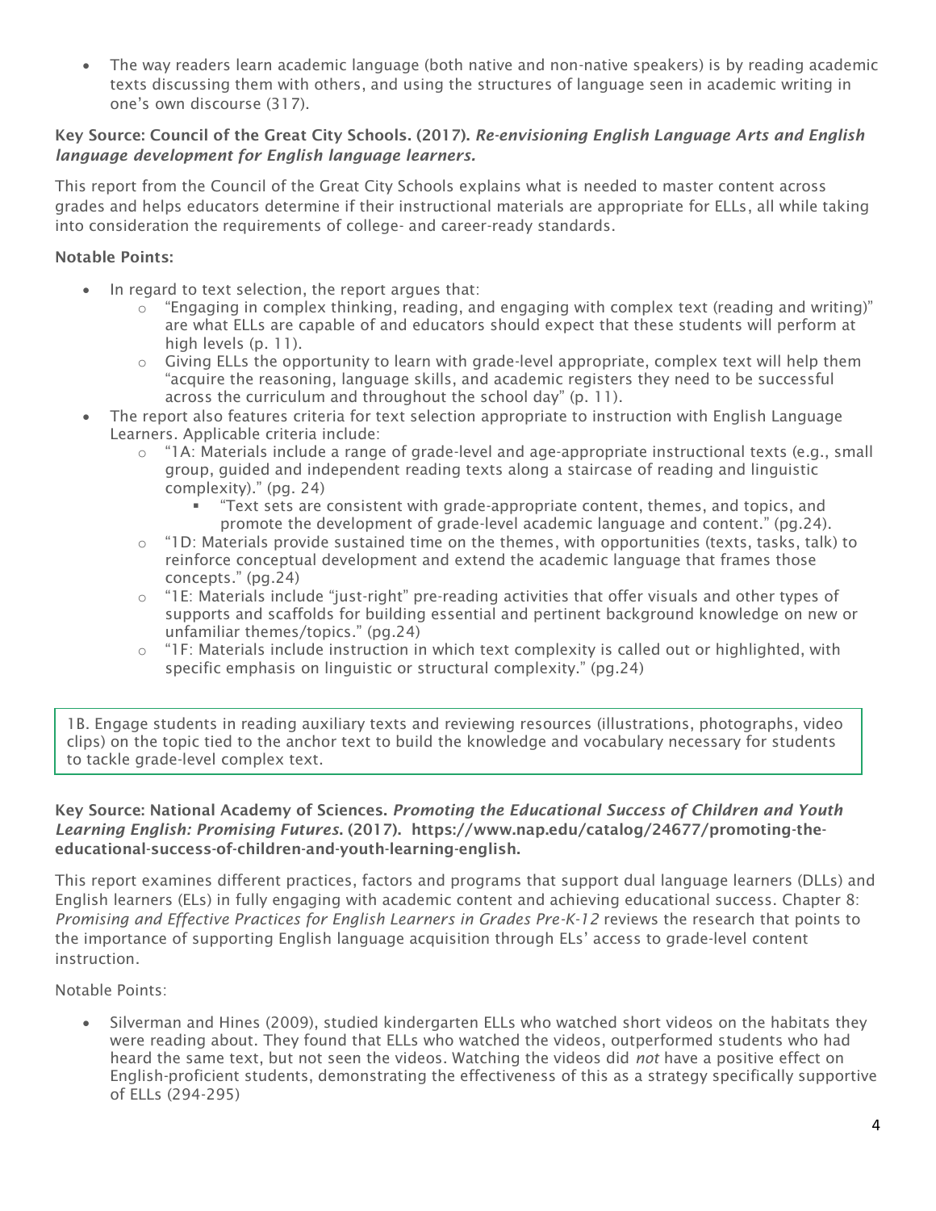- The way readers learn academic language (both native and non-native speakers) is by reading academic texts discussing them with others, and using the structures of language seen in academic writing in one's own discourse (317).

**Key Source: Council of the Great City Schools. (2017).** ***Re-envisioning English Language Arts and English language development for English language learners.***

This report from the Council of the Great City Schools explains what is needed to master content across grades and helps educators determine if their instructional materials are appropriate for ELLs, all while taking into consideration the requirements of college- and career-ready standards.

**Notable Points:**

- In regard to text selection, the report argues that:
  - "Engaging in complex thinking, reading, and engaging with complex text (reading and writing)" are what ELLs are capable of and educators should expect that these students will perform at high levels (p. 11).
  - Giving ELLs the opportunity to learn with grade-level appropriate, complex text will help them "acquire the reasoning, language skills, and academic registers they need to be successful across the curriculum and throughout the school day" (p. 11).
- The report also features criteria for text selection appropriate to instruction with English Language Learners. Applicable criteria include:
  - "1A: Materials include a range of grade-level and age-appropriate instructional texts (e.g., small group, guided and independent reading texts along a staircase of reading and linguistic complexity)." (pg. 24)
    - "Text sets are consistent with grade-appropriate content, themes, and topics, and promote the development of grade-level academic language and content." (pg.24).
  - "1D: Materials provide sustained time on the themes, with opportunities (texts, tasks, talk) to reinforce conceptual development and extend the academic language that frames those concepts." (pg.24)
  - "1E: Materials include "just-right" pre-reading activities that offer visuals and other types of supports and scaffolds for building essential and pertinent background knowledge on new or unfamiliar themes/topics." (pg.24)
  - "1F: Materials include instruction in which text complexity is called out or highlighted, with specific emphasis on linguistic or structural complexity." (pg.24)

> 1B. Engage students in reading auxiliary texts and reviewing resources (illustrations, photographs, video clips) on the topic tied to the anchor text to build the knowledge and vocabulary necessary for students to tackle grade-level complex text.

**Key Source: National Academy of Sciences.** ***Promoting the Educational Success of Children and Youth Learning English: Promising Futures.*** **(2017). https://www.nap.edu/catalog/24677/promoting-the-educational-success-of-children-and-youth-learning-english.**

This report examines different practices, factors and programs that support dual language learners (DLLs) and English learners (ELs) in fully engaging with academic content and achieving educational success. Chapter 8: *Promising and Effective Practices for English Learners in Grades Pre-K-12* reviews the research that points to the importance of supporting English language acquisition through ELs' access to grade-level content instruction.

Notable Points:

- Silverman and Hines (2009), studied kindergarten ELLs who watched short videos on the habitats they were reading about. They found that ELLs who watched the videos, outperformed students who had heard the same text, but not seen the videos. Watching the videos did *not* have a positive effect on English-proficient students, demonstrating the effectiveness of this as a strategy specifically supportive of ELLs (294-295)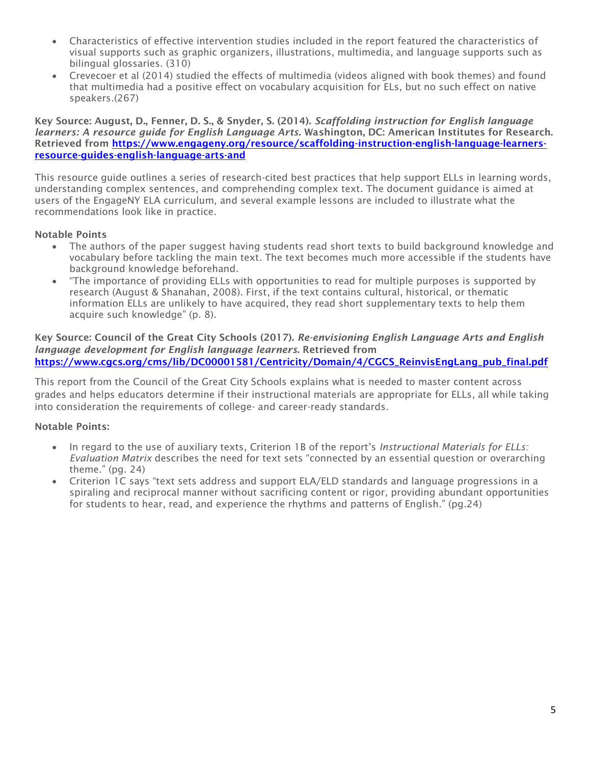- Characteristics of effective intervention studies included in the report featured the characteristics of visual supports such as graphic organizers, illustrations, multimedia, and language supports such as bilingual glossaries. (310)
- Crevecoer et al (2014) studied the effects of multimedia (videos aligned with book themes) and found that multimedia had a positive effect on vocabulary acquisition for ELs, but no such effect on native speakers.(267)

**Key Source: August, D., Fenner, D. S., & Snyder, S. (2014).** ***Scaffolding instruction for English language learners: A resource guide for English Language Arts*****. Washington, DC: American Institutes for Research. Retrieved from [https://www.engageny.org/resource/scaffolding-instruction-english-language-learners-resource-guides-english-language-arts-and](https://www.engageny.org/resource/scaffolding-instruction-english-language-learners-resource-guides-english-language-arts-and)**

This resource guide outlines a series of research-cited best practices that help support ELLs in learning words, understanding complex sentences, and comprehending complex text. The document guidance is aimed at users of the EngageNY ELA curriculum, and several example lessons are included to illustrate what the recommendations look like in practice.

**Notable Points**

- The authors of the paper suggest having students read short texts to build background knowledge and vocabulary before tackling the main text. The text becomes much more accessible if the students have background knowledge beforehand.
- "The importance of providing ELLs with opportunities to read for multiple purposes is supported by research (August & Shanahan, 2008). First, if the text contains cultural, historical, or thematic information ELLs are unlikely to have acquired, they read short supplementary texts to help them acquire such knowledge" (p. 8).

**Key Source: Council of the Great City Schools (2017).** ***Re-envisioning English Language Arts and English language development for English language learners*****. Retrieved from [https://www.cgcs.org/cms/lib/DC00001581/Centricity/Domain/4/CGCS_ReinvisEngLang_pub_final.pdf](https://www.cgcs.org/cms/lib/DC00001581/Centricity/Domain/4/CGCS_ReinvisEngLang_pub_final.pdf)**

This report from the Council of the Great City Schools explains what is needed to master content across grades and helps educators determine if their instructional materials are appropriate for ELLs, all while taking into consideration the requirements of college- and career-ready standards.

**Notable Points:**

- In regard to the use of auxiliary texts, Criterion 1B of the report's *Instructional Materials for ELLs: Evaluation Matrix* describes the need for text sets "connected by an essential question or overarching theme." (pg. 24)
- Criterion 1C says "text sets address and support ELA/ELD standards and language progressions in a spiraling and reciprocal manner without sacrificing content or rigor, providing abundant opportunities for students to hear, read, and experience the rhythms and patterns of English." (pg.24)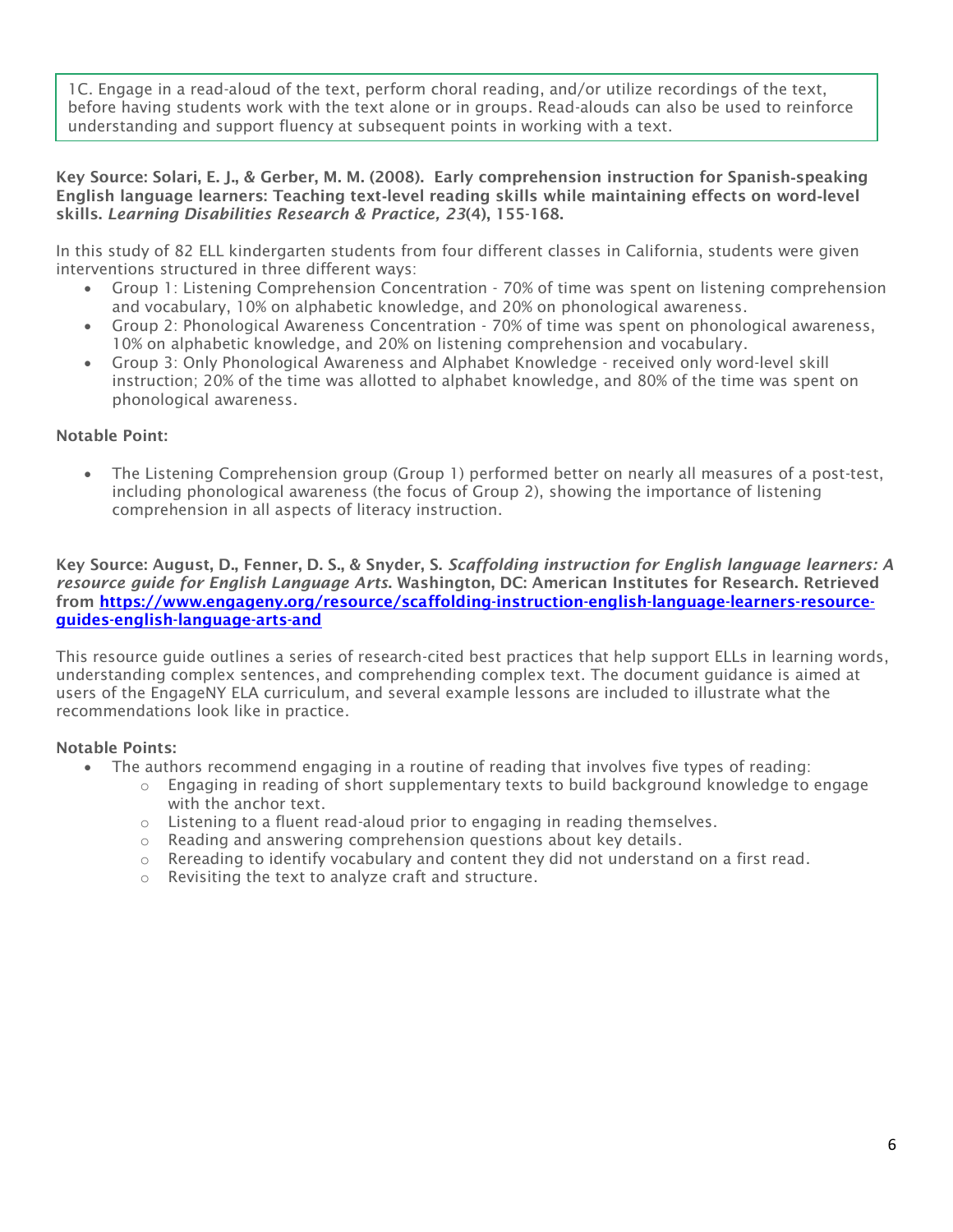1C. Engage in a read-aloud of the text, perform choral reading, and/or utilize recordings of the text, before having students work with the text alone or in groups. Read-alouds can also be used to reinforce understanding and support fluency at subsequent points in working with a text.

**Key Source: Solari, E. J., & Gerber, M. M. (2008). Early comprehension instruction for Spanish-speaking English language learners: Teaching text-level reading skills while maintaining effects on word-level skills. *Learning Disabilities Research & Practice, 23*(4), 155-168.**

In this study of 82 ELL kindergarten students from four different classes in California, students were given interventions structured in three different ways:

- Group 1: Listening Comprehension Concentration - 70% of time was spent on listening comprehension and vocabulary, 10% on alphabetic knowledge, and 20% on phonological awareness.
- Group 2: Phonological Awareness Concentration - 70% of time was spent on phonological awareness, 10% on alphabetic knowledge, and 20% on listening comprehension and vocabulary.
- Group 3: Only Phonological Awareness and Alphabet Knowledge - received only word-level skill instruction; 20% of the time was allotted to alphabet knowledge, and 80% of the time was spent on phonological awareness.

**Notable Point:**

- The Listening Comprehension group (Group 1) performed better on nearly all measures of a post-test, including phonological awareness (the focus of Group 2), showing the importance of listening comprehension in all aspects of literacy instruction.

**Key Source: August, D., Fenner, D. S., & Snyder, S. *Scaffolding instruction for English language learners: A resource guide for English Language Arts*. Washington, DC: American Institutes for Research. Retrieved from [https://www.engageny.org/resource/scaffolding-instruction-english-language-learners-resource-guides-english-language-arts-and](https://www.engageny.org/resource/scaffolding-instruction-english-language-learners-resource-guides-english-language-arts-and)**

This resource guide outlines a series of research-cited best practices that help support ELLs in learning words, understanding complex sentences, and comprehending complex text. The document guidance is aimed at users of the EngageNY ELA curriculum, and several example lessons are included to illustrate what the recommendations look like in practice.

**Notable Points:**

- The authors recommend engaging in a routine of reading that involves five types of reading:
  - Engaging in reading of short supplementary texts to build background knowledge to engage with the anchor text.
  - Listening to a fluent read-aloud prior to engaging in reading themselves.
  - Reading and answering comprehension questions about key details.
  - Rereading to identify vocabulary and content they did not understand on a first read.
  - Revisiting the text to analyze craft and structure.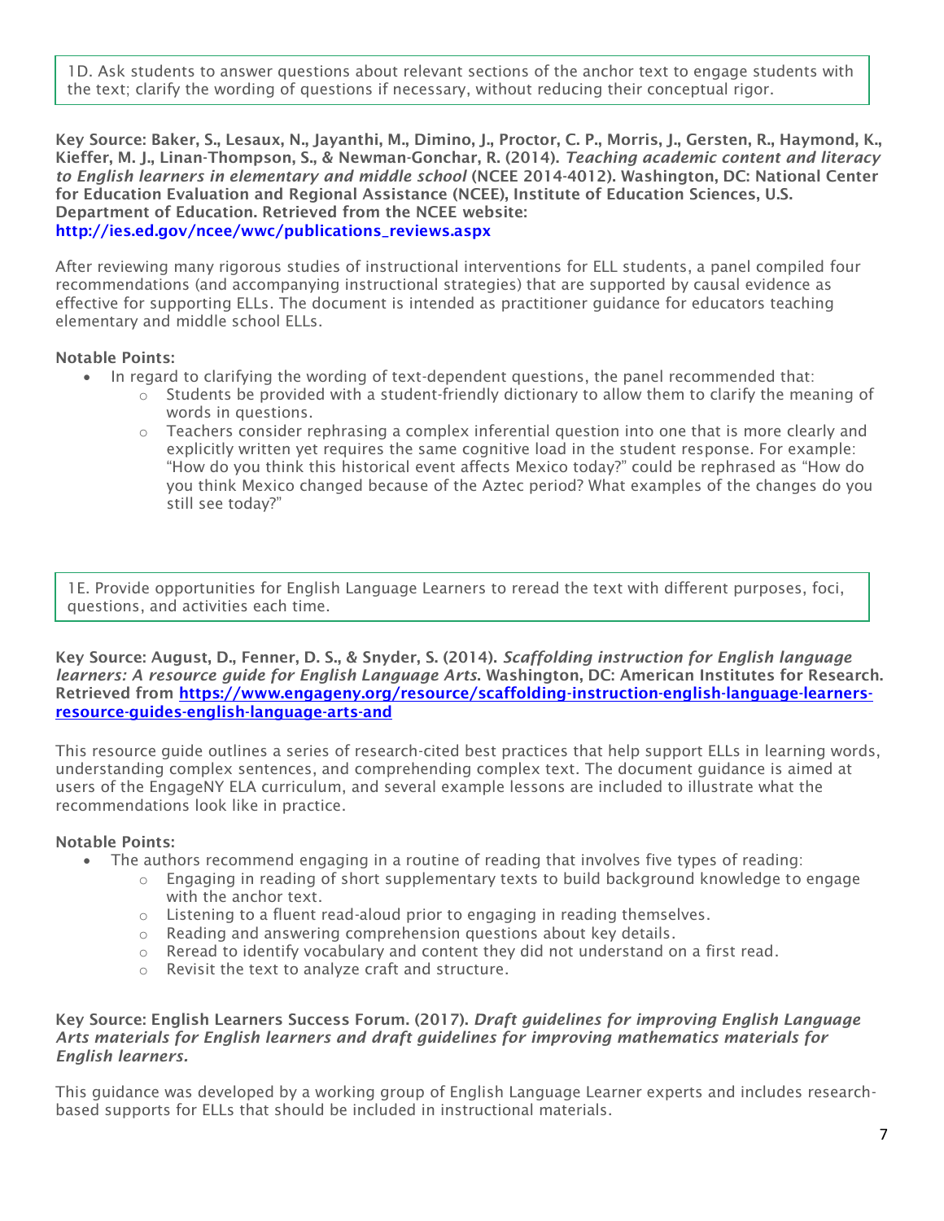1D. Ask students to answer questions about relevant sections of the anchor text to engage students with the text; clarify the wording of questions if necessary, without reducing their conceptual rigor.

**Key Source: Baker, S., Lesaux, N., Jayanthi, M., Dimino, J., Proctor, C. P., Morris, J., Gersten, R., Haymond, K., Kieffer, M. J., Linan-Thompson, S., & Newman-Gonchar, R. (2014). *Teaching academic content and literacy to English learners in elementary and middle school* (NCEE 2014-4012). Washington, DC: National Center for Education Evaluation and Regional Assistance (NCEE), Institute of Education Sciences, U.S. Department of Education. Retrieved from the NCEE website: http://ies.ed.gov/ncee/wwc/publications_reviews.aspx**

After reviewing many rigorous studies of instructional interventions for ELL students, a panel compiled four recommendations (and accompanying instructional strategies) that are supported by causal evidence as effective for supporting ELLs. The document is intended as practitioner guidance for educators teaching elementary and middle school ELLs.

**Notable Points:**

- In regard to clarifying the wording of text-dependent questions, the panel recommended that:
  - Students be provided with a student-friendly dictionary to allow them to clarify the meaning of words in questions.
  - Teachers consider rephrasing a complex inferential question into one that is more clearly and explicitly written yet requires the same cognitive load in the student response. For example: "How do you think this historical event affects Mexico today?" could be rephrased as "How do you think Mexico changed because of the Aztec period? What examples of the changes do you still see today?"

1E. Provide opportunities for English Language Learners to reread the text with different purposes, foci, questions, and activities each time.

**Key Source: August, D., Fenner, D. S., & Snyder, S. (2014). *Scaffolding instruction for English language learners: A resource guide for English Language Arts*. Washington, DC: American Institutes for Research. Retrieved from https://www.engageny.org/resource/scaffolding-instruction-english-language-learners-resource-guides-english-language-arts-and**

This resource guide outlines a series of research-cited best practices that help support ELLs in learning words, understanding complex sentences, and comprehending complex text. The document guidance is aimed at users of the EngageNY ELA curriculum, and several example lessons are included to illustrate what the recommendations look like in practice.

**Notable Points:**

- The authors recommend engaging in a routine of reading that involves five types of reading:
  - Engaging in reading of short supplementary texts to build background knowledge to engage with the anchor text.
  - Listening to a fluent read-aloud prior to engaging in reading themselves.
  - Reading and answering comprehension questions about key details.
  - Reread to identify vocabulary and content they did not understand on a first read.
  - Revisit the text to analyze craft and structure.

**Key Source: English Learners Success Forum. (2017). *Draft guidelines for improving English Language Arts materials for English learners and draft guidelines for improving mathematics materials for English learners.***

This guidance was developed by a working group of English Language Learner experts and includes research-based supports for ELLs that should be included in instructional materials.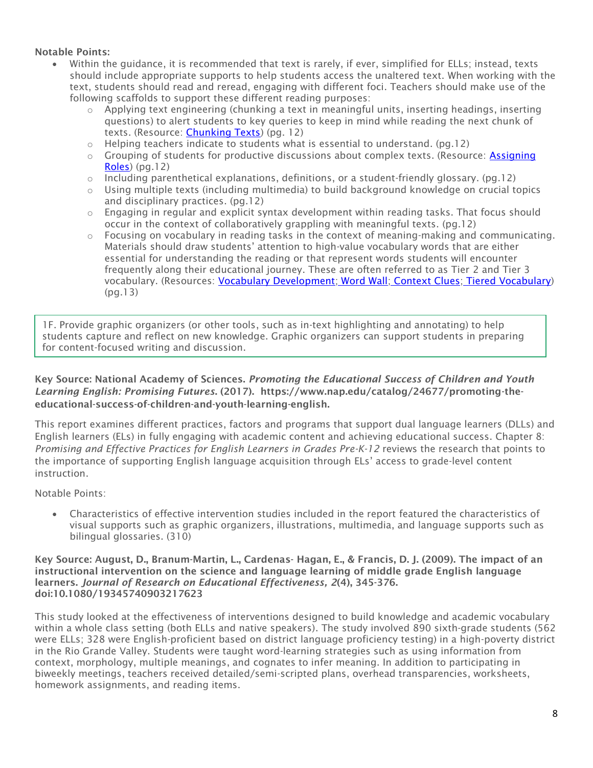**Notable Points:**

- Within the guidance, it is recommended that text is rarely, if ever, simplified for ELLs; instead, texts should include appropriate supports to help students access the unaltered text. When working with the text, students should read and reread, engaging with different foci. Teachers should make use of the following scaffolds to support these different reading purposes:
  - Applying text engineering (chunking a text in meaningful units, inserting headings, inserting questions) to alert students to key queries to keep in mind while reading the next chunk of texts. (Resource: Chunking Texts) (pg. 12)
  - Helping teachers indicate to students what is essential to understand. (pg.12)
  - Grouping of students for productive discussions about complex texts. (Resource: Assigning Roles) (pg.12)
  - Including parenthetical explanations, definitions, or a student-friendly glossary. (pg.12)
  - Using multiple texts (including multimedia) to build background knowledge on crucial topics and disciplinary practices. (pg.12)
  - Engaging in regular and explicit syntax development within reading tasks. That focus should occur in the context of collaboratively grappling with meaningful texts. (pg.12)
  - Focusing on vocabulary in reading tasks in the context of meaning-making and communicating. Materials should draw students' attention to high-value vocabulary words that are either essential for understanding the reading or that represent words students will encounter frequently along their educational journey. These are often referred to as Tier 2 and Tier 3 vocabulary. (Resources: Vocabulary Development; Word Wall; Context Clues; Tiered Vocabulary) (pg.13)

> 1F. Provide graphic organizers (or other tools, such as in-text highlighting and annotating) to help students capture and reflect on new knowledge. Graphic organizers can support students in preparing for content-focused writing and discussion.

**Key Source: National Academy of Sciences. *Promoting the Educational Success of Children and Youth Learning English: Promising Futures*. (2017). https://www.nap.edu/catalog/24677/promoting-the-educational-success-of-children-and-youth-learning-english.**

This report examines different practices, factors and programs that support dual language learners (DLLs) and English learners (ELs) in fully engaging with academic content and achieving educational success. Chapter 8: *Promising and Effective Practices for English Learners in Grades Pre-K-12* reviews the research that points to the importance of supporting English language acquisition through ELs' access to grade-level content instruction.

Notable Points:

- Characteristics of effective intervention studies included in the report featured the characteristics of visual supports such as graphic organizers, illustrations, multimedia, and language supports such as bilingual glossaries. (310)

**Key Source: August, D., Branum-Martin, L., Cardenas- Hagan, E., & Francis, D. J. (2009). The impact of an instructional intervention on the science and language learning of middle grade English language learners. *Journal of Research on Educational Effectiveness, 2*(4), 345-376. doi:10.1080/19345740903217623**

This study looked at the effectiveness of interventions designed to build knowledge and academic vocabulary within a whole class setting (both ELLs and native speakers). The study involved 890 sixth-grade students (562 were ELLs; 328 were English-proficient based on district language proficiency testing) in a high-poverty district in the Rio Grande Valley. Students were taught word-learning strategies such as using information from context, morphology, multiple meanings, and cognates to infer meaning. In addition to participating in biweekly meetings, teachers received detailed/semi-scripted plans, overhead transparencies, worksheets, homework assignments, and reading items.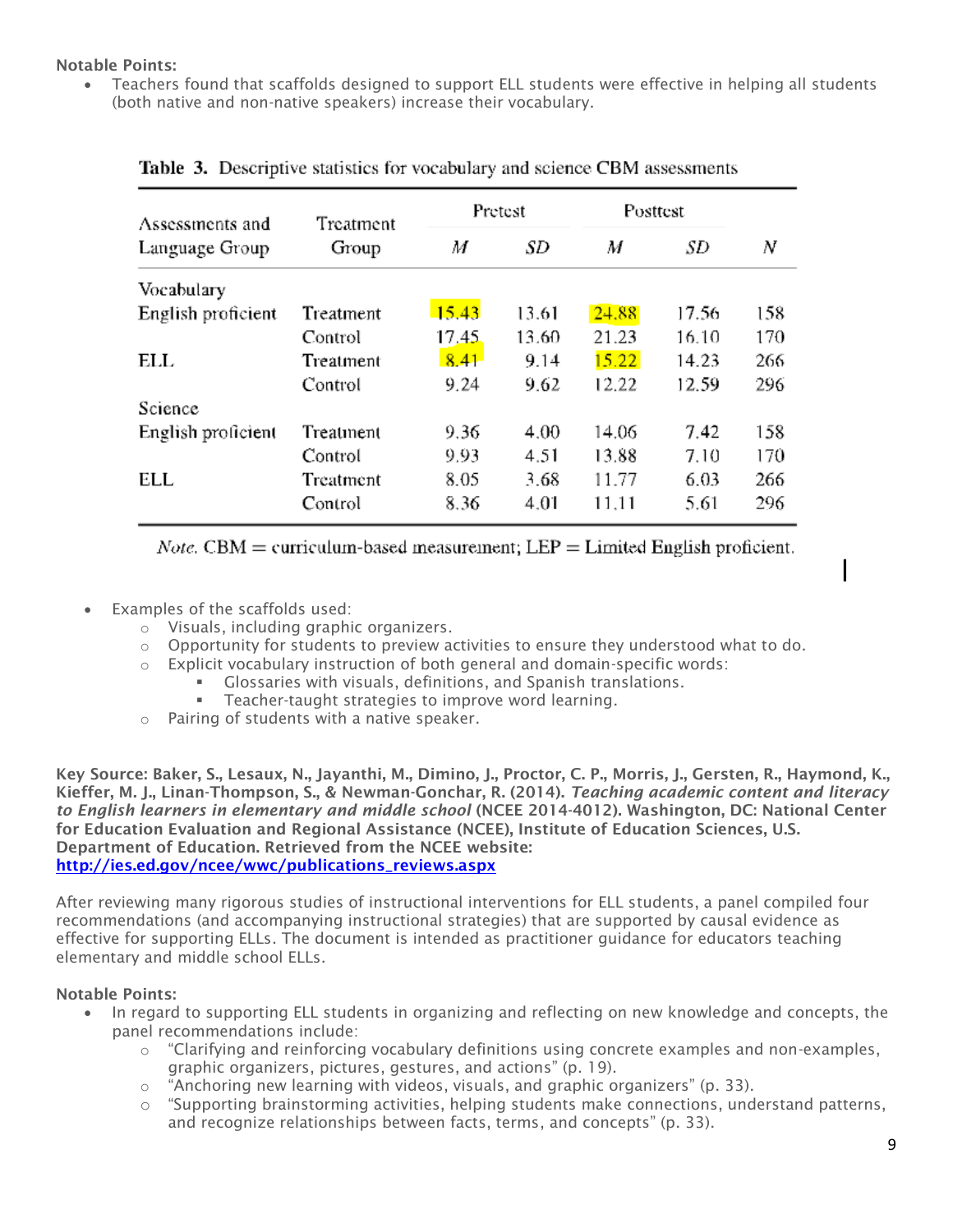**Notable Points:**

- Teachers found that scaffolds designed to support ELL students were effective in helping all students (both native and non-native speakers) increase their vocabulary.

**Table 3.** Descriptive statistics for vocabulary and science CBM assessments

| Assessments and Language Group | Treatment Group | Pretest | | Posttest | | |
|---|---|---|---|---|---|---|
| | | *M* | *SD* | *M* | *SD* | *N* |
| Vocabulary | | | | | | |
| English proficient | Treatment | 15.43 | 13.61 | 24.88 | 17.56 | 158 |
| | Control | 17.45 | 13.60 | 21.23 | 16.10 | 170 |
| ELL | Treatment | 8.41 | 9.14 | 15.22 | 14.23 | 266 |
| | Control | 9.24 | 9.62 | 12.22 | 12.59 | 296 |
| Science | | | | | | |
| English proficient | Treatment | 9.36 | 4.00 | 14.06 | 7.42 | 158 |
| | Control | 9.93 | 4.51 | 13.88 | 7.10 | 170 |
| ELL | Treatment | 8.05 | 3.68 | 11.77 | 6.03 | 266 |
| | Control | 8.36 | 4.01 | 11.11 | 5.61 | 296 |

*Note.* CBM = curriculum-based measurement; LEP = Limited English proficient.

- Examples of the scaffolds used:
  - Visuals, including graphic organizers.
  - Opportunity for students to preview activities to ensure they understood what to do.
  - Explicit vocabulary instruction of both general and domain-specific words:
    - Glossaries with visuals, definitions, and Spanish translations.
    - Teacher-taught strategies to improve word learning.
  - Pairing of students with a native speaker.

**Key Source: Baker, S., Lesaux, N., Jayanthi, M., Dimino, J., Proctor, C. P., Morris, J., Gersten, R., Haymond, K., Kieffer, M. J., Linan-Thompson, S., & Newman-Gonchar, R. (2014). *Teaching academic content and literacy to English learners in elementary and middle school* (NCEE 2014-4012). Washington, DC: National Center for Education Evaluation and Regional Assistance (NCEE), Institute of Education Sciences, U.S. Department of Education. Retrieved from the NCEE website: [http://ies.ed.gov/ncee/wwc/publications_reviews.aspx](http://ies.ed.gov/ncee/wwc/publications_reviews.aspx)**

After reviewing many rigorous studies of instructional interventions for ELL students, a panel compiled four recommendations (and accompanying instructional strategies) that are supported by causal evidence as effective for supporting ELLs. The document is intended as practitioner guidance for educators teaching elementary and middle school ELLs.

**Notable Points:**

- In regard to supporting ELL students in organizing and reflecting on new knowledge and concepts, the panel recommendations include:
  - "Clarifying and reinforcing vocabulary definitions using concrete examples and non-examples, graphic organizers, pictures, gestures, and actions" (p. 19).
  - "Anchoring new learning with videos, visuals, and graphic organizers" (p. 33).
  - "Supporting brainstorming activities, helping students make connections, understand patterns, and recognize relationships between facts, terms, and concepts" (p. 33).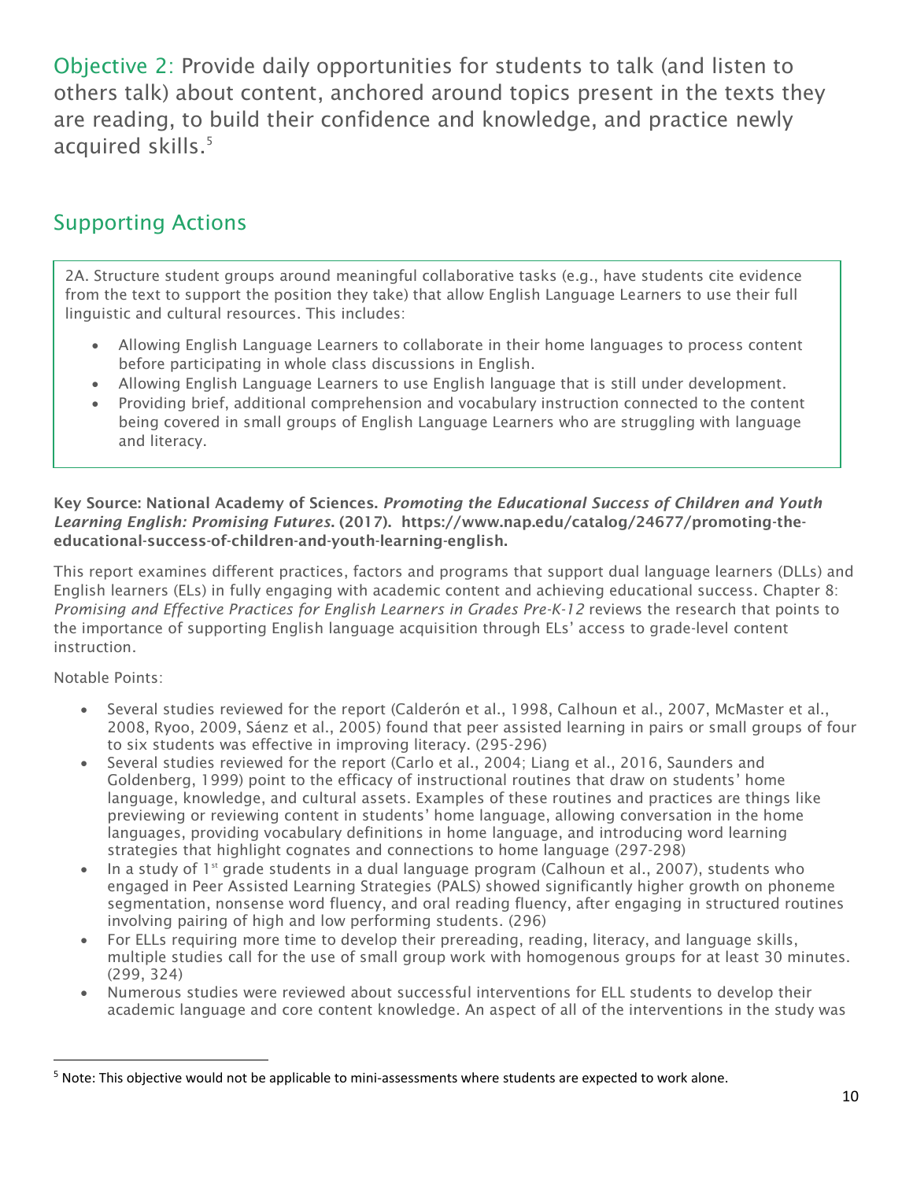## Objective 2: Provide daily opportunities for students to talk (and listen to others talk) about content, anchored around topics present in the texts they are reading, to build their confidence and knowledge, and practice newly acquired skills.[5]

## Supporting Actions

2A. Structure student groups around meaningful collaborative tasks (e.g., have students cite evidence from the text to support the position they take) that allow English Language Learners to use their full linguistic and cultural resources. This includes:

- Allowing English Language Learners to collaborate in their home languages to process content before participating in whole class discussions in English.
- Allowing English Language Learners to use English language that is still under development.
- Providing brief, additional comprehension and vocabulary instruction connected to the content being covered in small groups of English Language Learners who are struggling with language and literacy.

**Key Source: National Academy of Sciences. *Promoting the Educational Success of Children and Youth Learning English: Promising Futures*. (2017). https://www.nap.edu/catalog/24677/promoting-the-educational-success-of-children-and-youth-learning-english.**

This report examines different practices, factors and programs that support dual language learners (DLLs) and English learners (ELs) in fully engaging with academic content and achieving educational success. Chapter 8: *Promising and Effective Practices for English Learners in Grades Pre-K-12* reviews the research that points to the importance of supporting English language acquisition through ELs' access to grade-level content instruction.

Notable Points:

- Several studies reviewed for the report (Calderón et al., 1998, Calhoun et al., 2007, McMaster et al., 2008, Ryoo, 2009, Sáenz et al., 2005) found that peer assisted learning in pairs or small groups of four to six students was effective in improving literacy. (295-296)
- Several studies reviewed for the report (Carlo et al., 2004; Liang et al., 2016, Saunders and Goldenberg, 1999) point to the efficacy of instructional routines that draw on students' home language, knowledge, and cultural assets. Examples of these routines and practices are things like previewing or reviewing content in students' home language, allowing conversation in the home languages, providing vocabulary definitions in home language, and introducing word learning strategies that highlight cognates and connections to home language (297-298)
- In a study of 1st grade students in a dual language program (Calhoun et al., 2007), students who engaged in Peer Assisted Learning Strategies (PALS) showed significantly higher growth on phoneme segmentation, nonsense word fluency, and oral reading fluency, after engaging in structured routines involving pairing of high and low performing students. (296)
- For ELLs requiring more time to develop their prereading, reading, literacy, and language skills, multiple studies call for the use of small group work with homogenous groups for at least 30 minutes. (299, 324)
- Numerous studies were reviewed about successful interventions for ELL students to develop their academic language and core content knowledge. An aspect of all of the interventions in the study was

[5] Note: This objective would not be applicable to mini-assessments where students are expected to work alone.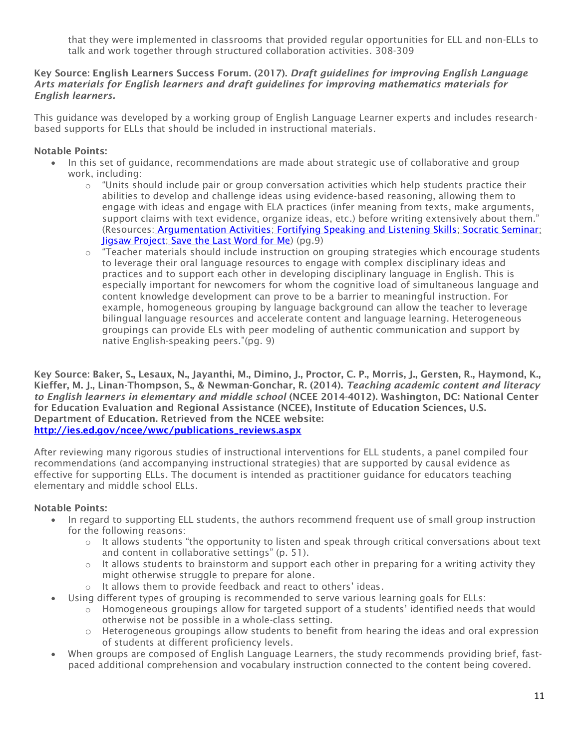that they were implemented in classrooms that provided regular opportunities for ELL and non-ELLs to talk and work together through structured collaboration activities. 308-309

**Key Source: English Learners Success Forum. (2017).** ***Draft guidelines for improving English Language Arts materials for English learners and draft guidelines for improving mathematics materials for English learners.***

This guidance was developed by a working group of English Language Learner experts and includes research-based supports for ELLs that should be included in instructional materials.

**Notable Points:**

- In this set of guidance, recommendations are made about strategic use of collaborative and group work, including:
    - "Units should include pair or group conversation activities which help students practice their abilities to develop and challenge ideas using evidence-based reasoning, allowing them to engage with ideas and engage with ELA practices (infer meaning from texts, make arguments, support claims with text evidence, organize ideas, etc.) before writing extensively about them." (Resources: Argumentation Activities; Fortifying Speaking and Listening Skills; Socratic Seminar; Jigsaw Project; Save the Last Word for Me) (pg.9)
    - "Teacher materials should include instruction on grouping strategies which encourage students to leverage their oral language resources to engage with complex disciplinary ideas and practices and to support each other in developing disciplinary language in English. This is especially important for newcomers for whom the cognitive load of simultaneous language and content knowledge development can prove to be a barrier to meaningful instruction. For example, homogeneous grouping by language background can allow the teacher to leverage bilingual language resources and accelerate content and language learning. Heterogeneous groupings can provide ELs with peer modeling of authentic communication and support by native English-speaking peers."(pg. 9)

**Key Source: Baker, S., Lesaux, N., Jayanthi, M., Dimino, J., Proctor, C. P., Morris, J., Gersten, R., Haymond, K., Kieffer, M. J., Linan-Thompson, S., & Newman-Gonchar, R. (2014).** ***Teaching academic content and literacy to English learners in elementary and middle school*** **(NCEE 2014-4012). Washington, DC: National Center for Education Evaluation and Regional Assistance (NCEE), Institute of Education Sciences, U.S. Department of Education. Retrieved from the NCEE website: http://ies.ed.gov/ncee/wwc/publications_reviews.aspx**

After reviewing many rigorous studies of instructional interventions for ELL students, a panel compiled four recommendations (and accompanying instructional strategies) that are supported by causal evidence as effective for supporting ELLs. The document is intended as practitioner guidance for educators teaching elementary and middle school ELLs.

**Notable Points:**

- In regard to supporting ELL students, the authors recommend frequent use of small group instruction for the following reasons:
    - It allows students "the opportunity to listen and speak through critical conversations about text and content in collaborative settings" (p. 51).
    - It allows students to brainstorm and support each other in preparing for a writing activity they might otherwise struggle to prepare for alone.
    - It allows them to provide feedback and react to others' ideas.
- Using different types of grouping is recommended to serve various learning goals for ELLs:
    - Homogeneous groupings allow for targeted support of a students' identified needs that would otherwise not be possible in a whole-class setting.
    - Heterogeneous groupings allow students to benefit from hearing the ideas and oral expression of students at different proficiency levels.
- When groups are composed of English Language Learners, the study recommends providing brief, fast-paced additional comprehension and vocabulary instruction connected to the content being covered.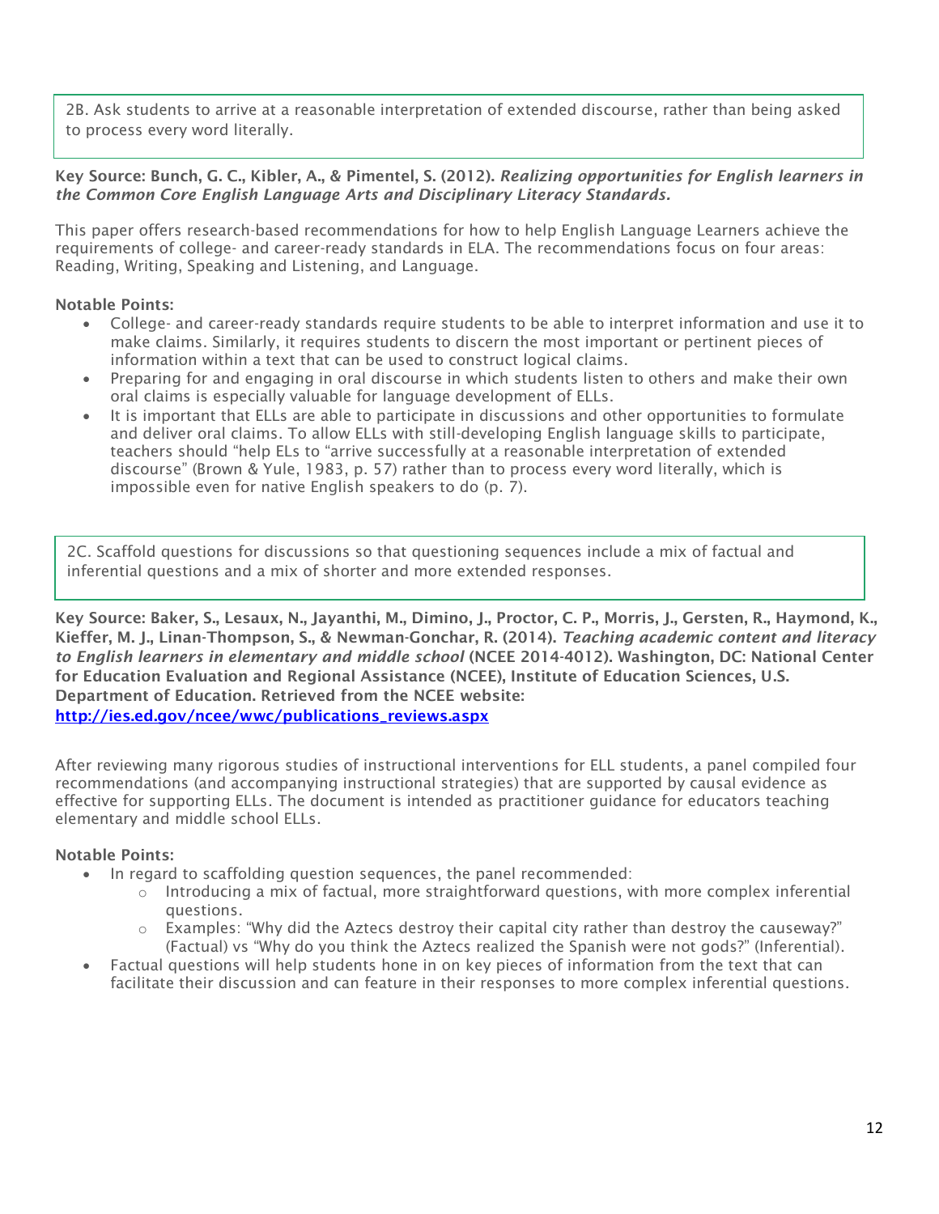2B. Ask students to arrive at a reasonable interpretation of extended discourse, rather than being asked to process every word literally.

**Key Source: Bunch, G. C., Kibler, A., & Pimentel, S. (2012).** ***Realizing opportunities for English learners in the Common Core English Language Arts and Disciplinary Literacy Standards.***

This paper offers research-based recommendations for how to help English Language Learners achieve the requirements of college- and career-ready standards in ELA. The recommendations focus on four areas: Reading, Writing, Speaking and Listening, and Language.

**Notable Points:**

- College- and career-ready standards require students to be able to interpret information and use it to make claims. Similarly, it requires students to discern the most important or pertinent pieces of information within a text that can be used to construct logical claims.
- Preparing for and engaging in oral discourse in which students listen to others and make their own oral claims is especially valuable for language development of ELLs.
- It is important that ELLs are able to participate in discussions and other opportunities to formulate and deliver oral claims. To allow ELLs with still-developing English language skills to participate, teachers should "help ELs to "arrive successfully at a reasonable interpretation of extended discourse" (Brown & Yule, 1983, p. 57) rather than to process every word literally, which is impossible even for native English speakers to do (p. 7).

2C. Scaffold questions for discussions so that questioning sequences include a mix of factual and inferential questions and a mix of shorter and more extended responses.

**Key Source: Baker, S., Lesaux, N., Jayanthi, M., Dimino, J., Proctor, C. P., Morris, J., Gersten, R., Haymond, K., Kieffer, M. J., Linan-Thompson, S., & Newman-Gonchar, R. (2014).** ***Teaching academic content and literacy to English learners in elementary and middle school*** **(NCEE 2014-4012). Washington, DC: National Center for Education Evaluation and Regional Assistance (NCEE), Institute of Education Sciences, U.S. Department of Education. Retrieved from the NCEE website: [http://ies.ed.gov/ncee/wwc/publications_reviews.aspx](http://ies.ed.gov/ncee/wwc/publications_reviews.aspx)**

After reviewing many rigorous studies of instructional interventions for ELL students, a panel compiled four recommendations (and accompanying instructional strategies) that are supported by causal evidence as effective for supporting ELLs. The document is intended as practitioner guidance for educators teaching elementary and middle school ELLs.

**Notable Points:**

- In regard to scaffolding question sequences, the panel recommended:
  - Introducing a mix of factual, more straightforward questions, with more complex inferential questions.
  - Examples: "Why did the Aztecs destroy their capital city rather than destroy the causeway?" (Factual) vs "Why do you think the Aztecs realized the Spanish were not gods?" (Inferential).
- Factual questions will help students hone in on key pieces of information from the text that can facilitate their discussion and can feature in their responses to more complex inferential questions.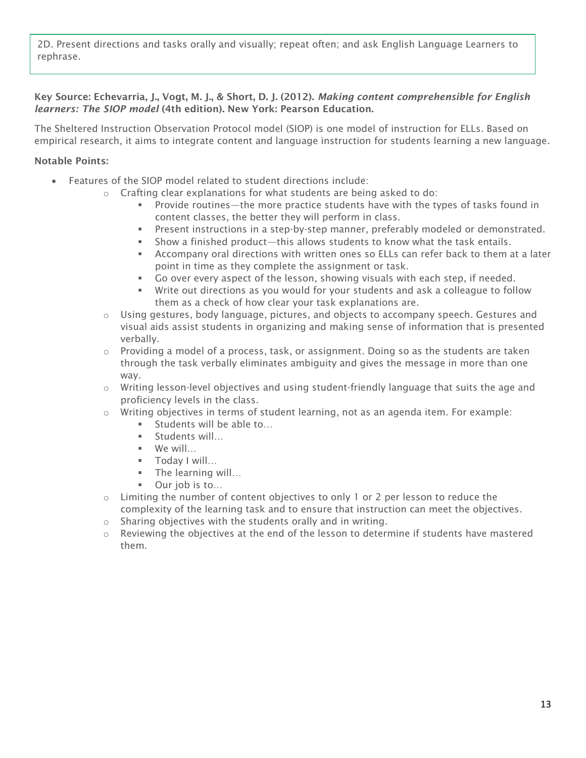2D. Present directions and tasks orally and visually; repeat often; and ask English Language Learners to rephrase.

**Key Source: Echevarria, J., Vogt, M. J., & Short, D. J. (2012). *Making content comprehensible for English learners: The SIOP model* (4th edition). New York: Pearson Education.**

The Sheltered Instruction Observation Protocol model (SIOP) is one model of instruction for ELLs. Based on empirical research, it aims to integrate content and language instruction for students learning a new language.

**Notable Points:**

- Features of the SIOP model related to student directions include:
  - Crafting clear explanations for what students are being asked to do:
    - Provide routines—the more practice students have with the types of tasks found in content classes, the better they will perform in class.
    - Present instructions in a step-by-step manner, preferably modeled or demonstrated.
    - Show a finished product—this allows students to know what the task entails.
    - Accompany oral directions with written ones so ELLs can refer back to them at a later point in time as they complete the assignment or task.
    - Go over every aspect of the lesson, showing visuals with each step, if needed.
    - Write out directions as you would for your students and ask a colleague to follow them as a check of how clear your task explanations are.
  - Using gestures, body language, pictures, and objects to accompany speech. Gestures and visual aids assist students in organizing and making sense of information that is presented verbally.
  - Providing a model of a process, task, or assignment. Doing so as the students are taken through the task verbally eliminates ambiguity and gives the message in more than one way.
  - Writing lesson-level objectives and using student-friendly language that suits the age and proficiency levels in the class.
  - Writing objectives in terms of student learning, not as an agenda item. For example:
    - Students will be able to…
    - Students will…
    - We will…
    - Today I will…
    - The learning will…
    - Our job is to…
  - Limiting the number of content objectives to only 1 or 2 per lesson to reduce the complexity of the learning task and to ensure that instruction can meet the objectives.
  - Sharing objectives with the students orally and in writing.
  - Reviewing the objectives at the end of the lesson to determine if students have mastered them.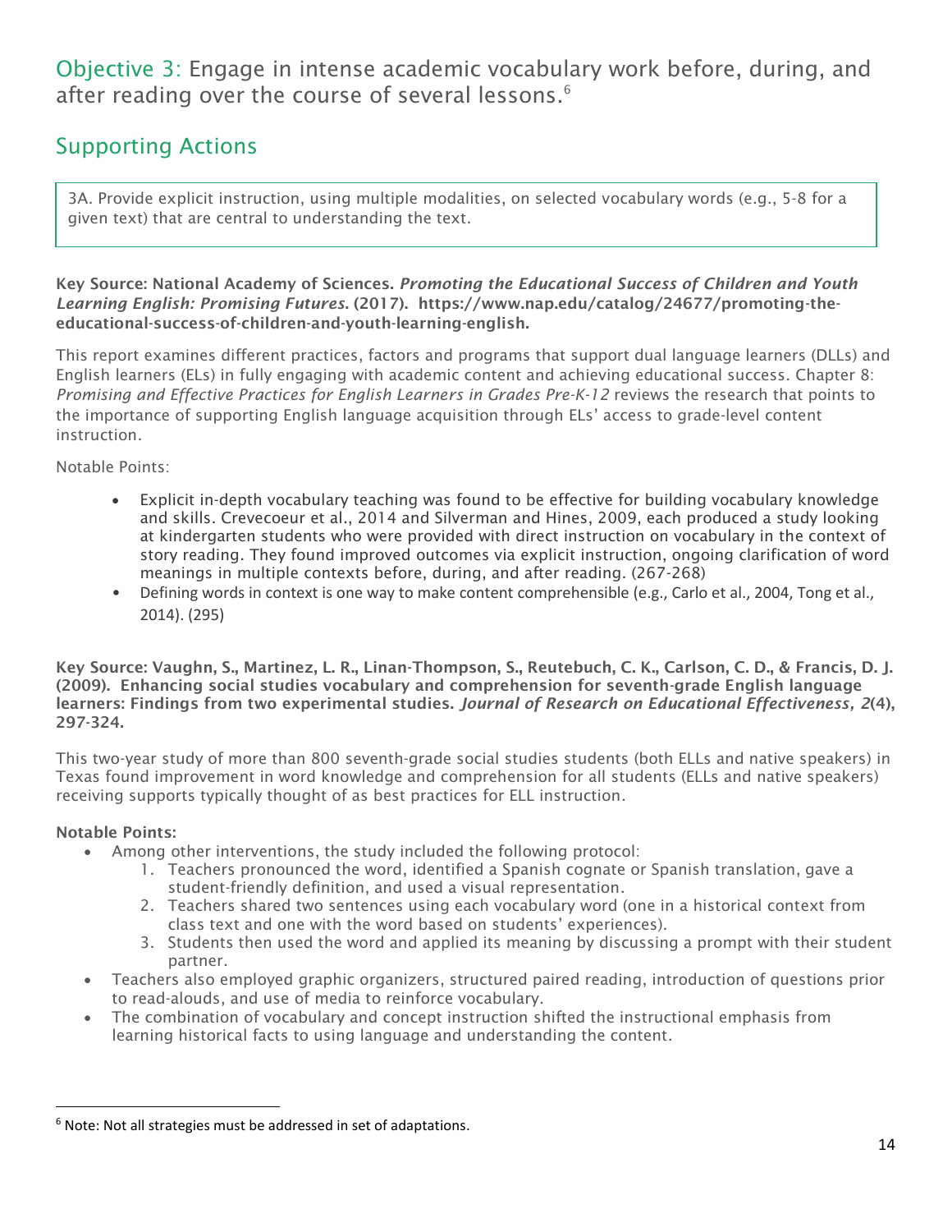## Objective 3: Engage in intense academic vocabulary work before, during, and after reading over the course of several lessons.[6]

## Supporting Actions

3A. Provide explicit instruction, using multiple modalities, on selected vocabulary words (e.g., 5-8 for a given text) that are central to understanding the text.

**Key Source: National Academy of Sciences. *Promoting the Educational Success of Children and Youth Learning English: Promising Futures.* (2017). https://www.nap.edu/catalog/24677/promoting-the-educational-success-of-children-and-youth-learning-english.**

This report examines different practices, factors and programs that support dual language learners (DLLs) and English learners (ELs) in fully engaging with academic content and achieving educational success. Chapter 8: *Promising and Effective Practices for English Learners in Grades Pre-K-12* reviews the research that points to the importance of supporting English language acquisition through ELs' access to grade-level content instruction.

Notable Points:

- Explicit in-depth vocabulary teaching was found to be effective for building vocabulary knowledge and skills. Crevecoeur et al., 2014 and Silverman and Hines, 2009, each produced a study looking at kindergarten students who were provided with direct instruction on vocabulary in the context of story reading. They found improved outcomes via explicit instruction, ongoing clarification of word meanings in multiple contexts before, during, and after reading. (267-268)
- Defining words in context is one way to make content comprehensible (e.g., Carlo et al., 2004, Tong et al., 2014). (295)

**Key Source: Vaughn, S., Martinez, L. R., Linan-Thompson, S., Reutebuch, C. K., Carlson, C. D., & Francis, D. J. (2009). Enhancing social studies vocabulary and comprehension for seventh-grade English language learners: Findings from two experimental studies. *Journal of Research on Educational Effectiveness, 2*(4), 297-324.**

This two-year study of more than 800 seventh-grade social studies students (both ELLs and native speakers) in Texas found improvement in word knowledge and comprehension for all students (ELLs and native speakers) receiving supports typically thought of as best practices for ELL instruction.

**Notable Points:**

- Among other interventions, the study included the following protocol:
  1. Teachers pronounced the word, identified a Spanish cognate or Spanish translation, gave a student-friendly definition, and used a visual representation.
  2. Teachers shared two sentences using each vocabulary word (one in a historical context from class text and one with the word based on students' experiences).
  3. Students then used the word and applied its meaning by discussing a prompt with their student partner.
- Teachers also employed graphic organizers, structured paired reading, introduction of questions prior to read-alouds, and use of media to reinforce vocabulary.
- The combination of vocabulary and concept instruction shifted the instructional emphasis from learning historical facts to using language and understanding the content.

[6] Note: Not all strategies must be addressed in set of adaptations.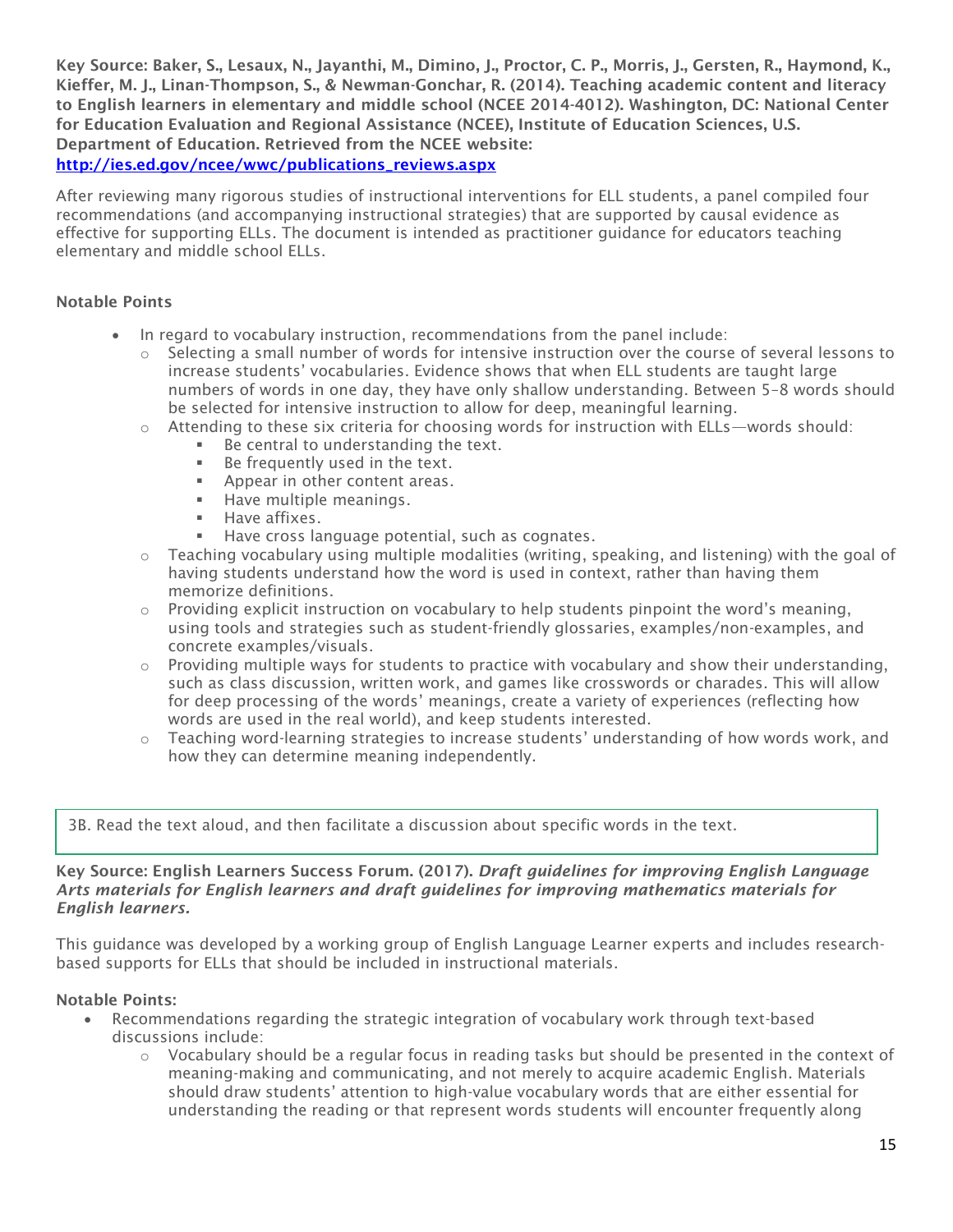**Key Source: Baker, S., Lesaux, N., Jayanthi, M., Dimino, J., Proctor, C. P., Morris, J., Gersten, R., Haymond, K., Kieffer, M. J., Linan-Thompson, S., & Newman-Gonchar, R. (2014). Teaching academic content and literacy to English learners in elementary and middle school (NCEE 2014-4012). Washington, DC: National Center for Education Evaluation and Regional Assistance (NCEE), Institute of Education Sciences, U.S. Department of Education. Retrieved from the NCEE website: [http://ies.ed.gov/ncee/wwc/publications_reviews.aspx](http://ies.ed.gov/ncee/wwc/publications_reviews.aspx)**

After reviewing many rigorous studies of instructional interventions for ELL students, a panel compiled four recommendations (and accompanying instructional strategies) that are supported by causal evidence as effective for supporting ELLs. The document is intended as practitioner guidance for educators teaching elementary and middle school ELLs.

**Notable Points**

- In regard to vocabulary instruction, recommendations from the panel include:
  - Selecting a small number of words for intensive instruction over the course of several lessons to increase students' vocabularies. Evidence shows that when ELL students are taught large numbers of words in one day, they have only shallow understanding. Between 5–8 words should be selected for intensive instruction to allow for deep, meaningful learning.
  - Attending to these six criteria for choosing words for instruction with ELLs—words should:
    - Be central to understanding the text.
    - Be frequently used in the text.
    - Appear in other content areas.
    - Have multiple meanings.
    - Have affixes.
    - Have cross language potential, such as cognates.
  - Teaching vocabulary using multiple modalities (writing, speaking, and listening) with the goal of having students understand how the word is used in context, rather than having them memorize definitions.
  - Providing explicit instruction on vocabulary to help students pinpoint the word's meaning, using tools and strategies such as student-friendly glossaries, examples/non-examples, and concrete examples/visuals.
  - Providing multiple ways for students to practice with vocabulary and show their understanding, such as class discussion, written work, and games like crosswords or charades. This will allow for deep processing of the words' meanings, create a variety of experiences (reflecting how words are used in the real world), and keep students interested.
  - Teaching word-learning strategies to increase students' understanding of how words work, and how they can determine meaning independently.

3B. Read the text aloud, and then facilitate a discussion about specific words in the text.

**Key Source: English Learners Success Forum. (2017). *Draft guidelines for improving English Language Arts materials for English learners and draft guidelines for improving mathematics materials for English learners.***

This guidance was developed by a working group of English Language Learner experts and includes research-based supports for ELLs that should be included in instructional materials.

**Notable Points:**

- Recommendations regarding the strategic integration of vocabulary work through text-based discussions include:
  - Vocabulary should be a regular focus in reading tasks but should be presented in the context of meaning-making and communicating, and not merely to acquire academic English. Materials should draw students' attention to high-value vocabulary words that are either essential for understanding the reading or that represent words students will encounter frequently along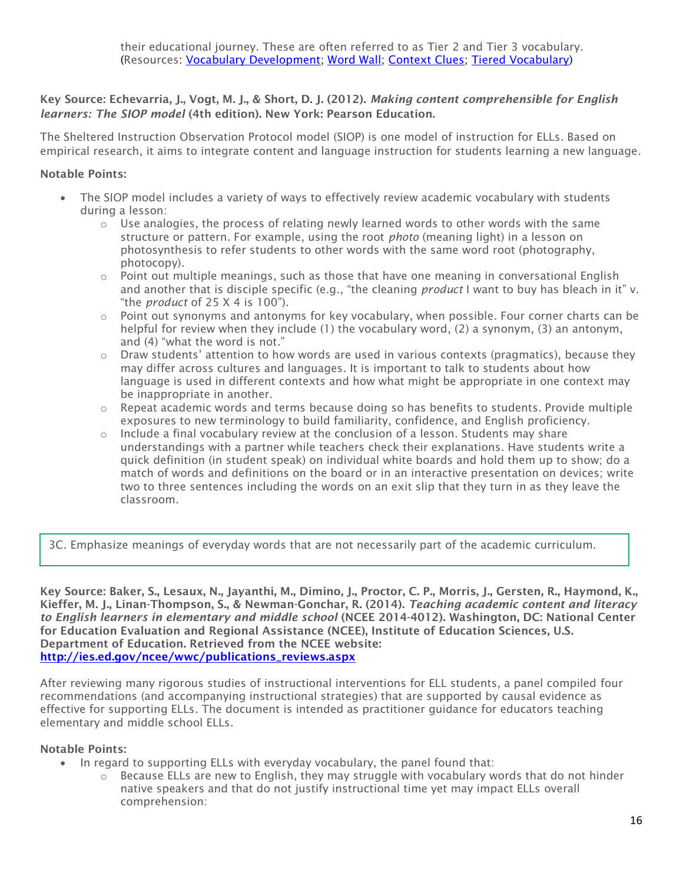their educational journey. These are often referred to as Tier 2 and Tier 3 vocabulary. (Resources: [Vocabulary Development]; [Word Wall]; [Context Clues]; [Tiered Vocabulary])

**Key Source: Echevarria, J., Vogt, M. J., & Short, D. J. (2012).** ***Making content comprehensible for English learners: The SIOP model*** **(4th edition). New York: Pearson Education.**

The Sheltered Instruction Observation Protocol model (SIOP) is one model of instruction for ELLs. Based on empirical research, it aims to integrate content and language instruction for students learning a new language.

**Notable Points:**

- The SIOP model includes a variety of ways to effectively review academic vocabulary with students during a lesson:
    - Use analogies, the process of relating newly learned words to other words with the same structure or pattern. For example, using the root *photo* (meaning light) in a lesson on photosynthesis to refer students to other words with the same word root (photography, photocopy).
    - Point out multiple meanings, such as those that have one meaning in conversational English and another that is disciple specific (e.g., "the cleaning *product* I want to buy has bleach in it" v. "the *product* of 25 X 4 is 100").
    - Point out synonyms and antonyms for key vocabulary, when possible. Four corner charts can be helpful for review when they include (1) the vocabulary word, (2) a synonym, (3) an antonym, and (4) "what the word is not."
    - Draw students' attention to how words are used in various contexts (pragmatics), because they may differ across cultures and languages. It is important to talk to students about how language is used in different contexts and how what might be appropriate in one context may be inappropriate in another.
    - Repeat academic words and terms because doing so has benefits to students. Provide multiple exposures to new terminology to build familiarity, confidence, and English proficiency.
    - Include a final vocabulary review at the conclusion of a lesson. Students may share understandings with a partner while teachers check their explanations. Have students write a quick definition (in student speak) on individual white boards and hold them up to show; do a match of words and definitions on the board or in an interactive presentation on devices; write two to three sentences including the words on an exit slip that they turn in as they leave the classroom.

3C. Emphasize meanings of everyday words that are not necessarily part of the academic curriculum.

**Key Source: Baker, S., Lesaux, N., Jayanthi, M., Dimino, J., Proctor, C. P., Morris, J., Gersten, R., Haymond, K., Kieffer, M. J., Linan-Thompson, S., & Newman-Gonchar, R. (2014).** ***Teaching academic content and literacy to English learners in elementary and middle school*** **(NCEE 2014-4012). Washington, DC: National Center for Education Evaluation and Regional Assistance (NCEE), Institute of Education Sciences, U.S. Department of Education. Retrieved from the NCEE website: [http://ies.ed.gov/ncee/wwc/publications_reviews.aspx](http://ies.ed.gov/ncee/wwc/publications_reviews.aspx)**

After reviewing many rigorous studies of instructional interventions for ELL students, a panel compiled four recommendations (and accompanying instructional strategies) that are supported by causal evidence as effective for supporting ELLs. The document is intended as practitioner guidance for educators teaching elementary and middle school ELLs.

**Notable Points:**

- In regard to supporting ELLs with everyday vocabulary, the panel found that:
    - Because ELLs are new to English, they may struggle with vocabulary words that do not hinder native speakers and that do not justify instructional time yet may impact ELLs overall comprehension: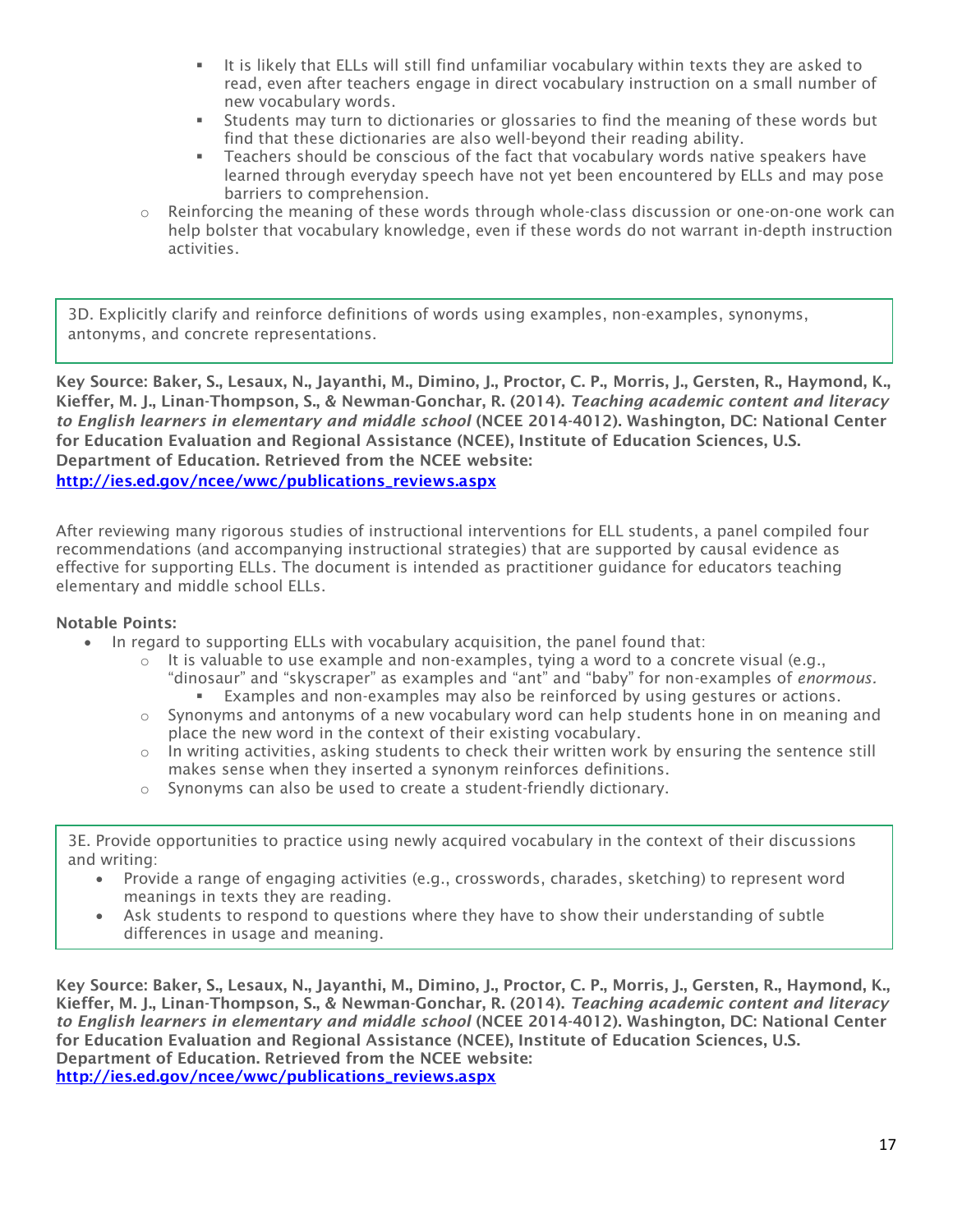- It is likely that ELLs will still find unfamiliar vocabulary within texts they are asked to read, even after teachers engage in direct vocabulary instruction on a small number of new vocabulary words.
        - Students may turn to dictionaries or glossaries to find the meaning of these words but find that these dictionaries are also well-beyond their reading ability.
        - Teachers should be conscious of the fact that vocabulary words native speakers have learned through everyday speech have not yet been encountered by ELLs and may pose barriers to comprehension.
    - Reinforcing the meaning of these words through whole-class discussion or one-on-one work can help bolster that vocabulary knowledge, even if these words do not warrant in-depth instruction activities.

3D. Explicitly clarify and reinforce definitions of words using examples, non-examples, synonyms, antonyms, and concrete representations.

**Key Source: Baker, S., Lesaux, N., Jayanthi, M., Dimino, J., Proctor, C. P., Morris, J., Gersten, R., Haymond, K., Kieffer, M. J., Linan-Thompson, S., & Newman-Gonchar, R. (2014).** ***Teaching academic content and literacy to English learners in elementary and middle school*** **(NCEE 2014-4012). Washington, DC: National Center for Education Evaluation and Regional Assistance (NCEE), Institute of Education Sciences, U.S. Department of Education. Retrieved from the NCEE website:** **http://ies.ed.gov/ncee/wwc/publications_reviews.aspx**

After reviewing many rigorous studies of instructional interventions for ELL students, a panel compiled four recommendations (and accompanying instructional strategies) that are supported by causal evidence as effective for supporting ELLs. The document is intended as practitioner guidance for educators teaching elementary and middle school ELLs.

**Notable Points:**

- In regard to supporting ELLs with vocabulary acquisition, the panel found that:
    - It is valuable to use example and non-examples, tying a word to a concrete visual (e.g., "dinosaur" and "skyscraper" as examples and "ant" and "baby" for non-examples of *enormous.*
        - Examples and non-examples may also be reinforced by using gestures or actions.
    - Synonyms and antonyms of a new vocabulary word can help students hone in on meaning and place the new word in the context of their existing vocabulary.
    - In writing activities, asking students to check their written work by ensuring the sentence still makes sense when they inserted a synonym reinforces definitions.
    - Synonyms can also be used to create a student-friendly dictionary.

3E. Provide opportunities to practice using newly acquired vocabulary in the context of their discussions and writing:

- Provide a range of engaging activities (e.g., crosswords, charades, sketching) to represent word meanings in texts they are reading.
- Ask students to respond to questions where they have to show their understanding of subtle differences in usage and meaning.

**Key Source: Baker, S., Lesaux, N., Jayanthi, M., Dimino, J., Proctor, C. P., Morris, J., Gersten, R., Haymond, K., Kieffer, M. J., Linan-Thompson, S., & Newman-Gonchar, R. (2014).** ***Teaching academic content and literacy to English learners in elementary and middle school*** **(NCEE 2014-4012). Washington, DC: National Center for Education Evaluation and Regional Assistance (NCEE), Institute of Education Sciences, U.S. Department of Education. Retrieved from the NCEE website:** **http://ies.ed.gov/ncee/wwc/publications_reviews.aspx**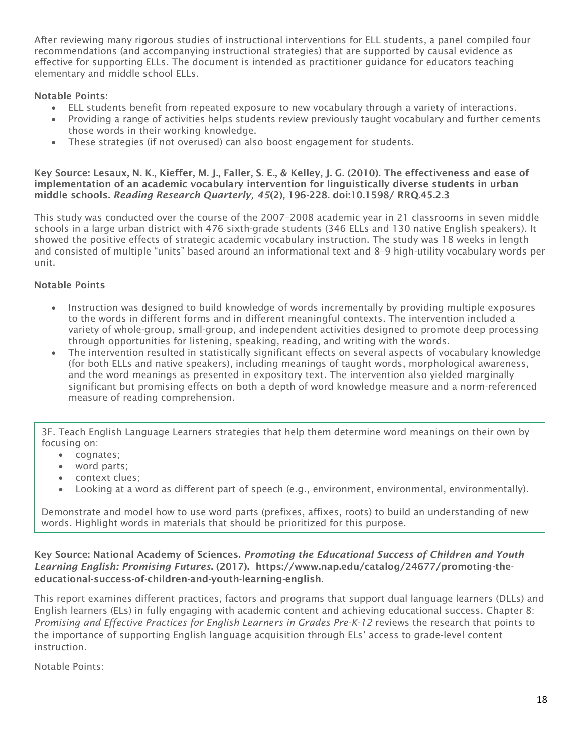After reviewing many rigorous studies of instructional interventions for ELL students, a panel compiled four recommendations (and accompanying instructional strategies) that are supported by causal evidence as effective for supporting ELLs. The document is intended as practitioner guidance for educators teaching elementary and middle school ELLs.

**Notable Points:**

- ELL students benefit from repeated exposure to new vocabulary through a variety of interactions.
- Providing a range of activities helps students review previously taught vocabulary and further cements those words in their working knowledge.
- These strategies (if not overused) can also boost engagement for students.

**Key Source: Lesaux, N. K., Kieffer, M. J., Faller, S. E., & Kelley, J. G. (2010). The effectiveness and ease of implementation of an academic vocabulary intervention for linguistically diverse students in urban middle schools. *Reading Research Quarterly, 45*(2), 196-228. doi:10.1598/ RRQ.45.2.3**

This study was conducted over the course of the 2007–2008 academic year in 21 classrooms in seven middle schools in a large urban district with 476 sixth-grade students (346 ELLs and 130 native English speakers). It showed the positive effects of strategic academic vocabulary instruction. The study was 18 weeks in length and consisted of multiple "units" based around an informational text and 8–9 high-utility vocabulary words per unit.

**Notable Points**

- Instruction was designed to build knowledge of words incrementally by providing multiple exposures to the words in different forms and in different meaningful contexts. The intervention included a variety of whole-group, small-group, and independent activities designed to promote deep processing through opportunities for listening, speaking, reading, and writing with the words.
- The intervention resulted in statistically significant effects on several aspects of vocabulary knowledge (for both ELLs and native speakers), including meanings of taught words, morphological awareness, and the word meanings as presented in expository text. The intervention also yielded marginally significant but promising effects on both a depth of word knowledge measure and a norm-referenced measure of reading comprehension.

3F. Teach English Language Learners strategies that help them determine word meanings on their own by focusing on:

- cognates;
- word parts;
- context clues;
- Looking at a word as different part of speech (e.g., environment, environmental, environmentally).

Demonstrate and model how to use word parts (prefixes, affixes, roots) to build an understanding of new words. Highlight words in materials that should be prioritized for this purpose.

**Key Source: National Academy of Sciences. *Promoting the Educational Success of Children and Youth Learning English: Promising Futures*. (2017). https://www.nap.edu/catalog/24677/promoting-the-educational-success-of-children-and-youth-learning-english.**

This report examines different practices, factors and programs that support dual language learners (DLLs) and English learners (ELs) in fully engaging with academic content and achieving educational success. Chapter 8: *Promising and Effective Practices for English Learners in Grades Pre-K-12* reviews the research that points to the importance of supporting English language acquisition through ELs' access to grade-level content instruction.

Notable Points: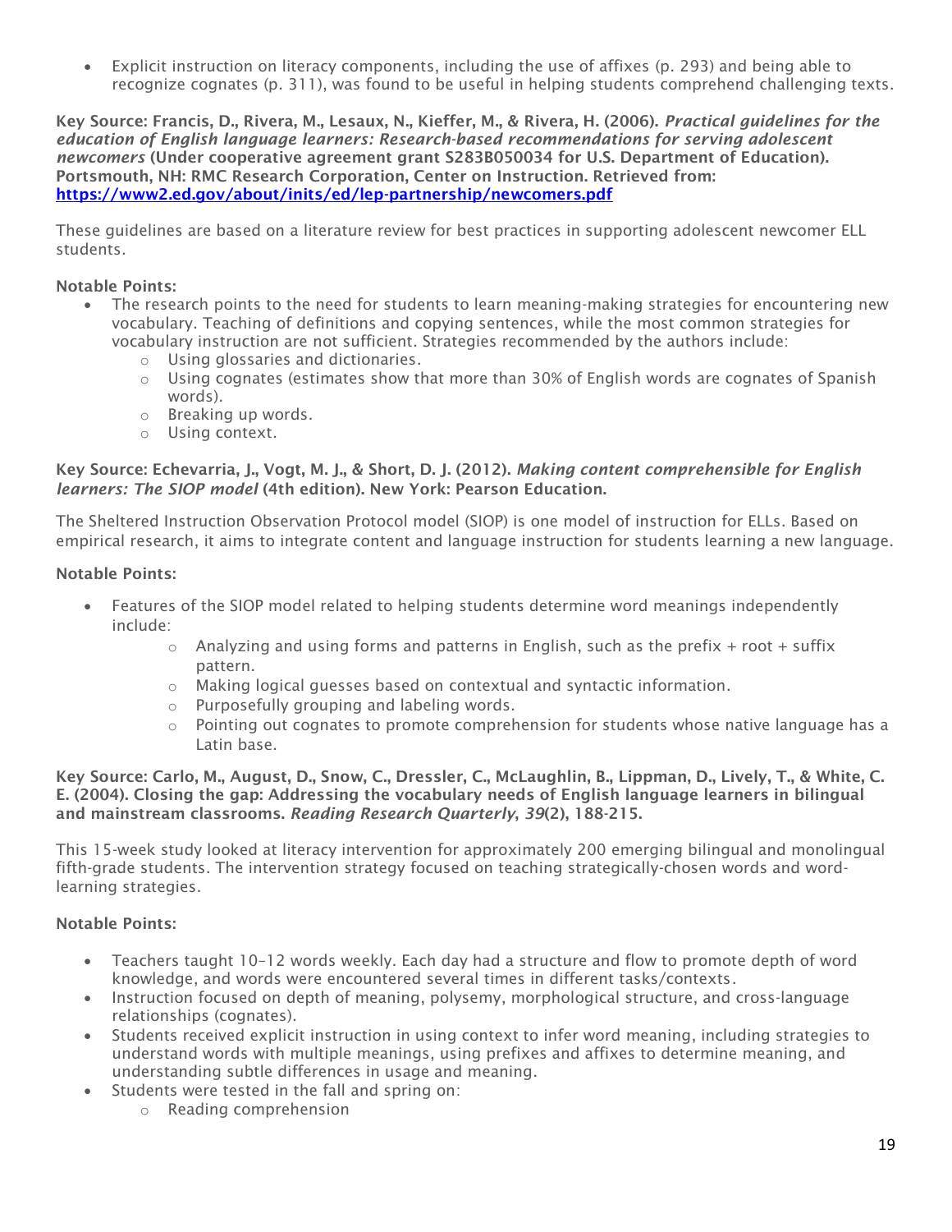- Explicit instruction on literacy components, including the use of affixes (p. 293) and being able to recognize cognates (p. 311), was found to be useful in helping students comprehend challenging texts.

**Key Source: Francis, D., Rivera, M., Lesaux, N., Kieffer, M., & Rivera, H. (2006). *Practical guidelines for the education of English language learners: Research-based recommendations for serving adolescent newcomers* (Under cooperative agreement grant S283B050034 for U.S. Department of Education). Portsmouth, NH: RMC Research Corporation, Center on Instruction. Retrieved from: [https://www2.ed.gov/about/inits/ed/lep-partnership/newcomers.pdf](https://www2.ed.gov/about/inits/ed/lep-partnership/newcomers.pdf)**

These guidelines are based on a literature review for best practices in supporting adolescent newcomer ELL students.

**Notable Points:**

- The research points to the need for students to learn meaning-making strategies for encountering new vocabulary. Teaching of definitions and copying sentences, while the most common strategies for vocabulary instruction are not sufficient. Strategies recommended by the authors include:
  - Using glossaries and dictionaries.
  - Using cognates (estimates show that more than 30% of English words are cognates of Spanish words).
  - Breaking up words.
  - Using context.

**Key Source: Echevarria, J., Vogt, M. J., & Short, D. J. (2012). *Making content comprehensible for English learners: The SIOP model* (4th edition). New York: Pearson Education.**

The Sheltered Instruction Observation Protocol model (SIOP) is one model of instruction for ELLs. Based on empirical research, it aims to integrate content and language instruction for students learning a new language.

**Notable Points:**

- Features of the SIOP model related to helping students determine word meanings independently include:
  - Analyzing and using forms and patterns in English, such as the prefix + root + suffix pattern.
  - Making logical guesses based on contextual and syntactic information.
  - Purposefully grouping and labeling words.
  - Pointing out cognates to promote comprehension for students whose native language has a Latin base.

**Key Source: Carlo, M., August, D., Snow, C., Dressler, C., McLaughlin, B., Lippman, D., Lively, T., & White, C. E. (2004). Closing the gap: Addressing the vocabulary needs of English language learners in bilingual and mainstream classrooms. *Reading Research Quarterly*, *39*(2), 188-215.**

This 15-week study looked at literacy intervention for approximately 200 emerging bilingual and monolingual fifth-grade students. The intervention strategy focused on teaching strategically-chosen words and word-learning strategies.

**Notable Points:**

- Teachers taught 10–12 words weekly. Each day had a structure and flow to promote depth of word knowledge, and words were encountered several times in different tasks/contexts.
- Instruction focused on depth of meaning, polysemy, morphological structure, and cross-language relationships (cognates).
- Students received explicit instruction in using context to infer word meaning, including strategies to understand words with multiple meanings, using prefixes and affixes to determine meaning, and understanding subtle differences in usage and meaning.
- Students were tested in the fall and spring on:
  - Reading comprehension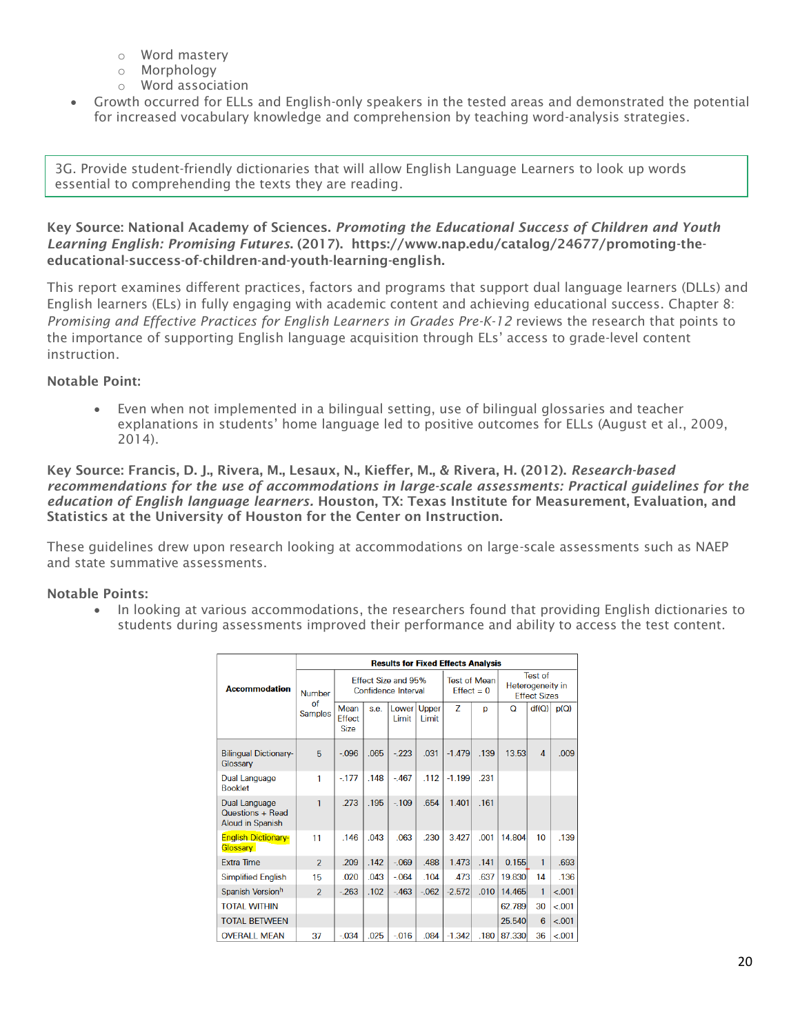- Word mastery
- Morphology
- Word association

- Growth occurred for ELLs and English-only speakers in the tested areas and demonstrated the potential for increased vocabulary knowledge and comprehension by teaching word-analysis strategies.

3G. Provide student-friendly dictionaries that will allow English Language Learners to look up words essential to comprehending the texts they are reading.

**Key Source: National Academy of Sciences. *Promoting the Educational Success of Children and Youth Learning English: Promising Futures.* (2017). https://www.nap.edu/catalog/24677/promoting-the-educational-success-of-children-and-youth-learning-english.**

This report examines different practices, factors and programs that support dual language learners (DLLs) and English learners (ELs) in fully engaging with academic content and achieving educational success. Chapter 8: *Promising and Effective Practices for English Learners in Grades Pre-K-12* reviews the research that points to the importance of supporting English language acquisition through ELs' access to grade-level content instruction.

**Notable Point:**

- Even when not implemented in a bilingual setting, use of bilingual glossaries and teacher explanations in students' home language led to positive outcomes for ELLs (August et al., 2009, 2014).

**Key Source: Francis, D. J., Rivera, M., Lesaux, N., Kieffer, M., & Rivera, H. (2012). *Research-based recommendations for the use of accommodations in large-scale assessments: Practical guidelines for the education of English language learners.* Houston, TX: Texas Institute for Measurement, Evaluation, and Statistics at the University of Houston for the Center on Instruction.**

These guidelines drew upon research looking at accommodations on large-scale assessments such as NAEP and state summative assessments.

**Notable Points:**

- In looking at various accommodations, the researchers found that providing English dictionaries to students during assessments improved their performance and ability to access the test content.

| Accommodation | Results for Fixed Effects Analysis | | | | | | | | | |
|---|---|---|---|---|---|---|---|---|---|---|
| | Number of Samples | Effect Size and 95% Confidence Interval | | | | Test of Mean Effect = 0 | | Test of Heterogeneity in Effect Sizes | | |
| | | Mean Effect Size | s.e. | Lower Limit | Upper Limit | Z | p | Q | df(Q) | p(Q) |
| Bilingual Dictionary-Glossary | 5 | -.096 | .065 | -.223 | .031 | -1.479 | .139 | 13.53 | 4 | .009 |
| Dual Language Booklet | 1 | -.177 | .148 | -.467 | .112 | -1.199 | .231 | | | |
| Dual Language Questions + Read Aloud in Spanish | 1 | .273 | .195 | -.109 | .654 | 1.401 | .161 | | | |
| English Dictionary-Glossary | 11 | .146 | .043 | .063 | .230 | 3.427 | .001 | 14.804 | 10 | .139 |
| Extra Time | 2 | .209 | .142 | -.069 | .488 | 1.473 | .141 | 0.155 | 1 | .693 |
| Simplified English | 15 | .020 | .043 | -.064 | .104 | .473 | .637 | 19.830 | 14 | .136 |
| Spanish Version[h] | 2 | -.263 | .102 | -.463 | -.062 | -2.572 | .010 | 14.465 | 1 | <.001 |
| TOTAL WITHIN | | | | | | | | 62.789 | 30 | <.001 |
| TOTAL BETWEEN | | | | | | | | 25.540 | 6 | <.001 |
| OVERALL MEAN | 37 | -.034 | .025 | -.016 | .084 | -1.342 | .180 | 87.330 | 36 | <.001 |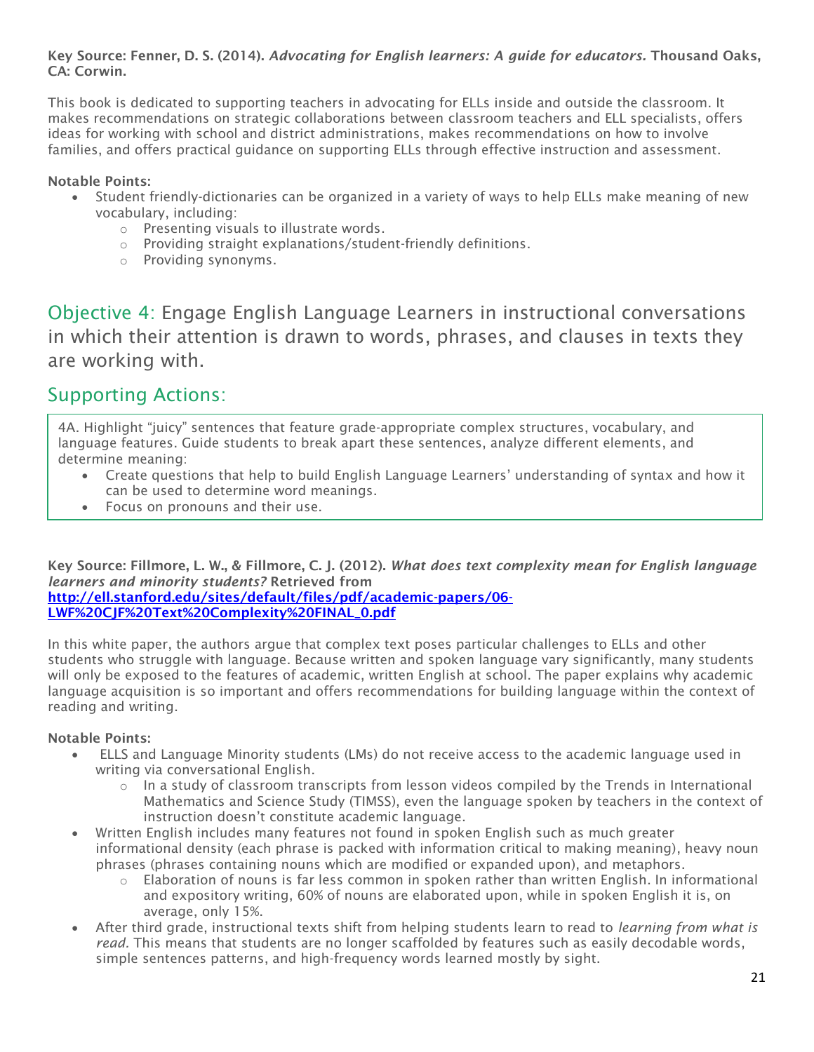**Key Source: Fenner, D. S. (2014).** ***Advocating for English learners: A guide for educators.*** **Thousand Oaks, CA: Corwin.**

This book is dedicated to supporting teachers in advocating for ELLs inside and outside the classroom. It makes recommendations on strategic collaborations between classroom teachers and ELL specialists, offers ideas for working with school and district administrations, makes recommendations on how to involve families, and offers practical guidance on supporting ELLs through effective instruction and assessment.

**Notable Points:**

- Student friendly-dictionaries can be organized in a variety of ways to help ELLs make meaning of new vocabulary, including:
    - Presenting visuals to illustrate words.
    - Providing straight explanations/student-friendly definitions.
    - Providing synonyms.

## Objective 4: Engage English Language Learners in instructional conversations in which their attention is drawn to words, phrases, and clauses in texts they are working with.

## Supporting Actions:

4A. Highlight "juicy" sentences that feature grade-appropriate complex structures, vocabulary, and language features. Guide students to break apart these sentences, analyze different elements, and determine meaning:

- Create questions that help to build English Language Learners' understanding of syntax and how it can be used to determine word meanings.
- Focus on pronouns and their use.

**Key Source: Fillmore, L. W., & Fillmore, C. J. (2012).** ***What does text complexity mean for English language learners and minority students?*** **Retrieved from** [**http://ell.stanford.edu/sites/default/files/pdf/academic-papers/06-LWF%20CJF%20Text%20Complexity%20FINAL_0.pdf**](http://ell.stanford.edu/sites/default/files/pdf/academic-papers/06-LWF%20CJF%20Text%20Complexity%20FINAL_0.pdf)

In this white paper, the authors argue that complex text poses particular challenges to ELLs and other students who struggle with language. Because written and spoken language vary significantly, many students will only be exposed to the features of academic, written English at school. The paper explains why academic language acquisition is so important and offers recommendations for building language within the context of reading and writing.

**Notable Points:**

- ELLS and Language Minority students (LMs) do not receive access to the academic language used in writing via conversational English.
    - In a study of classroom transcripts from lesson videos compiled by the Trends in International Mathematics and Science Study (TIMSS), even the language spoken by teachers in the context of instruction doesn't constitute academic language.
- Written English includes many features not found in spoken English such as much greater informational density (each phrase is packed with information critical to making meaning), heavy noun phrases (phrases containing nouns which are modified or expanded upon), and metaphors.
    - Elaboration of nouns is far less common in spoken rather than written English. In informational and expository writing, 60% of nouns are elaborated upon, while in spoken English it is, on average, only 15%.
- After third grade, instructional texts shift from helping students learn to read to *learning from what is read.* This means that students are no longer scaffolded by features such as easily decodable words, simple sentences patterns, and high-frequency words learned mostly by sight.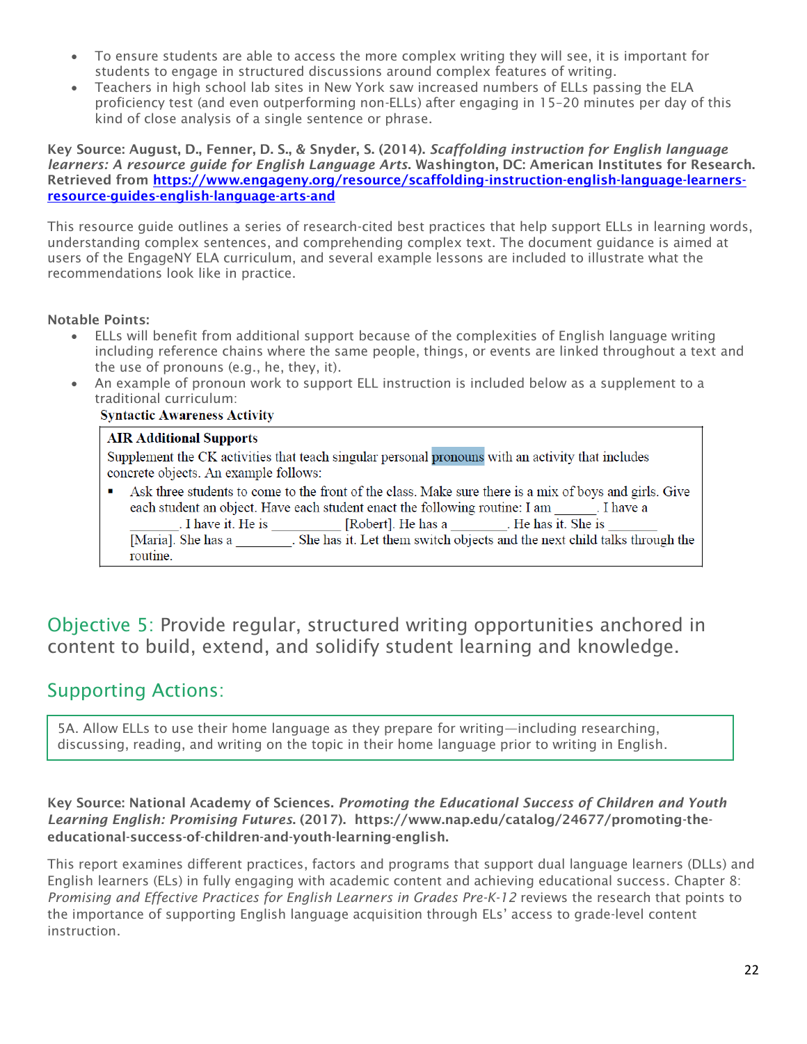- To ensure students are able to access the more complex writing they will see, it is important for students to engage in structured discussions around complex features of writing.
- Teachers in high school lab sites in New York saw increased numbers of ELLs passing the ELA proficiency test (and even outperforming non-ELLs) after engaging in 15–20 minutes per day of this kind of close analysis of a single sentence or phrase.

**Key Source: August, D., Fenner, D. S., & Snyder, S. (2014).** ***Scaffolding instruction for English language learners: A resource guide for English Language Arts*****. Washington, DC: American Institutes for Research. Retrieved from [https://www.engageny.org/resource/scaffolding-instruction-english-language-learners-resource-guides-english-language-arts-and](https://www.engageny.org/resource/scaffolding-instruction-english-language-learners-resource-guides-english-language-arts-and)**

This resource guide outlines a series of research-cited best practices that help support ELLs in learning words, understanding complex sentences, and comprehending complex text. The document guidance is aimed at users of the EngageNY ELA curriculum, and several example lessons are included to illustrate what the recommendations look like in practice.

**Notable Points:**

- ELLs will benefit from additional support because of the complexities of English language writing including reference chains where the same people, things, or events are linked throughout a text and the use of pronouns (e.g., he, they, it).
- An example of pronoun work to support ELL instruction is included below as a supplement to a traditional curriculum:

**Syntactic Awareness Activity**

> **AIR Additional Supports**
>
> Supplement the CK activities that teach singular personal pronouns with an activity that includes concrete objects. An example follows:
>
> - Ask three students to come to the front of the class. Make sure there is a mix of boys and girls. Give each student an object. Have each student enact the following routine: I am ______. I have a _______. I have it. He is __________ [Robert]. He has a _________. He has it. She is _______ [Maria]. She has a ________. She has it. Let them switch objects and the next child talks through the routine.

## Objective 5: Provide regular, structured writing opportunities anchored in content to build, extend, and solidify student learning and knowledge.

## Supporting Actions:

> 5A. Allow ELLs to use their home language as they prepare for writing—including researching, discussing, reading, and writing on the topic in their home language prior to writing in English.

**Key Source: National Academy of Sciences.** ***Promoting the Educational Success of Children and Youth Learning English: Promising Futures.*** **(2017). https://www.nap.edu/catalog/24677/promoting-the-educational-success-of-children-and-youth-learning-english.**

This report examines different practices, factors and programs that support dual language learners (DLLs) and English learners (ELs) in fully engaging with academic content and achieving educational success. Chapter 8: *Promising and Effective Practices for English Learners in Grades Pre-K-12* reviews the research that points to the importance of supporting English language acquisition through ELs' access to grade-level content instruction.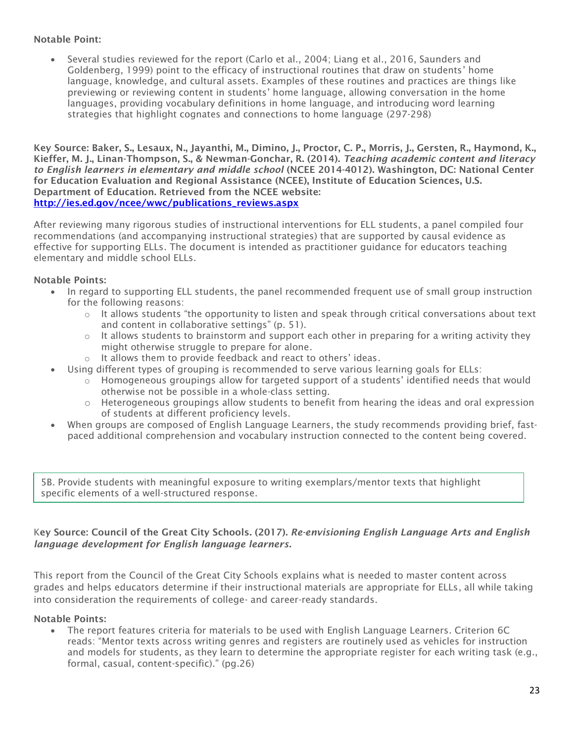**Notable Point:**

- Several studies reviewed for the report (Carlo et al., 2004; Liang et al., 2016, Saunders and Goldenberg, 1999) point to the efficacy of instructional routines that draw on students' home language, knowledge, and cultural assets. Examples of these routines and practices are things like previewing or reviewing content in students' home language, allowing conversation in the home languages, providing vocabulary definitions in home language, and introducing word learning strategies that highlight cognates and connections to home language (297-298)

**Key Source: Baker, S., Lesaux, N., Jayanthi, M., Dimino, J., Proctor, C. P., Morris, J., Gersten, R., Haymond, K., Kieffer, M. J., Linan-Thompson, S., & Newman-Gonchar, R. (2014).** ***Teaching academic content and literacy to English learners in elementary and middle school*** **(NCEE 2014-4012). Washington, DC: National Center for Education Evaluation and Regional Assistance (NCEE), Institute of Education Sciences, U.S. Department of Education. Retrieved from the NCEE website: [http://ies.ed.gov/ncee/wwc/publications_reviews.aspx](http://ies.ed.gov/ncee/wwc/publications_reviews.aspx)**

After reviewing many rigorous studies of instructional interventions for ELL students, a panel compiled four recommendations (and accompanying instructional strategies) that are supported by causal evidence as effective for supporting ELLs. The document is intended as practitioner guidance for educators teaching elementary and middle school ELLs.

**Notable Points:**

- In regard to supporting ELL students, the panel recommended frequent use of small group instruction for the following reasons:
  - It allows students "the opportunity to listen and speak through critical conversations about text and content in collaborative settings" (p. 51).
  - It allows students to brainstorm and support each other in preparing for a writing activity they might otherwise struggle to prepare for alone.
  - It allows them to provide feedback and react to others' ideas.
- Using different types of grouping is recommended to serve various learning goals for ELLs:
  - Homogeneous groupings allow for targeted support of a students' identified needs that would otherwise not be possible in a whole-class setting.
  - Heterogeneous groupings allow students to benefit from hearing the ideas and oral expression of students at different proficiency levels.
- When groups are composed of English Language Learners, the study recommends providing brief, fast-paced additional comprehension and vocabulary instruction connected to the content being covered.

5B. Provide students with meaningful exposure to writing exemplars/mentor texts that highlight specific elements of a well-structured response.

**Key Source: Council of the Great City Schools. (2017).** ***Re-envisioning English Language Arts and English language development for English language learners.***

This report from the Council of the Great City Schools explains what is needed to master content across grades and helps educators determine if their instructional materials are appropriate for ELLs, all while taking into consideration the requirements of college- and career-ready standards.

**Notable Points:**

- The report features criteria for materials to be used with English Language Learners. Criterion 6C reads: "Mentor texts across writing genres and registers are routinely used as vehicles for instruction and models for students, as they learn to determine the appropriate register for each writing task (e.g., formal, casual, content-specific)." (pg.26)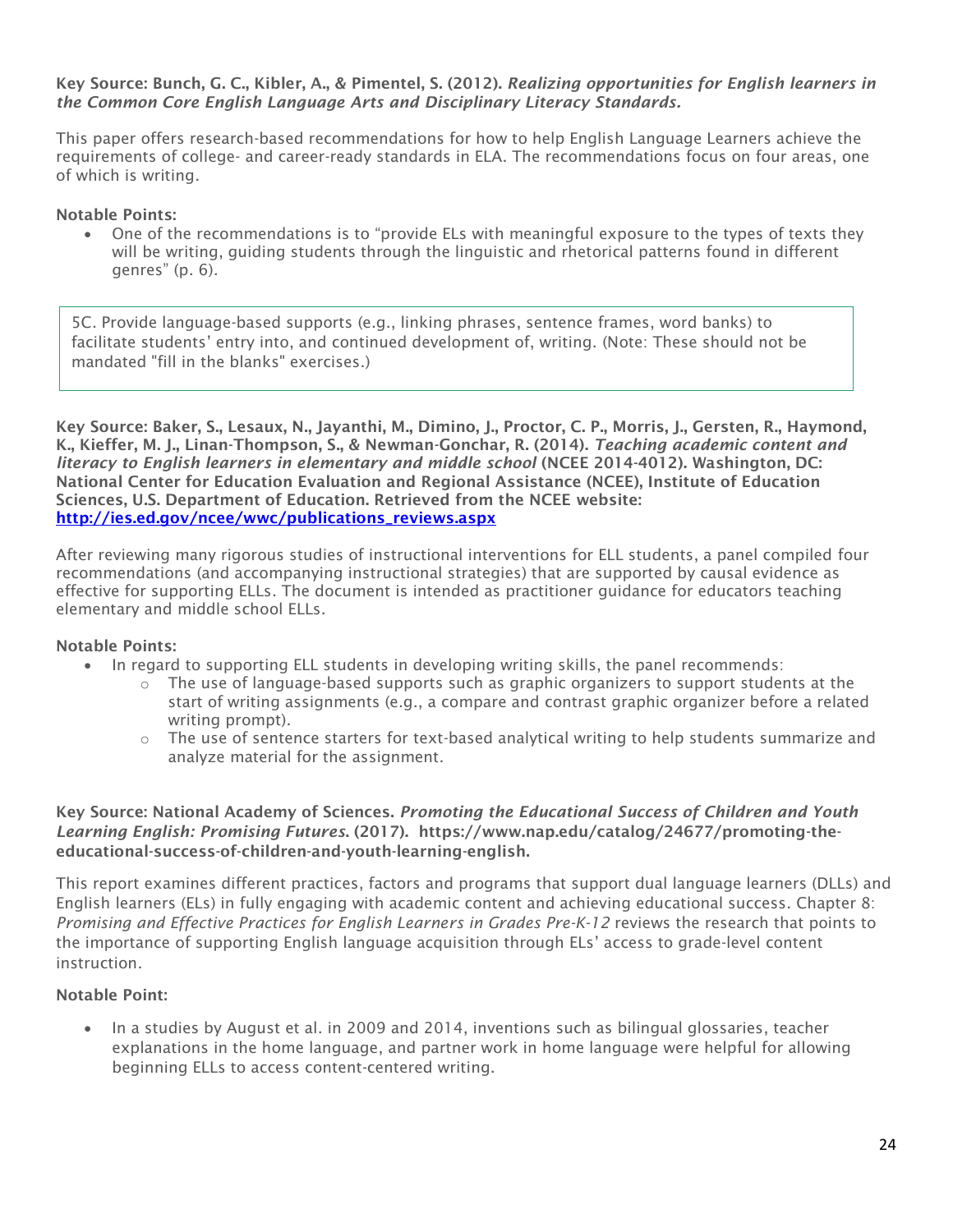**Key Source: Bunch, G. C., Kibler, A., & Pimentel, S. (2012).** ***Realizing opportunities for English learners in the Common Core English Language Arts and Disciplinary Literacy Standards.***

This paper offers research-based recommendations for how to help English Language Learners achieve the requirements of college- and career-ready standards in ELA. The recommendations focus on four areas, one of which is writing.

**Notable Points:**

- One of the recommendations is to "provide ELs with meaningful exposure to the types of texts they will be writing, guiding students through the linguistic and rhetorical patterns found in different genres" (p. 6).

> 5C. Provide language-based supports (e.g., linking phrases, sentence frames, word banks) to facilitate students' entry into, and continued development of, writing. (Note: These should not be mandated "fill in the blanks" exercises.)

**Key Source: Baker, S., Lesaux, N., Jayanthi, M., Dimino, J., Proctor, C. P., Morris, J., Gersten, R., Haymond, K., Kieffer, M. J., Linan-Thompson, S., & Newman-Gonchar, R. (2014).** ***Teaching academic content and literacy to English learners in elementary and middle school*** **(NCEE 2014-4012). Washington, DC: National Center for Education Evaluation and Regional Assistance (NCEE), Institute of Education Sciences, U.S. Department of Education. Retrieved from the NCEE website: [http://ies.ed.gov/ncee/wwc/publications_reviews.aspx](http://ies.ed.gov/ncee/wwc/publications_reviews.aspx)**

After reviewing many rigorous studies of instructional interventions for ELL students, a panel compiled four recommendations (and accompanying instructional strategies) that are supported by causal evidence as effective for supporting ELLs. The document is intended as practitioner guidance for educators teaching elementary and middle school ELLs.

**Notable Points:**

- In regard to supporting ELL students in developing writing skills, the panel recommends:
  - The use of language-based supports such as graphic organizers to support students at the start of writing assignments (e.g., a compare and contrast graphic organizer before a related writing prompt).
  - The use of sentence starters for text-based analytical writing to help students summarize and analyze material for the assignment.

**Key Source: National Academy of Sciences.** ***Promoting the Educational Success of Children and Youth Learning English: Promising Futures.*** **(2017). https://www.nap.edu/catalog/24677/promoting-the-educational-success-of-children-and-youth-learning-english.**

This report examines different practices, factors and programs that support dual language learners (DLLs) and English learners (ELs) in fully engaging with academic content and achieving educational success. Chapter 8: *Promising and Effective Practices for English Learners in Grades Pre-K-12* reviews the research that points to the importance of supporting English language acquisition through ELs' access to grade-level content instruction.

**Notable Point:**

- In a studies by August et al. in 2009 and 2014, inventions such as bilingual glossaries, teacher explanations in the home language, and partner work in home language were helpful for allowing beginning ELLs to access content-centered writing.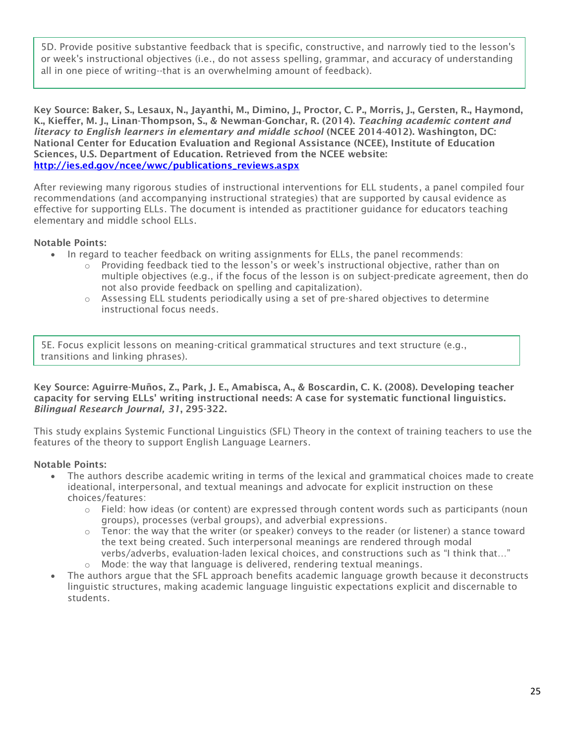5D. Provide positive substantive feedback that is specific, constructive, and narrowly tied to the lesson's or week's instructional objectives (i.e., do not assess spelling, grammar, and accuracy of understanding all in one piece of writing--that is an overwhelming amount of feedback).

**Key Source: Baker, S., Lesaux, N., Jayanthi, M., Dimino, J., Proctor, C. P., Morris, J., Gersten, R., Haymond, K., Kieffer, M. J., Linan-Thompson, S., & Newman-Gonchar, R. (2014).** ***Teaching academic content and literacy to English learners in elementary and middle school*** **(NCEE 2014-4012). Washington, DC: National Center for Education Evaluation and Regional Assistance (NCEE), Institute of Education Sciences, U.S. Department of Education. Retrieved from the NCEE website: [http://ies.ed.gov/ncee/wwc/publications_reviews.aspx](http://ies.ed.gov/ncee/wwc/publications_reviews.aspx)**

After reviewing many rigorous studies of instructional interventions for ELL students, a panel compiled four recommendations (and accompanying instructional strategies) that are supported by causal evidence as effective for supporting ELLs. The document is intended as practitioner guidance for educators teaching elementary and middle school ELLs.

**Notable Points:**

- In regard to teacher feedback on writing assignments for ELLs, the panel recommends:
  - Providing feedback tied to the lesson's or week's instructional objective, rather than on multiple objectives (e.g., if the focus of the lesson is on subject-predicate agreement, then do not also provide feedback on spelling and capitalization).
  - Assessing ELL students periodically using a set of pre-shared objectives to determine instructional focus needs.

5E. Focus explicit lessons on meaning-critical grammatical structures and text structure (e.g., transitions and linking phrases).

**Key Source: Aguirre-Muños, Z., Park, J. E., Amabisca, A., & Boscardin, C. K. (2008). Developing teacher capacity for serving ELLs' writing instructional needs: A case for systematic functional linguistics.** ***Bilingual Research Journal, 31*****, 295-322.**

This study explains Systemic Functional Linguistics (SFL) Theory in the context of training teachers to use the features of the theory to support English Language Learners.

**Notable Points:**

- The authors describe academic writing in terms of the lexical and grammatical choices made to create ideational, interpersonal, and textual meanings and advocate for explicit instruction on these choices/features:
  - Field: how ideas (or content) are expressed through content words such as participants (noun groups), processes (verbal groups), and adverbial expressions.
  - Tenor: the way that the writer (or speaker) conveys to the reader (or listener) a stance toward the text being created. Such interpersonal meanings are rendered through modal verbs/adverbs, evaluation-laden lexical choices, and constructions such as "I think that…"
  - Mode: the way that language is delivered, rendering textual meanings.
- The authors argue that the SFL approach benefits academic language growth because it deconstructs linguistic structures, making academic language linguistic expectations explicit and discernable to students.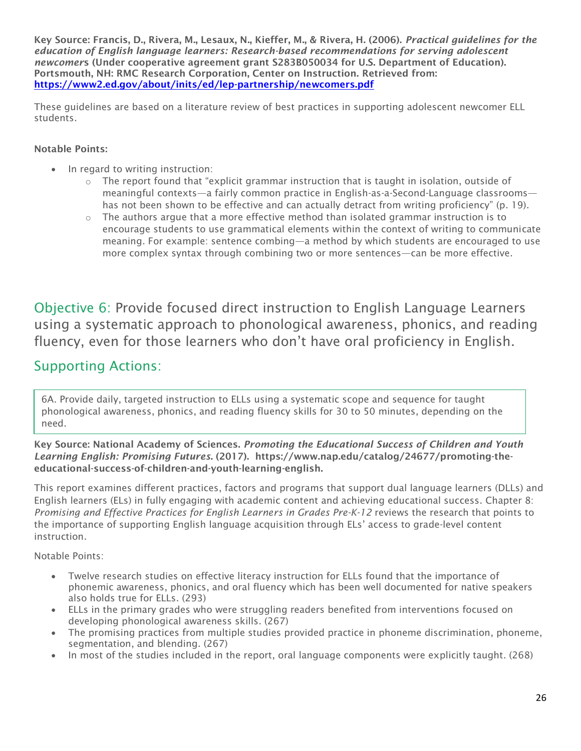**Key Source: Francis, D., Rivera, M., Lesaux, N., Kieffer, M., & Rivera, H. (2006). *Practical guidelines for the education of English language learners: Research-based recommendations for serving adolescent newcomer*s (Under cooperative agreement grant S283B050034 for U.S. Department of Education). Portsmouth, NH: RMC Research Corporation, Center on Instruction. Retrieved from: [https://www2.ed.gov/about/inits/ed/lep-partnership/newcomers.pdf](https://www2.ed.gov/about/inits/ed/lep-partnership/newcomers.pdf)**

These guidelines are based on a literature review of best practices in supporting adolescent newcomer ELL students.

**Notable Points:**

- In regard to writing instruction:
  - The report found that "explicit grammar instruction that is taught in isolation, outside of meaningful contexts—a fairly common practice in English-as-a-Second-Language classrooms—has not been shown to be effective and can actually detract from writing proficiency" (p. 19).
  - The authors argue that a more effective method than isolated grammar instruction is to encourage students to use grammatical elements within the context of writing to communicate meaning. For example: sentence combing—a method by which students are encouraged to use more complex syntax through combining two or more sentences—can be more effective.

## Objective 6: Provide focused direct instruction to English Language Learners using a systematic approach to phonological awareness, phonics, and reading fluency, even for those learners who don't have oral proficiency in English.

## Supporting Actions:

6A. Provide daily, targeted instruction to ELLs using a systematic scope and sequence for taught phonological awareness, phonics, and reading fluency skills for 30 to 50 minutes, depending on the need.

**Key Source: National Academy of Sciences. *Promoting the Educational Success of Children and Youth Learning English: Promising Futures.* (2017). https://www.nap.edu/catalog/24677/promoting-the-educational-success-of-children-and-youth-learning-english.**

This report examines different practices, factors and programs that support dual language learners (DLLs) and English learners (ELs) in fully engaging with academic content and achieving educational success. Chapter 8: *Promising and Effective Practices for English Learners in Grades Pre-K-12* reviews the research that points to the importance of supporting English language acquisition through ELs' access to grade-level content instruction.

Notable Points:

- Twelve research studies on effective literacy instruction for ELLs found that the importance of phonemic awareness, phonics, and oral fluency which has been well documented for native speakers also holds true for ELLs. (293)
- ELLs in the primary grades who were struggling readers benefited from interventions focused on developing phonological awareness skills. (267)
- The promising practices from multiple studies provided practice in phoneme discrimination, phoneme, segmentation, and blending. (267)
- In most of the studies included in the report, oral language components were explicitly taught. (268)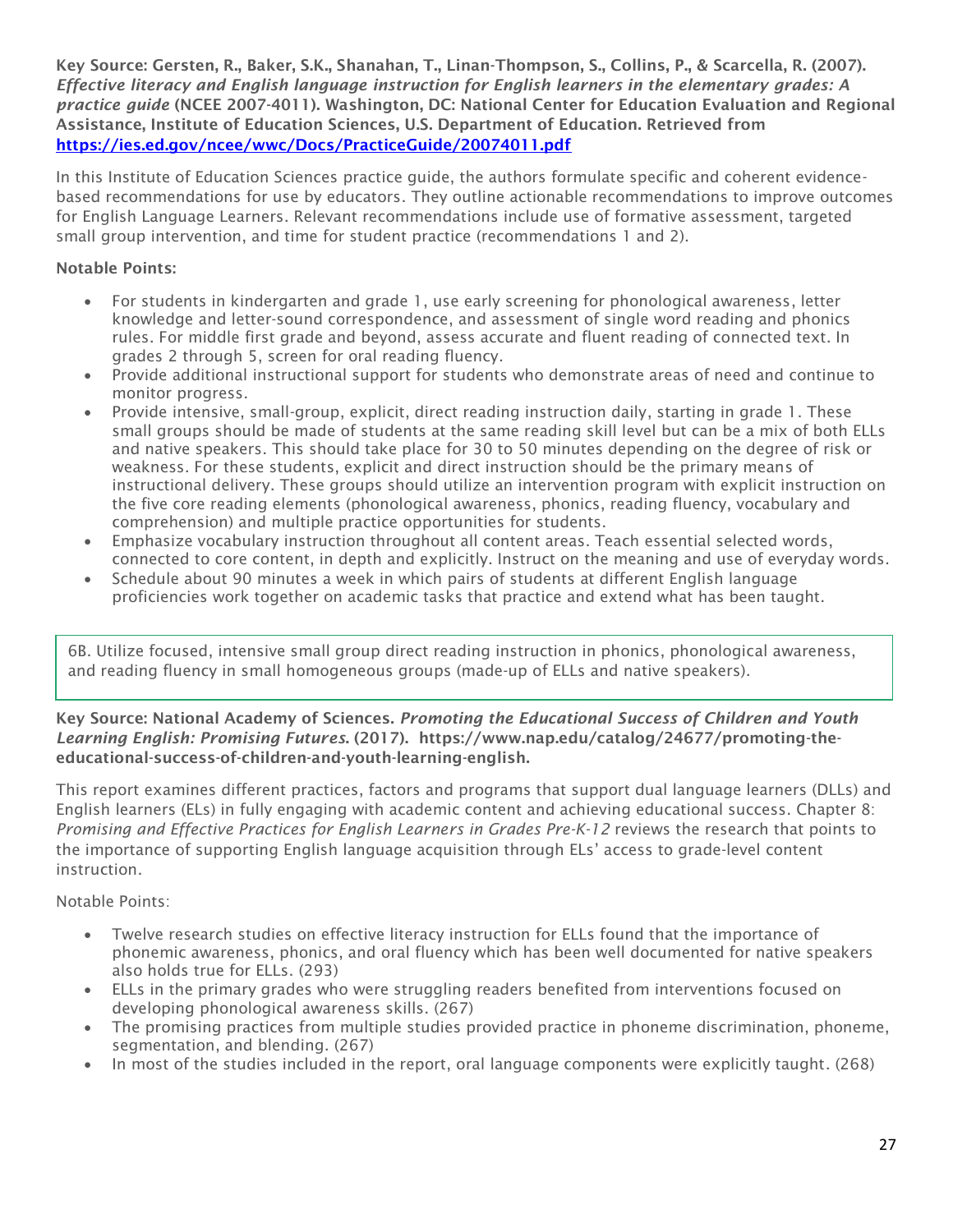**Key Source: Gersten, R., Baker, S.K., Shanahan, T., Linan-Thompson, S., Collins, P., & Scarcella, R. (2007).** ***Effective literacy and English language instruction for English learners in the elementary grades: A practice guide*** **(NCEE 2007-4011). Washington, DC: National Center for Education Evaluation and Regional Assistance, Institute of Education Sciences, U.S. Department of Education. Retrieved from** [**https://ies.ed.gov/ncee/wwc/Docs/PracticeGuide/20074011.pdf**](https://ies.ed.gov/ncee/wwc/Docs/PracticeGuide/20074011.pdf)

In this Institute of Education Sciences practice guide, the authors formulate specific and coherent evidence-based recommendations for use by educators. They outline actionable recommendations to improve outcomes for English Language Learners. Relevant recommendations include use of formative assessment, targeted small group intervention, and time for student practice (recommendations 1 and 2).

**Notable Points:**

- For students in kindergarten and grade 1, use early screening for phonological awareness, letter knowledge and letter-sound correspondence, and assessment of single word reading and phonics rules. For middle first grade and beyond, assess accurate and fluent reading of connected text. In grades 2 through 5, screen for oral reading fluency.
- Provide additional instructional support for students who demonstrate areas of need and continue to monitor progress.
- Provide intensive, small-group, explicit, direct reading instruction daily, starting in grade 1. These small groups should be made of students at the same reading skill level but can be a mix of both ELLs and native speakers. This should take place for 30 to 50 minutes depending on the degree of risk or weakness. For these students, explicit and direct instruction should be the primary means of instructional delivery. These groups should utilize an intervention program with explicit instruction on the five core reading elements (phonological awareness, phonics, reading fluency, vocabulary and comprehension) and multiple practice opportunities for students.
- Emphasize vocabulary instruction throughout all content areas. Teach essential selected words, connected to core content, in depth and explicitly. Instruct on the meaning and use of everyday words.
- Schedule about 90 minutes a week in which pairs of students at different English language proficiencies work together on academic tasks that practice and extend what has been taught.

6B. Utilize focused, intensive small group direct reading instruction in phonics, phonological awareness, and reading fluency in small homogeneous groups (made-up of ELLs and native speakers).

**Key Source: National Academy of Sciences.** ***Promoting the Educational Success of Children and Youth Learning English: Promising Futures*****. (2017). https://www.nap.edu/catalog/24677/promoting-the-educational-success-of-children-and-youth-learning-english.**

This report examines different practices, factors and programs that support dual language learners (DLLs) and English learners (ELs) in fully engaging with academic content and achieving educational success. Chapter 8: *Promising and Effective Practices for English Learners in Grades Pre-K-12* reviews the research that points to the importance of supporting English language acquisition through ELs' access to grade-level content instruction.

Notable Points:

- Twelve research studies on effective literacy instruction for ELLs found that the importance of phonemic awareness, phonics, and oral fluency which has been well documented for native speakers also holds true for ELLs. (293)
- ELLs in the primary grades who were struggling readers benefited from interventions focused on developing phonological awareness skills. (267)
- The promising practices from multiple studies provided practice in phoneme discrimination, phoneme, segmentation, and blending. (267)
- In most of the studies included in the report, oral language components were explicitly taught. (268)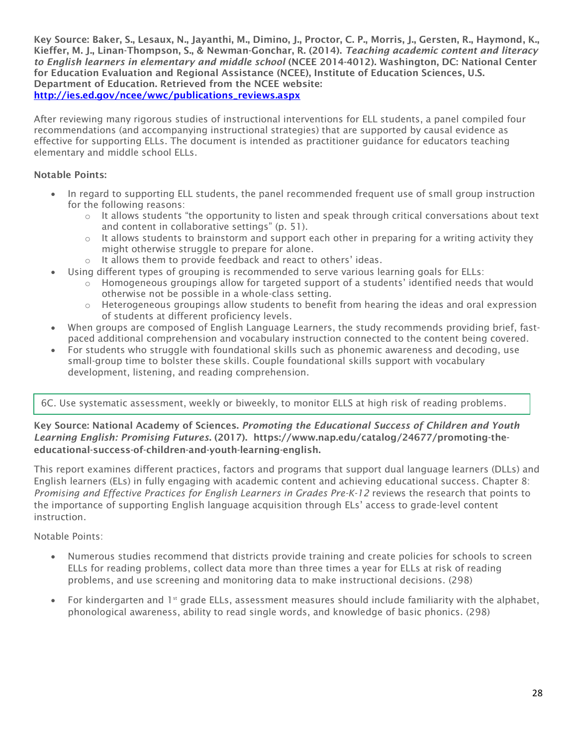**Key Source: Baker, S., Lesaux, N., Jayanthi, M., Dimino, J., Proctor, C. P., Morris, J., Gersten, R., Haymond, K., Kieffer, M. J., Linan-Thompson, S., & Newman-Gonchar, R. (2014).** ***Teaching academic content and literacy to English learners in elementary and middle school*** **(NCEE 2014-4012). Washington, DC: National Center for Education Evaluation and Regional Assistance (NCEE), Institute of Education Sciences, U.S. Department of Education. Retrieved from the NCEE website: [http://ies.ed.gov/ncee/wwc/publications_reviews.aspx](http://ies.ed.gov/ncee/wwc/publications_reviews.aspx)**

After reviewing many rigorous studies of instructional interventions for ELL students, a panel compiled four recommendations (and accompanying instructional strategies) that are supported by causal evidence as effective for supporting ELLs. The document is intended as practitioner guidance for educators teaching elementary and middle school ELLs.

**Notable Points:**

- In regard to supporting ELL students, the panel recommended frequent use of small group instruction for the following reasons:
  - It allows students "the opportunity to listen and speak through critical conversations about text and content in collaborative settings" (p. 51).
  - It allows students to brainstorm and support each other in preparing for a writing activity they might otherwise struggle to prepare for alone.
  - It allows them to provide feedback and react to others' ideas.
- Using different types of grouping is recommended to serve various learning goals for ELLs:
  - Homogeneous groupings allow for targeted support of a students' identified needs that would otherwise not be possible in a whole-class setting.
  - Heterogeneous groupings allow students to benefit from hearing the ideas and oral expression of students at different proficiency levels.
- When groups are composed of English Language Learners, the study recommends providing brief, fast-paced additional comprehension and vocabulary instruction connected to the content being covered.
- For students who struggle with foundational skills such as phonemic awareness and decoding, use small-group time to bolster these skills. Couple foundational skills support with vocabulary development, listening, and reading comprehension.

6C. Use systematic assessment, weekly or biweekly, to monitor ELLS at high risk of reading problems.

**Key Source: National Academy of Sciences.** ***Promoting the Educational Success of Children and Youth Learning English: Promising Futures*****. (2017). https://www.nap.edu/catalog/24677/promoting-the-educational-success-of-children-and-youth-learning-english.**

This report examines different practices, factors and programs that support dual language learners (DLLs) and English learners (ELs) in fully engaging with academic content and achieving educational success. Chapter 8: *Promising and Effective Practices for English Learners in Grades Pre-K-12* reviews the research that points to the importance of supporting English language acquisition through ELs' access to grade-level content instruction.

Notable Points:

- Numerous studies recommend that districts provide training and create policies for schools to screen ELLs for reading problems, collect data more than three times a year for ELLs at risk of reading problems, and use screening and monitoring data to make instructional decisions. (298)

- For kindergarten and 1st grade ELLs, assessment measures should include familiarity with the alphabet, phonological awareness, ability to read single words, and knowledge of basic phonics. (298)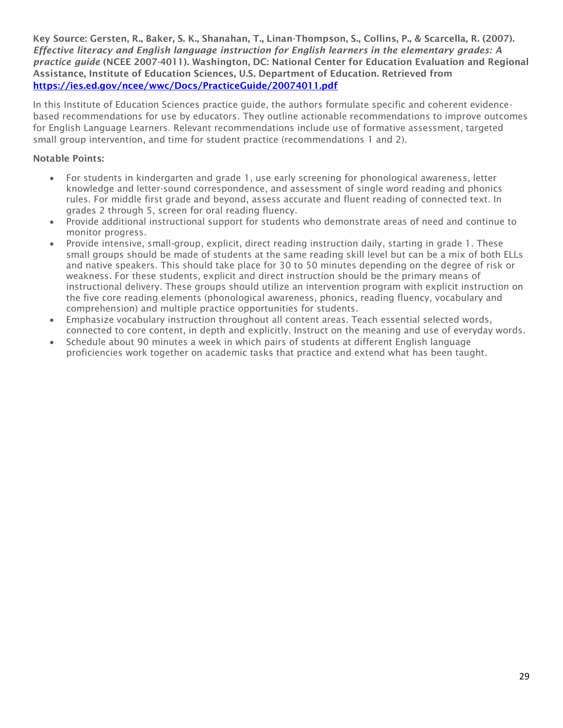**Key Source: Gersten, R., Baker, S. K., Shanahan, T., Linan-Thompson, S., Collins, P., & Scarcella, R. (2007). *Effective literacy and English language instruction for English learners in the elementary grades: A practice guide* (NCEE 2007-4011). Washington, DC: National Center for Education Evaluation and Regional Assistance, Institute of Education Sciences, U.S. Department of Education. Retrieved from [https://ies.ed.gov/ncee/wwc/Docs/PracticeGuide/20074011.pdf](https://ies.ed.gov/ncee/wwc/Docs/PracticeGuide/20074011.pdf)**

In this Institute of Education Sciences practice guide, the authors formulate specific and coherent evidence-based recommendations for use by educators. They outline actionable recommendations to improve outcomes for English Language Learners. Relevant recommendations include use of formative assessment, targeted small group intervention, and time for student practice (recommendations 1 and 2).

**Notable Points:**

- For students in kindergarten and grade 1, use early screening for phonological awareness, letter knowledge and letter-sound correspondence, and assessment of single word reading and phonics rules. For middle first grade and beyond, assess accurate and fluent reading of connected text. In grades 2 through 5, screen for oral reading fluency.
- Provide additional instructional support for students who demonstrate areas of need and continue to monitor progress.
- Provide intensive, small-group, explicit, direct reading instruction daily, starting in grade 1. These small groups should be made of students at the same reading skill level but can be a mix of both ELLs and native speakers. This should take place for 30 to 50 minutes depending on the degree of risk or weakness. For these students, explicit and direct instruction should be the primary means of instructional delivery. These groups should utilize an intervention program with explicit instruction on the five core reading elements (phonological awareness, phonics, reading fluency, vocabulary and comprehension) and multiple practice opportunities for students.
- Emphasize vocabulary instruction throughout all content areas. Teach essential selected words, connected to core content, in depth and explicitly. Instruct on the meaning and use of everyday words.
- Schedule about 90 minutes a week in which pairs of students at different English language proficiencies work together on academic tasks that practice and extend what has been taught.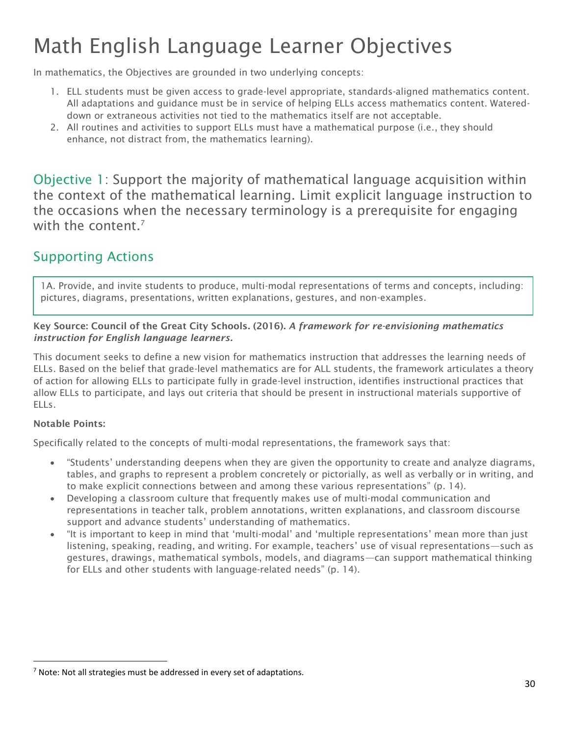# Math English Language Learner Objectives

In mathematics, the Objectives are grounded in two underlying concepts:

1. ELL students must be given access to grade-level appropriate, standards-aligned mathematics content. All adaptations and guidance must be in service of helping ELLs access mathematics content. Watered-down or extraneous activities not tied to the mathematics itself are not acceptable.
2. All routines and activities to support ELLs must have a mathematical purpose (i.e., they should enhance, not distract from, the mathematics learning).

## Objective 1: Support the majority of mathematical language acquisition within the context of the mathematical learning. Limit explicit language instruction to the occasions when the necessary terminology is a prerequisite for engaging with the content.[7]

## Supporting Actions

1A. Provide, and invite students to produce, multi-modal representations of terms and concepts, including: pictures, diagrams, presentations, written explanations, gestures, and non-examples.

**Key Source: Council of the Great City Schools. (2016).** ***A framework for re-envisioning mathematics instruction for English language learners.***

This document seeks to define a new vision for mathematics instruction that addresses the learning needs of ELLs. Based on the belief that grade-level mathematics are for ALL students, the framework articulates a theory of action for allowing ELLs to participate fully in grade-level instruction, identifies instructional practices that allow ELLs to participate, and lays out criteria that should be present in instructional materials supportive of ELLs.

**Notable Points:**

Specifically related to the concepts of multi-modal representations, the framework says that:

- "Students' understanding deepens when they are given the opportunity to create and analyze diagrams, tables, and graphs to represent a problem concretely or pictorially, as well as verbally or in writing, and to make explicit connections between and among these various representations" (p. 14).
- Developing a classroom culture that frequently makes use of multi-modal communication and representations in teacher talk, problem annotations, written explanations, and classroom discourse support and advance students' understanding of mathematics.
- "It is important to keep in mind that 'multi-modal' and 'multiple representations' mean more than just listening, speaking, reading, and writing. For example, teachers' use of visual representations—such as gestures, drawings, mathematical symbols, models, and diagrams—can support mathematical thinking for ELLs and other students with language-related needs" (p. 14).

[7] Note: Not all strategies must be addressed in every set of adaptations.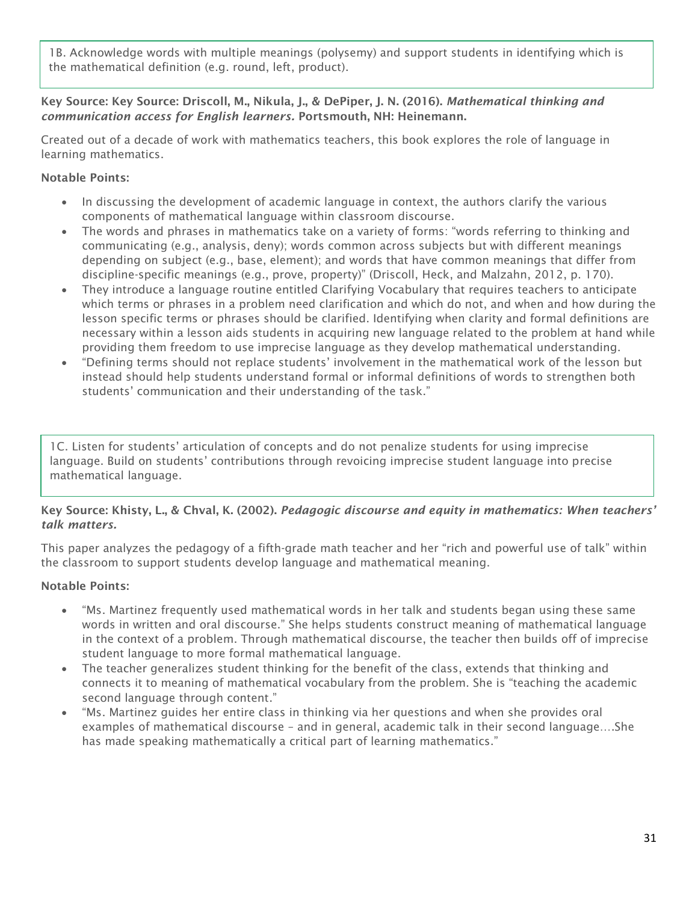1B. Acknowledge words with multiple meanings (polysemy) and support students in identifying which is the mathematical definition (e.g. round, left, product).

**Key Source: Key Source: Driscoll, M., Nikula, J., & DePiper, J. N. (2016).** ***Mathematical thinking and communication access for English learners.*** **Portsmouth, NH: Heinemann.**

Created out of a decade of work with mathematics teachers, this book explores the role of language in learning mathematics.

**Notable Points:**

- In discussing the development of academic language in context, the authors clarify the various components of mathematical language within classroom discourse.
- The words and phrases in mathematics take on a variety of forms: "words referring to thinking and communicating (e.g., analysis, deny); words common across subjects but with different meanings depending on subject (e.g., base, element); and words that have common meanings that differ from discipline-specific meanings (e.g., prove, property)" (Driscoll, Heck, and Malzahn, 2012, p. 170).
- They introduce a language routine entitled Clarifying Vocabulary that requires teachers to anticipate which terms or phrases in a problem need clarification and which do not, and when and how during the lesson specific terms or phrases should be clarified. Identifying when clarity and formal definitions are necessary within a lesson aids students in acquiring new language related to the problem at hand while providing them freedom to use imprecise language as they develop mathematical understanding.
- "Defining terms should not replace students' involvement in the mathematical work of the lesson but instead should help students understand formal or informal definitions of words to strengthen both students' communication and their understanding of the task."

1C. Listen for students' articulation of concepts and do not penalize students for using imprecise language. Build on students' contributions through revoicing imprecise student language into precise mathematical language.

**Key Source: Khisty, L., & Chval, K. (2002).** ***Pedagogic discourse and equity in mathematics: When teachers' talk matters.***

This paper analyzes the pedagogy of a fifth-grade math teacher and her "rich and powerful use of talk" within the classroom to support students develop language and mathematical meaning.

**Notable Points:**

- "Ms. Martinez frequently used mathematical words in her talk and students began using these same words in written and oral discourse." She helps students construct meaning of mathematical language in the context of a problem. Through mathematical discourse, the teacher then builds off of imprecise student language to more formal mathematical language.
- The teacher generalizes student thinking for the benefit of the class, extends that thinking and connects it to meaning of mathematical vocabulary from the problem. She is "teaching the academic second language through content."
- "Ms. Martinez guides her entire class in thinking via her questions and when she provides oral examples of mathematical discourse – and in general, academic talk in their second language….She has made speaking mathematically a critical part of learning mathematics."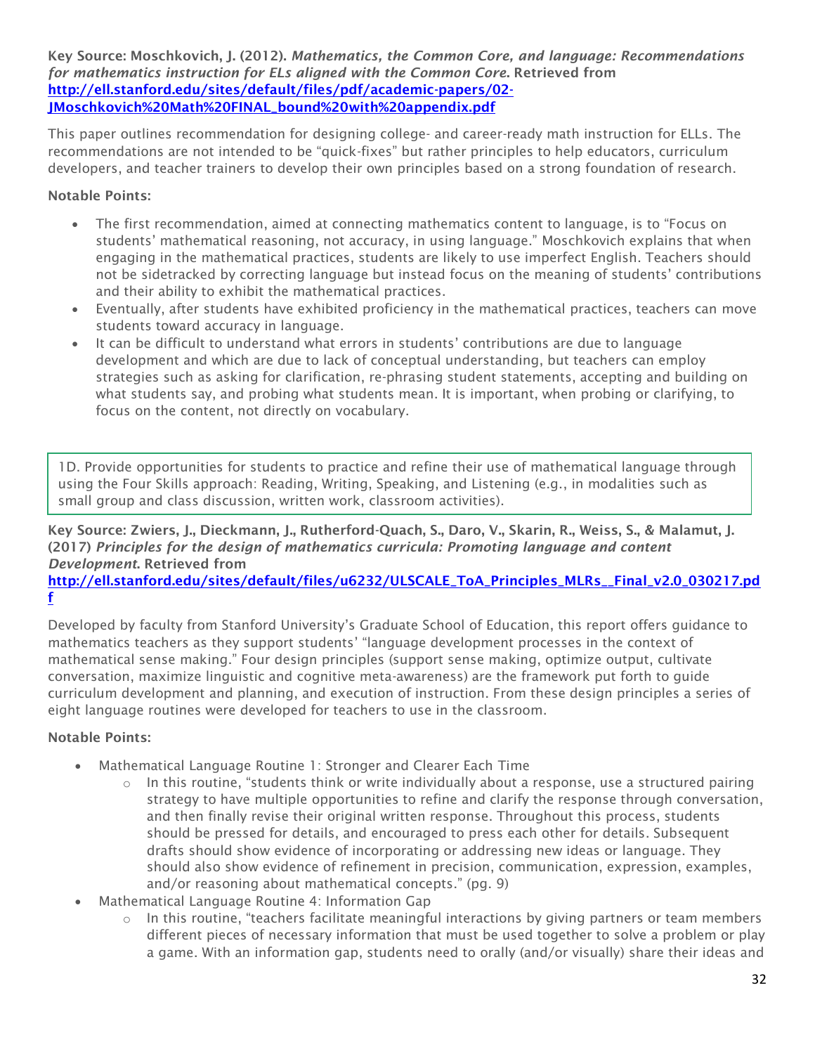**Key Source: Moschkovich, J. (2012).** ***Mathematics, the Common Core, and language: Recommendations for mathematics instruction for ELs aligned with the Common Core*****. Retrieved from** [http://ell.stanford.edu/sites/default/files/pdf/academic-papers/02-JMoschkovich%20Math%20FINAL_bound%20with%20appendix.pdf](http://ell.stanford.edu/sites/default/files/pdf/academic-papers/02-JMoschkovich%20Math%20FINAL_bound%20with%20appendix.pdf)

This paper outlines recommendation for designing college- and career-ready math instruction for ELLs. The recommendations are not intended to be "quick-fixes" but rather principles to help educators, curriculum developers, and teacher trainers to develop their own principles based on a strong foundation of research.

**Notable Points:**

- The first recommendation, aimed at connecting mathematics content to language, is to "Focus on students' mathematical reasoning, not accuracy, in using language." Moschkovich explains that when engaging in the mathematical practices, students are likely to use imperfect English. Teachers should not be sidetracked by correcting language but instead focus on the meaning of students' contributions and their ability to exhibit the mathematical practices.
- Eventually, after students have exhibited proficiency in the mathematical practices, teachers can move students toward accuracy in language.
- It can be difficult to understand what errors in students' contributions are due to language development and which are due to lack of conceptual understanding, but teachers can employ strategies such as asking for clarification, re-phrasing student statements, accepting and building on what students say, and probing what students mean. It is important, when probing or clarifying, to focus on the content, not directly on vocabulary.

1D. Provide opportunities for students to practice and refine their use of mathematical language through using the Four Skills approach: Reading, Writing, Speaking, and Listening (e.g., in modalities such as small group and class discussion, written work, classroom activities).

**Key Source: Zwiers, J., Dieckmann, J., Rutherford-Quach, S., Daro, V., Skarin, R., Weiss, S., & Malamut, J. (2017)** ***Principles for the design of mathematics curricula: Promoting language and content Development*****. Retrieved from** [http://ell.stanford.edu/sites/default/files/u6232/ULSCALE_ToA_Principles_MLRs__Final_v2.0_030217.pdf](http://ell.stanford.edu/sites/default/files/u6232/ULSCALE_ToA_Principles_MLRs__Final_v2.0_030217.pdf)

Developed by faculty from Stanford University's Graduate School of Education, this report offers guidance to mathematics teachers as they support students' "language development processes in the context of mathematical sense making." Four design principles (support sense making, optimize output, cultivate conversation, maximize linguistic and cognitive meta-awareness) are the framework put forth to guide curriculum development and planning, and execution of instruction. From these design principles a series of eight language routines were developed for teachers to use in the classroom.

**Notable Points:**

- Mathematical Language Routine 1: Stronger and Clearer Each Time
  - In this routine, "students think or write individually about a response, use a structured pairing strategy to have multiple opportunities to refine and clarify the response through conversation, and then finally revise their original written response. Throughout this process, students should be pressed for details, and encouraged to press each other for details. Subsequent drafts should show evidence of incorporating or addressing new ideas or language. They should also show evidence of refinement in precision, communication, expression, examples, and/or reasoning about mathematical concepts." (pg. 9)
- Mathematical Language Routine 4: Information Gap
  - In this routine, "teachers facilitate meaningful interactions by giving partners or team members different pieces of necessary information that must be used together to solve a problem or play a game. With an information gap, students need to orally (and/or visually) share their ideas and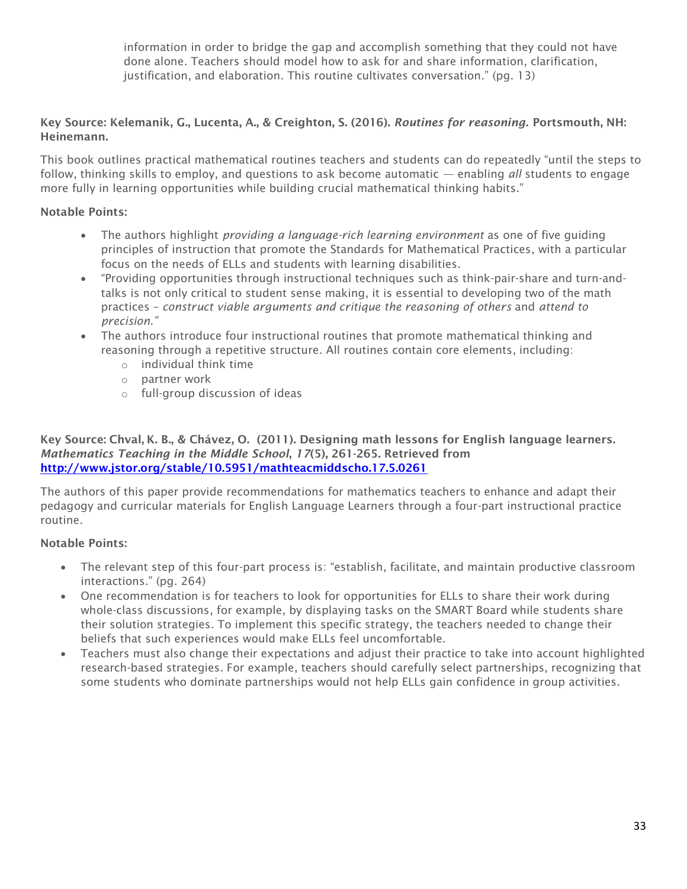information in order to bridge the gap and accomplish something that they could not have done alone. Teachers should model how to ask for and share information, clarification, justification, and elaboration. This routine cultivates conversation." (pg. 13)

**Key Source: Kelemanik, G., Lucenta, A., & Creighton, S. (2016). *Routines for reasoning.* Portsmouth, NH: Heinemann.**

This book outlines practical mathematical routines teachers and students can do repeatedly "until the steps to follow, thinking skills to employ, and questions to ask become automatic — enabling *all* students to engage more fully in learning opportunities while building crucial mathematical thinking habits."

**Notable Points:**

- The authors highlight *providing a language-rich learning environment* as one of five guiding principles of instruction that promote the Standards for Mathematical Practices, with a particular focus on the needs of ELLs and students with learning disabilities.
- "Providing opportunities through instructional techniques such as think-pair-share and turn-and-talks is not only critical to student sense making, it is essential to developing two of the math practices – *construct viable arguments and critique the reasoning of others* and *attend to precision."*
- The authors introduce four instructional routines that promote mathematical thinking and reasoning through a repetitive structure. All routines contain core elements, including:
  - individual think time
  - partner work
  - full-group discussion of ideas

**Key Source: Chval, K. B., & Chávez, O. (2011). Designing math lessons for English language learners. *Mathematics Teaching in the Middle School*, *17*(5), 261-265. Retrieved from [http://www.jstor.org/stable/10.5951/mathteacmiddscho.17.5.0261](http://www.jstor.org/stable/10.5951/mathteacmiddscho.17.5.0261)**

The authors of this paper provide recommendations for mathematics teachers to enhance and adapt their pedagogy and curricular materials for English Language Learners through a four-part instructional practice routine.

**Notable Points:**

- The relevant step of this four-part process is: "establish, facilitate, and maintain productive classroom interactions." (pg. 264)
- One recommendation is for teachers to look for opportunities for ELLs to share their work during whole-class discussions, for example, by displaying tasks on the SMART Board while students share their solution strategies. To implement this specific strategy, the teachers needed to change their beliefs that such experiences would make ELLs feel uncomfortable.
- Teachers must also change their expectations and adjust their practice to take into account highlighted research-based strategies. For example, teachers should carefully select partnerships, recognizing that some students who dominate partnerships would not help ELLs gain confidence in group activities.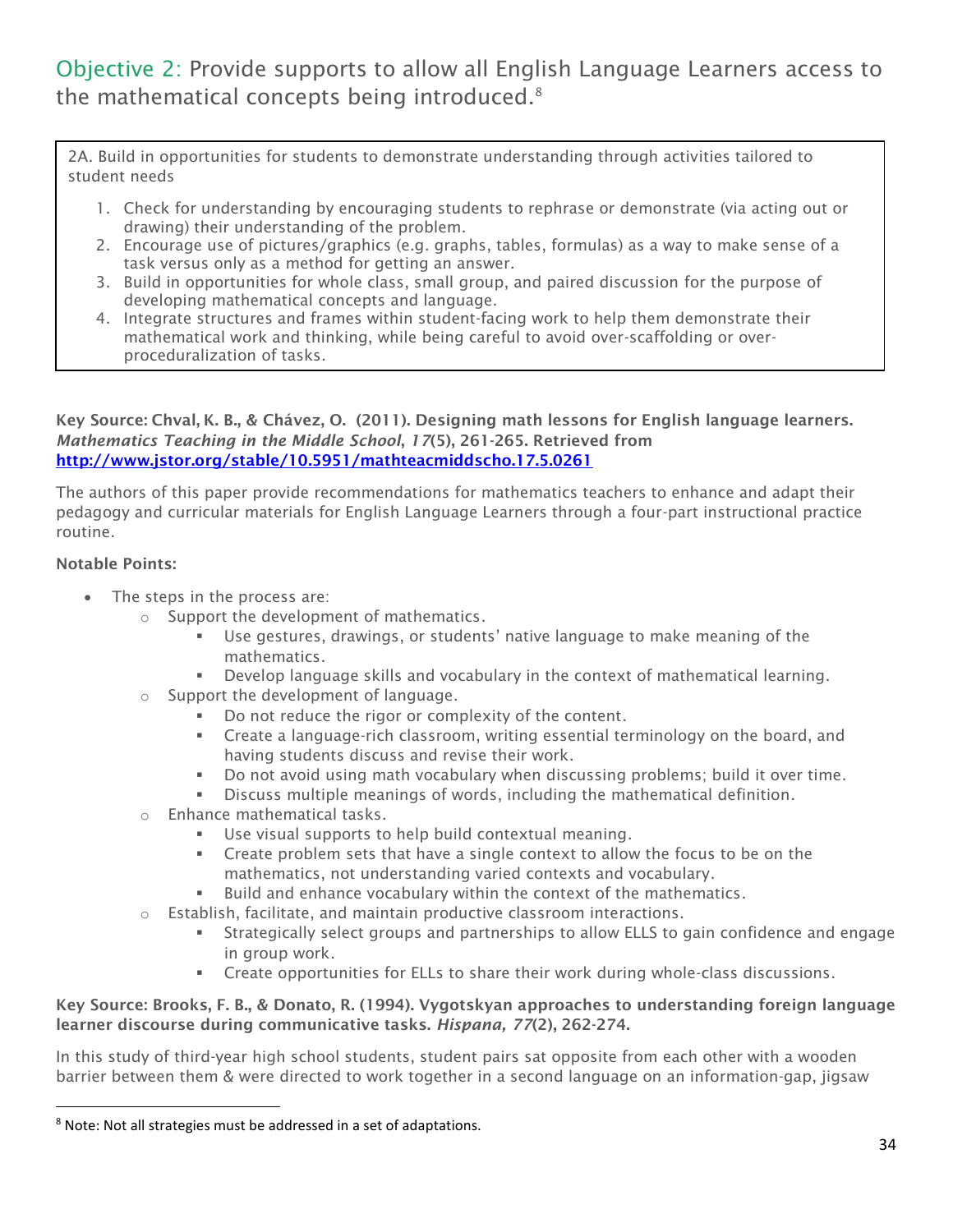## Objective 2: Provide supports to allow all English Language Learners access to the mathematical concepts being introduced.[8]

2A. Build in opportunities for students to demonstrate understanding through activities tailored to student needs

1. Check for understanding by encouraging students to rephrase or demonstrate (via acting out or drawing) their understanding of the problem.
2. Encourage use of pictures/graphics (e.g. graphs, tables, formulas) as a way to make sense of a task versus only as a method for getting an answer.
3. Build in opportunities for whole class, small group, and paired discussion for the purpose of developing mathematical concepts and language.
4. Integrate structures and frames within student-facing work to help them demonstrate their mathematical work and thinking, while being careful to avoid over-scaffolding or over-proceduralization of tasks.

**Key Source: Chval, K. B., & Chávez, O. (2011). Designing math lessons for English language learners. *Mathematics Teaching in the Middle School*, *17*(5), 261-265. Retrieved from [http://www.jstor.org/stable/10.5951/mathteacmiddscho.17.5.0261](http://www.jstor.org/stable/10.5951/mathteacmiddscho.17.5.0261)**

The authors of this paper provide recommendations for mathematics teachers to enhance and adapt their pedagogy and curricular materials for English Language Learners through a four-part instructional practice routine.

**Notable Points:**

- The steps in the process are:
  - Support the development of mathematics.
    - Use gestures, drawings, or students' native language to make meaning of the mathematics.
    - Develop language skills and vocabulary in the context of mathematical learning.
  - Support the development of language.
    - Do not reduce the rigor or complexity of the content.
    - Create a language-rich classroom, writing essential terminology on the board, and having students discuss and revise their work.
    - Do not avoid using math vocabulary when discussing problems; build it over time.
    - Discuss multiple meanings of words, including the mathematical definition.
  - Enhance mathematical tasks.
    - Use visual supports to help build contextual meaning.
    - Create problem sets that have a single context to allow the focus to be on the mathematics, not understanding varied contexts and vocabulary.
    - Build and enhance vocabulary within the context of the mathematics.
  - Establish, facilitate, and maintain productive classroom interactions.
    - Strategically select groups and partnerships to allow ELLS to gain confidence and engage in group work.
    - Create opportunities for ELLs to share their work during whole-class discussions.

**Key Source: Brooks, F. B., & Donato, R. (1994). Vygotskyan approaches to understanding foreign language learner discourse during communicative tasks. *Hispana, 77*(2), 262-274.**

In this study of third-year high school students, student pairs sat opposite from each other with a wooden barrier between them & were directed to work together in a second language on an information-gap, jigsaw

[8] Note: Not all strategies must be addressed in a set of adaptations.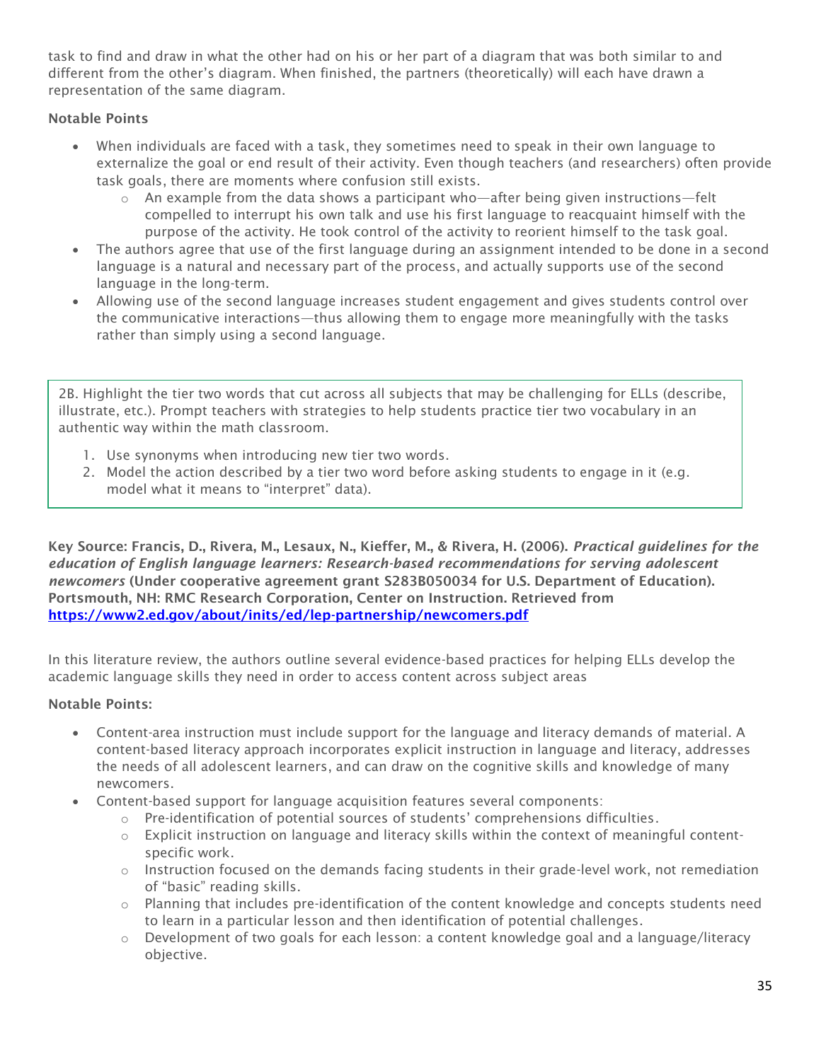task to find and draw in what the other had on his or her part of a diagram that was both similar to and different from the other's diagram. When finished, the partners (theoretically) will each have drawn a representation of the same diagram.

**Notable Points**

- When individuals are faced with a task, they sometimes need to speak in their own language to externalize the goal or end result of their activity. Even though teachers (and researchers) often provide task goals, there are moments where confusion still exists.
    - An example from the data shows a participant who—after being given instructions—felt compelled to interrupt his own talk and use his first language to reacquaint himself with the purpose of the activity. He took control of the activity to reorient himself to the task goal.
- The authors agree that use of the first language during an assignment intended to be done in a second language is a natural and necessary part of the process, and actually supports use of the second language in the long-term.
- Allowing use of the second language increases student engagement and gives students control over the communicative interactions—thus allowing them to engage more meaningfully with the tasks rather than simply using a second language.

2B. Highlight the tier two words that cut across all subjects that may be challenging for ELLs (describe, illustrate, etc.). Prompt teachers with strategies to help students practice tier two vocabulary in an authentic way within the math classroom.

1. Use synonyms when introducing new tier two words.
2. Model the action described by a tier two word before asking students to engage in it (e.g. model what it means to "interpret" data).

**Key Source: Francis, D., Rivera, M., Lesaux, N., Kieffer, M., & Rivera, H. (2006). *Practical guidelines for the education of English language learners: Research-based recommendations for serving adolescent newcomers* (Under cooperative agreement grant S283B050034 for U.S. Department of Education). Portsmouth, NH: RMC Research Corporation, Center on Instruction. Retrieved from [https://www2.ed.gov/about/inits/ed/lep-partnership/newcomers.pdf](https://www2.ed.gov/about/inits/ed/lep-partnership/newcomers.pdf)**

In this literature review, the authors outline several evidence-based practices for helping ELLs develop the academic language skills they need in order to access content across subject areas

**Notable Points:**

- Content-area instruction must include support for the language and literacy demands of material. A content-based literacy approach incorporates explicit instruction in language and literacy, addresses the needs of all adolescent learners, and can draw on the cognitive skills and knowledge of many newcomers.
- Content-based support for language acquisition features several components:
    - Pre-identification of potential sources of students' comprehensions difficulties.
    - Explicit instruction on language and literacy skills within the context of meaningful content-specific work.
    - Instruction focused on the demands facing students in their grade-level work, not remediation of "basic" reading skills.
    - Planning that includes pre-identification of the content knowledge and concepts students need to learn in a particular lesson and then identification of potential challenges.
    - Development of two goals for each lesson: a content knowledge goal and a language/literacy objective.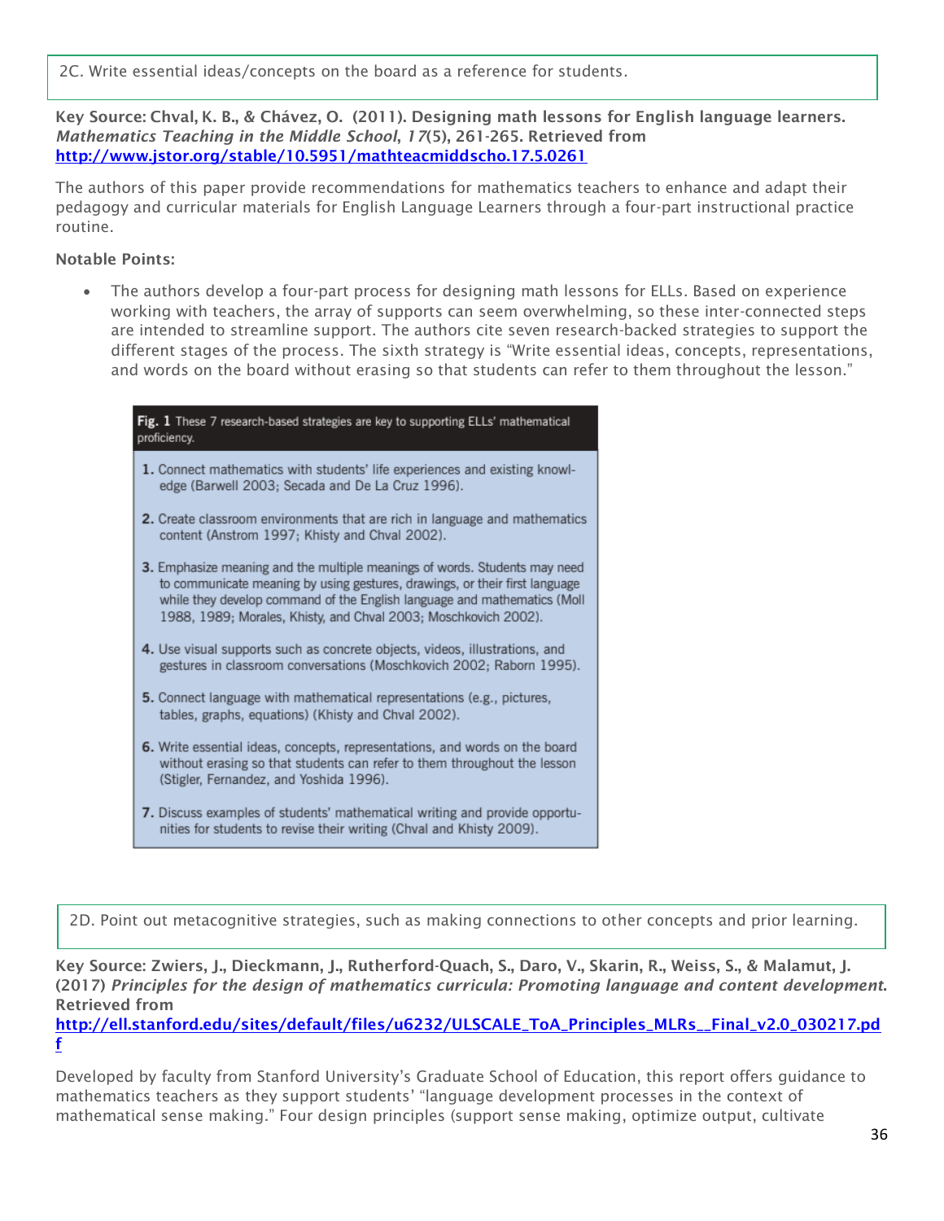2C. Write essential ideas/concepts on the board as a reference for students.

**Key Source: Chval, K. B., & Chávez, O. (2011). Designing math lessons for English language learners. *Mathematics Teaching in the Middle School, 17*(5), 261-265. Retrieved from [http://www.jstor.org/stable/10.5951/mathteacmiddscho.17.5.0261](http://www.jstor.org/stable/10.5951/mathteacmiddscho.17.5.0261)**

The authors of this paper provide recommendations for mathematics teachers to enhance and adapt their pedagogy and curricular materials for English Language Learners through a four-part instructional practice routine.

**Notable Points:**

- The authors develop a four-part process for designing math lessons for ELLs. Based on experience working with teachers, the array of supports can seem overwhelming, so these inter-connected steps are intended to streamline support. The authors cite seven research-backed strategies to support the different stages of the process. The sixth strategy is "Write essential ideas, concepts, representations, and words on the board without erasing so that students can refer to them throughout the lesson."

**Fig. 1** These 7 research-based strategies are key to supporting ELLs' mathematical proficiency.

1. Connect mathematics with students' life experiences and existing knowledge (Barwell 2003; Secada and De La Cruz 1996).
2. Create classroom environments that are rich in language and mathematics content (Anstrom 1997; Khisty and Chval 2002).
3. Emphasize meaning and the multiple meanings of words. Students may need to communicate meaning by using gestures, drawings, or their first language while they develop command of the English language and mathematics (Moll 1988, 1989; Morales, Khisty, and Chval 2003; Moschkovich 2002).
4. Use visual supports such as concrete objects, videos, illustrations, and gestures in classroom conversations (Moschkovich 2002; Raborn 1995).
5. Connect language with mathematical representations (e.g., pictures, tables, graphs, equations) (Khisty and Chval 2002).
6. Write essential ideas, concepts, representations, and words on the board without erasing so that students can refer to them throughout the lesson (Stigler, Fernandez, and Yoshida 1996).
7. Discuss examples of students' mathematical writing and provide opportunities for students to revise their writing (Chval and Khisty 2009).

2D. Point out metacognitive strategies, such as making connections to other concepts and prior learning.

**Key Source: Zwiers, J., Dieckmann, J., Rutherford-Quach, S., Daro, V., Skarin, R., Weiss, S., & Malamut, J. (2017) *Principles for the design of mathematics curricula: Promoting language and content development*. Retrieved from [http://ell.stanford.edu/sites/default/files/u6232/ULSCALE_ToA_Principles_MLRs__Final_v2.0_030217.pdf](http://ell.stanford.edu/sites/default/files/u6232/ULSCALE_ToA_Principles_MLRs__Final_v2.0_030217.pdf)**

Developed by faculty from Stanford University's Graduate School of Education, this report offers guidance to mathematics teachers as they support students' "language development processes in the context of mathematical sense making." Four design principles (support sense making, optimize output, cultivate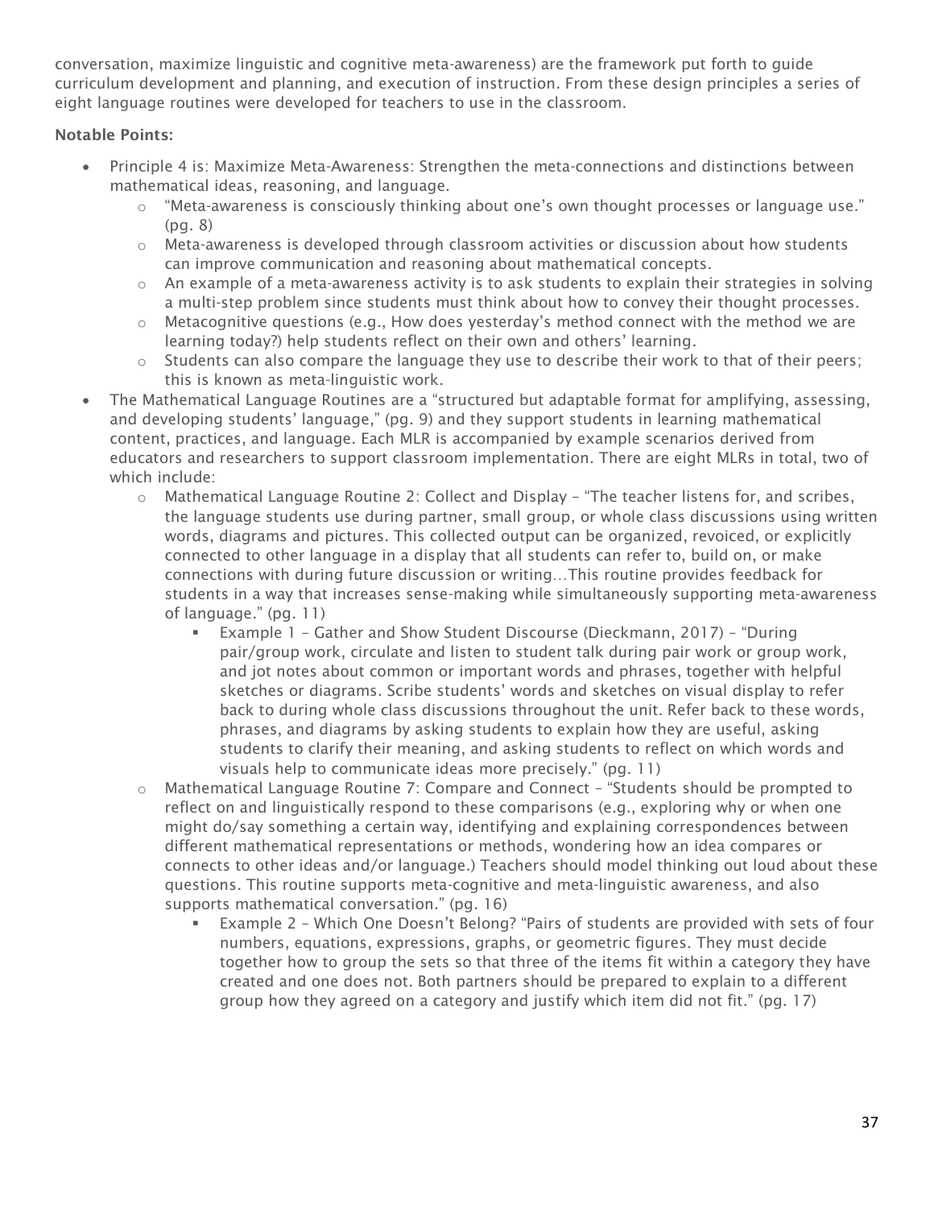conversation, maximize linguistic and cognitive meta-awareness) are the framework put forth to guide curriculum development and planning, and execution of instruction. From these design principles a series of eight language routines were developed for teachers to use in the classroom.

**Notable Points:**

- Principle 4 is: Maximize Meta-Awareness: Strengthen the meta-connections and distinctions between mathematical ideas, reasoning, and language.
  - "Meta-awareness is consciously thinking about one's own thought processes or language use." (pg. 8)
  - Meta-awareness is developed through classroom activities or discussion about how students can improve communication and reasoning about mathematical concepts.
  - An example of a meta-awareness activity is to ask students to explain their strategies in solving a multi-step problem since students must think about how to convey their thought processes.
  - Metacognitive questions (e.g., How does yesterday's method connect with the method we are learning today?) help students reflect on their own and others' learning.
  - Students can also compare the language they use to describe their work to that of their peers; this is known as meta-linguistic work.
- The Mathematical Language Routines are a "structured but adaptable format for amplifying, assessing, and developing students' language," (pg. 9) and they support students in learning mathematical content, practices, and language. Each MLR is accompanied by example scenarios derived from educators and researchers to support classroom implementation. There are eight MLRs in total, two of which include:
  - Mathematical Language Routine 2: Collect and Display – "The teacher listens for, and scribes, the language students use during partner, small group, or whole class discussions using written words, diagrams and pictures. This collected output can be organized, revoiced, or explicitly connected to other language in a display that all students can refer to, build on, or make connections with during future discussion or writing…This routine provides feedback for students in a way that increases sense-making while simultaneously supporting meta-awareness of language." (pg. 11)
    - Example 1 – Gather and Show Student Discourse (Dieckmann, 2017) – "During pair/group work, circulate and listen to student talk during pair work or group work, and jot notes about common or important words and phrases, together with helpful sketches or diagrams. Scribe students' words and sketches on visual display to refer back to during whole class discussions throughout the unit. Refer back to these words, phrases, and diagrams by asking students to explain how they are useful, asking students to clarify their meaning, and asking students to reflect on which words and visuals help to communicate ideas more precisely." (pg. 11)
  - Mathematical Language Routine 7: Compare and Connect – "Students should be prompted to reflect on and linguistically respond to these comparisons (e.g., exploring why or when one might do/say something a certain way, identifying and explaining correspondences between different mathematical representations or methods, wondering how an idea compares or connects to other ideas and/or language.) Teachers should model thinking out loud about these questions. This routine supports meta-cognitive and meta-linguistic awareness, and also supports mathematical conversation." (pg. 16)
    - Example 2 – Which One Doesn't Belong? "Pairs of students are provided with sets of four numbers, equations, expressions, graphs, or geometric figures. They must decide together how to group the sets so that three of the items fit within a category they have created and one does not. Both partners should be prepared to explain to a different group how they agreed on a category and justify which item did not fit." (pg. 17)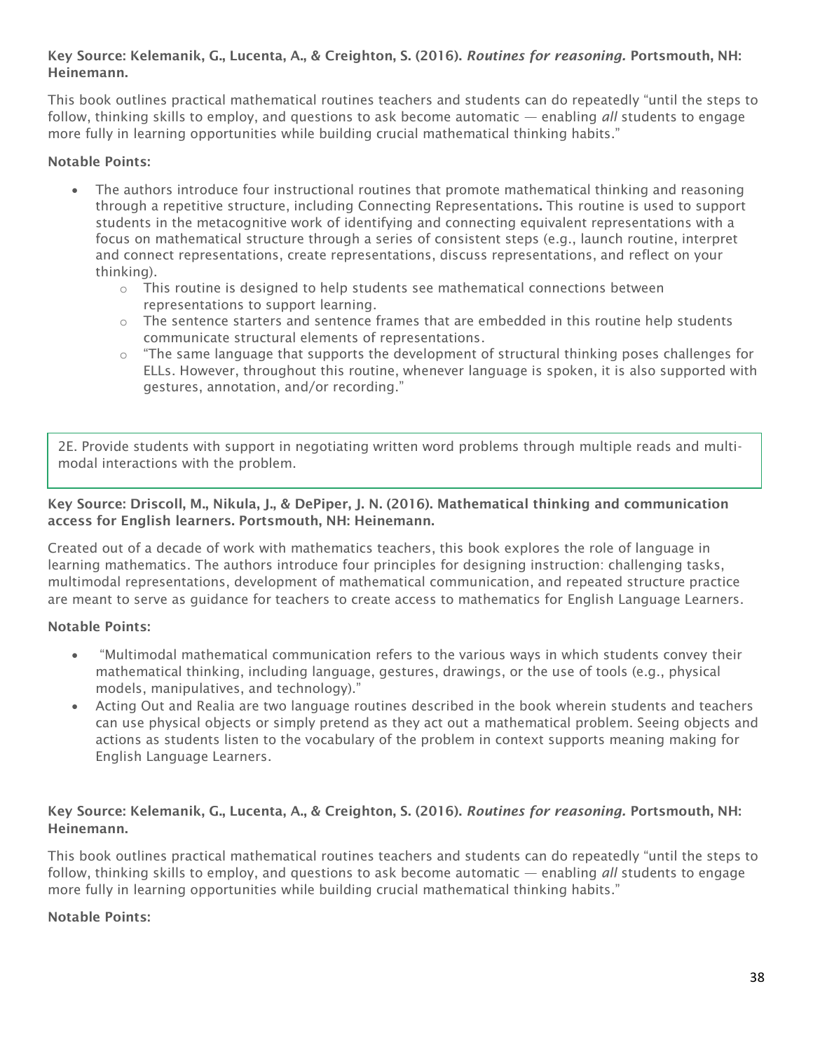**Key Source: Kelemanik, G., Lucenta, A., & Creighton, S. (2016). *Routines for reasoning.* Portsmouth, NH: Heinemann.**

This book outlines practical mathematical routines teachers and students can do repeatedly "until the steps to follow, thinking skills to employ, and questions to ask become automatic — enabling *all* students to engage more fully in learning opportunities while building crucial mathematical thinking habits."

**Notable Points:**

- The authors introduce four instructional routines that promote mathematical thinking and reasoning through a repetitive structure, including Connecting Representations**.** This routine is used to support students in the metacognitive work of identifying and connecting equivalent representations with a focus on mathematical structure through a series of consistent steps (e.g., launch routine, interpret and connect representations, create representations, discuss representations, and reflect on your thinking).
    - This routine is designed to help students see mathematical connections between representations to support learning.
    - The sentence starters and sentence frames that are embedded in this routine help students communicate structural elements of representations.
    - "The same language that supports the development of structural thinking poses challenges for ELLs. However, throughout this routine, whenever language is spoken, it is also supported with gestures, annotation, and/or recording."

2E. Provide students with support in negotiating written word problems through multiple reads and multi-modal interactions with the problem.

**Key Source: Driscoll, M., Nikula, J., & DePiper, J. N. (2016). Mathematical thinking and communication access for English learners. Portsmouth, NH: Heinemann.**

Created out of a decade of work with mathematics teachers, this book explores the role of language in learning mathematics. The authors introduce four principles for designing instruction: challenging tasks, multimodal representations, development of mathematical communication, and repeated structure practice are meant to serve as guidance for teachers to create access to mathematics for English Language Learners.

**Notable Points:**

- "Multimodal mathematical communication refers to the various ways in which students convey their mathematical thinking, including language, gestures, drawings, or the use of tools (e.g., physical models, manipulatives, and technology)."
- Acting Out and Realia are two language routines described in the book wherein students and teachers can use physical objects or simply pretend as they act out a mathematical problem. Seeing objects and actions as students listen to the vocabulary of the problem in context supports meaning making for English Language Learners.

**Key Source: Kelemanik, G., Lucenta, A., & Creighton, S. (2016). *Routines for reasoning.* Portsmouth, NH: Heinemann.**

This book outlines practical mathematical routines teachers and students can do repeatedly "until the steps to follow, thinking skills to employ, and questions to ask become automatic — enabling *all* students to engage more fully in learning opportunities while building crucial mathematical thinking habits."

**Notable Points:**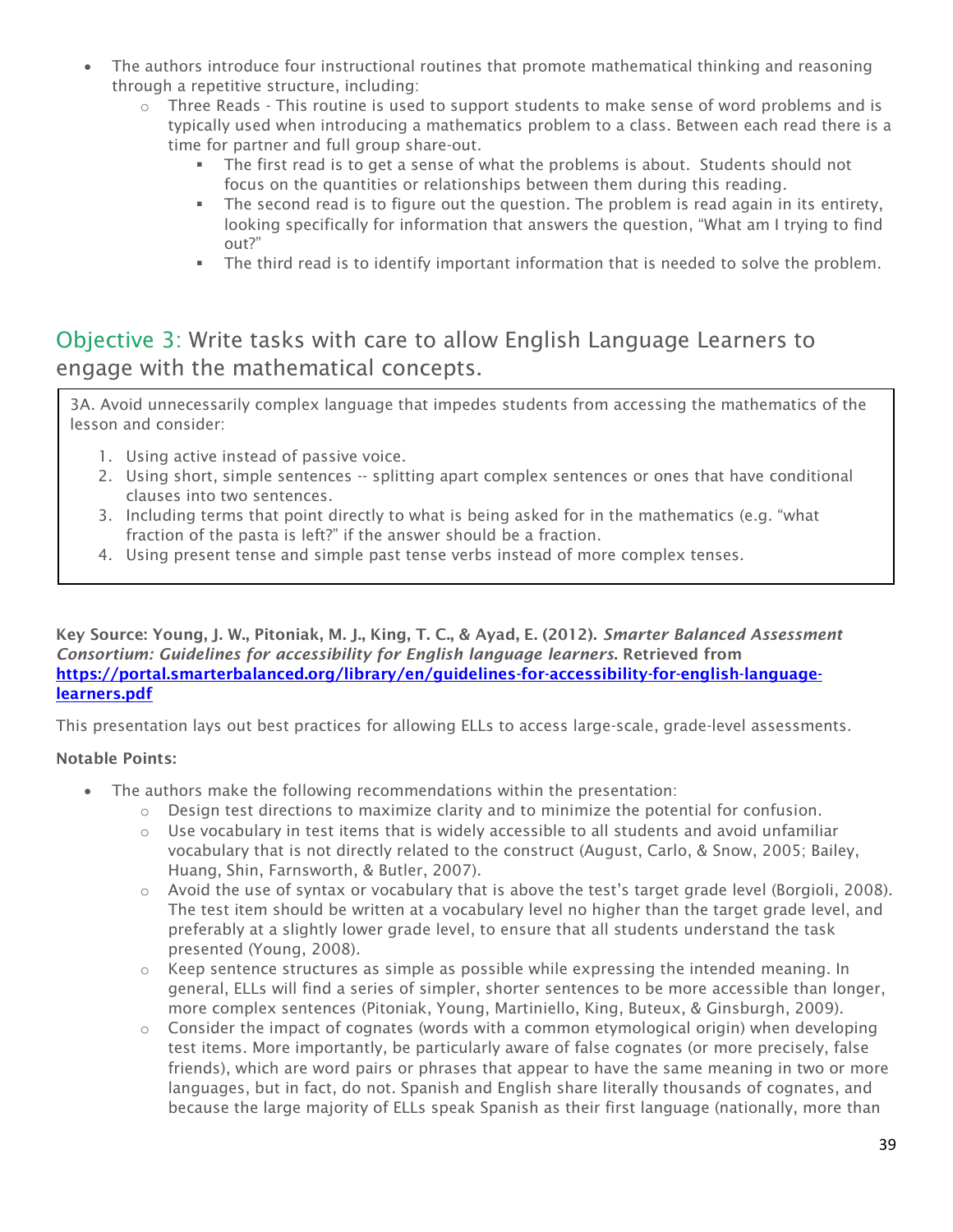- The authors introduce four instructional routines that promote mathematical thinking and reasoning through a repetitive structure, including:
  - Three Reads - This routine is used to support students to make sense of word problems and is typically used when introducing a mathematics problem to a class. Between each read there is a time for partner and full group share-out.
    - The first read is to get a sense of what the problems is about. Students should not focus on the quantities or relationships between them during this reading.
    - The second read is to figure out the question. The problem is read again in its entirety, looking specifically for information that answers the question, "What am I trying to find out?"
    - The third read is to identify important information that is needed to solve the problem.

## Objective 3: Write tasks with care to allow English Language Learners to engage with the mathematical concepts.

3A. Avoid unnecessarily complex language that impedes students from accessing the mathematics of the lesson and consider:

1. Using active instead of passive voice.
2. Using short, simple sentences -- splitting apart complex sentences or ones that have conditional clauses into two sentences.
3. Including terms that point directly to what is being asked for in the mathematics (e.g. "what fraction of the pasta is left?" if the answer should be a fraction.
4. Using present tense and simple past tense verbs instead of more complex tenses.

**Key Source: Young, J. W., Pitoniak, M. J., King, T. C., & Ayad, E. (2012).** ***Smarter Balanced Assessment Consortium: Guidelines for accessibility for English language learners*****. Retrieved from [https://portal.smarterbalanced.org/library/en/guidelines-for-accessibility-for-english-language-learners.pdf](https://portal.smarterbalanced.org/library/en/guidelines-for-accessibility-for-english-language-learners.pdf)**

This presentation lays out best practices for allowing ELLs to access large-scale, grade-level assessments.

**Notable Points:**

- The authors make the following recommendations within the presentation:
  - Design test directions to maximize clarity and to minimize the potential for confusion.
  - Use vocabulary in test items that is widely accessible to all students and avoid unfamiliar vocabulary that is not directly related to the construct (August, Carlo, & Snow, 2005; Bailey, Huang, Shin, Farnsworth, & Butler, 2007).
  - Avoid the use of syntax or vocabulary that is above the test's target grade level (Borgioli, 2008). The test item should be written at a vocabulary level no higher than the target grade level, and preferably at a slightly lower grade level, to ensure that all students understand the task presented (Young, 2008).
  - Keep sentence structures as simple as possible while expressing the intended meaning. In general, ELLs will find a series of simpler, shorter sentences to be more accessible than longer, more complex sentences (Pitoniak, Young, Martiniello, King, Buteux, & Ginsburgh, 2009).
  - Consider the impact of cognates (words with a common etymological origin) when developing test items. More importantly, be particularly aware of false cognates (or more precisely, false friends), which are word pairs or phrases that appear to have the same meaning in two or more languages, but in fact, do not. Spanish and English share literally thousands of cognates, and because the large majority of ELLs speak Spanish as their first language (nationally, more than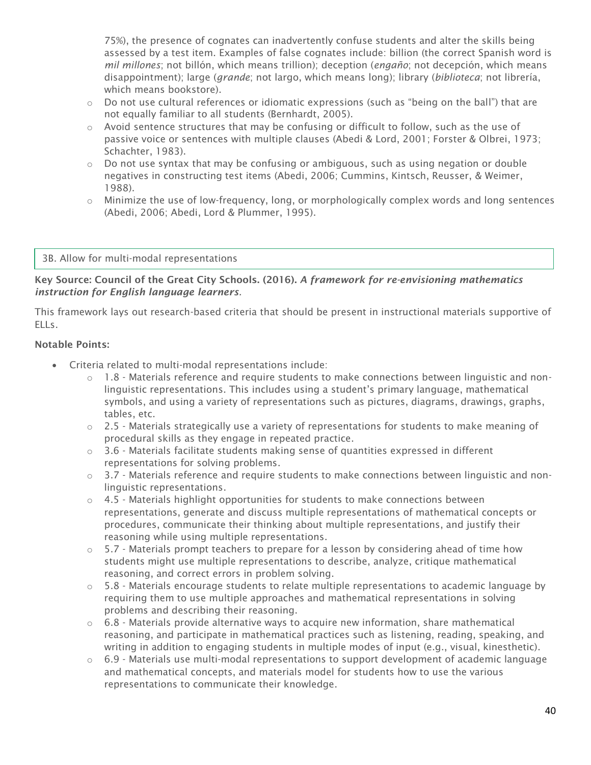75%), the presence of cognates can inadvertently confuse students and alter the skills being assessed by a test item. Examples of false cognates include: billion (the correct Spanish word is *mil millones*; not billón, which means trillion); deception (*engaño*; not decepción, which means disappointment); large (*grande*; not largo, which means long); library (*biblioteca*; not librería, which means bookstore).

- Do not use cultural references or idiomatic expressions (such as "being on the ball") that are not equally familiar to all students (Bernhardt, 2005).
- Avoid sentence structures that may be confusing or difficult to follow, such as the use of passive voice or sentences with multiple clauses (Abedi & Lord, 2001; Forster & Olbrei, 1973; Schachter, 1983).
- Do not use syntax that may be confusing or ambiguous, such as using negation or double negatives in constructing test items (Abedi, 2006; Cummins, Kintsch, Reusser, & Weimer, 1988).
- Minimize the use of low-frequency, long, or morphologically complex words and long sentences (Abedi, 2006; Abedi, Lord & Plummer, 1995).

### 3B. Allow for multi-modal representations

**Key Source: Council of the Great City Schools. (2016).** ***A framework for re-envisioning mathematics instruction for English language learners*****.**

This framework lays out research-based criteria that should be present in instructional materials supportive of ELLs.

**Notable Points:**

- Criteria related to multi-modal representations include:
  - 1.8 - Materials reference and require students to make connections between linguistic and non-linguistic representations. This includes using a student's primary language, mathematical symbols, and using a variety of representations such as pictures, diagrams, drawings, graphs, tables, etc.
  - 2.5 - Materials strategically use a variety of representations for students to make meaning of procedural skills as they engage in repeated practice.
  - 3.6 - Materials facilitate students making sense of quantities expressed in different representations for solving problems.
  - 3.7 - Materials reference and require students to make connections between linguistic and non-linguistic representations.
  - 4.5 - Materials highlight opportunities for students to make connections between representations, generate and discuss multiple representations of mathematical concepts or procedures, communicate their thinking about multiple representations, and justify their reasoning while using multiple representations.
  - 5.7 - Materials prompt teachers to prepare for a lesson by considering ahead of time how students might use multiple representations to describe, analyze, critique mathematical reasoning, and correct errors in problem solving.
  - 5.8 - Materials encourage students to relate multiple representations to academic language by requiring them to use multiple approaches and mathematical representations in solving problems and describing their reasoning.
  - 6.8 - Materials provide alternative ways to acquire new information, share mathematical reasoning, and participate in mathematical practices such as listening, reading, speaking, and writing in addition to engaging students in multiple modes of input (e.g., visual, kinesthetic).
  - 6.9 - Materials use multi-modal representations to support development of academic language and mathematical concepts, and materials model for students how to use the various representations to communicate their knowledge.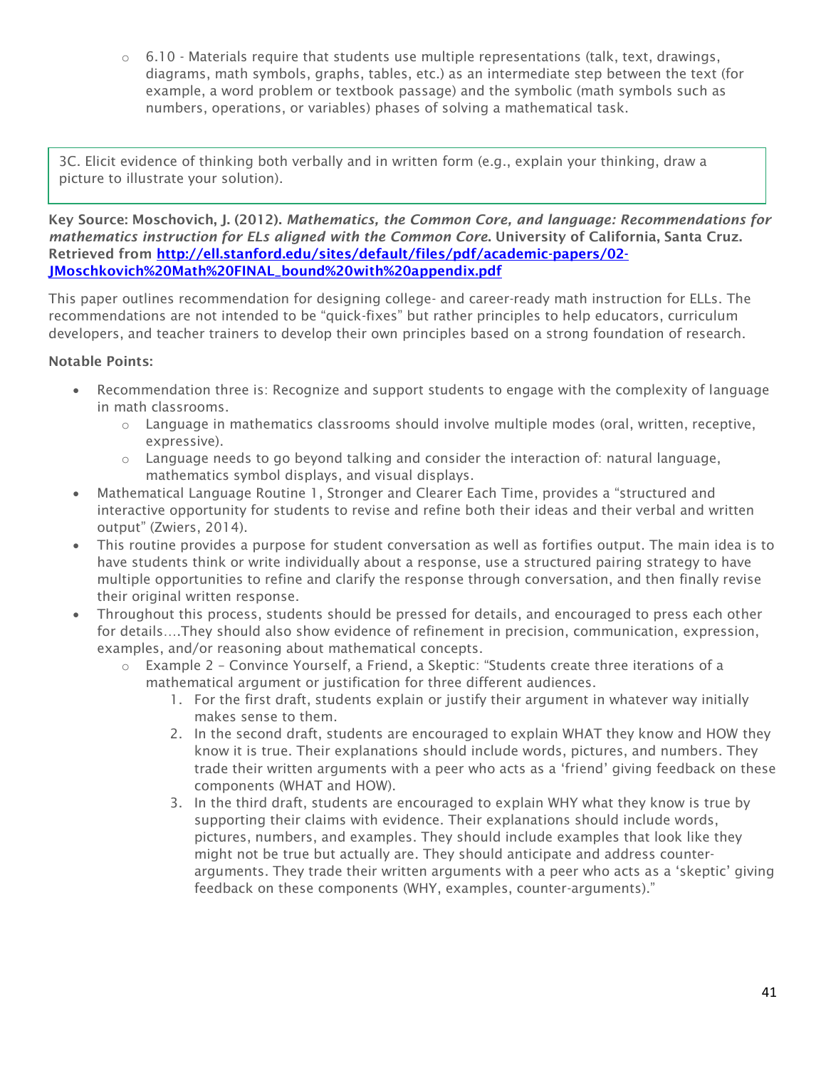- 6.10 - Materials require that students use multiple representations (talk, text, drawings, diagrams, math symbols, graphs, tables, etc.) as an intermediate step between the text (for example, a word problem or textbook passage) and the symbolic (math symbols such as numbers, operations, or variables) phases of solving a mathematical task.

3C. Elicit evidence of thinking both verbally and in written form (e.g., explain your thinking, draw a picture to illustrate your solution).

**Key Source: Moschovich, J. (2012).** ***Mathematics, the Common Core, and language: Recommendations for mathematics instruction for ELs aligned with the Common Core*****. University of California, Santa Cruz. Retrieved from** [**http://ell.stanford.edu/sites/default/files/pdf/academic-papers/02-JMoschkovich%20Math%20FINAL_bound%20with%20appendix.pdf**](http://ell.stanford.edu/sites/default/files/pdf/academic-papers/02-JMoschkovich%20Math%20FINAL_bound%20with%20appendix.pdf)

This paper outlines recommendation for designing college- and career-ready math instruction for ELLs. The recommendations are not intended to be "quick-fixes" but rather principles to help educators, curriculum developers, and teacher trainers to develop their own principles based on a strong foundation of research.

**Notable Points:**

- Recommendation three is: Recognize and support students to engage with the complexity of language in math classrooms.
    - Language in mathematics classrooms should involve multiple modes (oral, written, receptive, expressive).
    - Language needs to go beyond talking and consider the interaction of: natural language, mathematics symbol displays, and visual displays.
- Mathematical Language Routine 1, Stronger and Clearer Each Time, provides a "structured and interactive opportunity for students to revise and refine both their ideas and their verbal and written output" (Zwiers, 2014).
- This routine provides a purpose for student conversation as well as fortifies output. The main idea is to have students think or write individually about a response, use a structured pairing strategy to have multiple opportunities to refine and clarify the response through conversation, and then finally revise their original written response.
- Throughout this process, students should be pressed for details, and encouraged to press each other for details….They should also show evidence of refinement in precision, communication, expression, examples, and/or reasoning about mathematical concepts.
    - Example 2 – Convince Yourself, a Friend, a Skeptic: "Students create three iterations of a mathematical argument or justification for three different audiences.
        1. For the first draft, students explain or justify their argument in whatever way initially makes sense to them.
        2. In the second draft, students are encouraged to explain WHAT they know and HOW they know it is true. Their explanations should include words, pictures, and numbers. They trade their written arguments with a peer who acts as a 'friend' giving feedback on these components (WHAT and HOW).
        3. In the third draft, students are encouraged to explain WHY what they know is true by supporting their claims with evidence. Their explanations should include words, pictures, numbers, and examples. They should include examples that look like they might not be true but actually are. They should anticipate and address counter-arguments. They trade their written arguments with a peer who acts as a 'skeptic' giving feedback on these components (WHY, examples, counter-arguments)."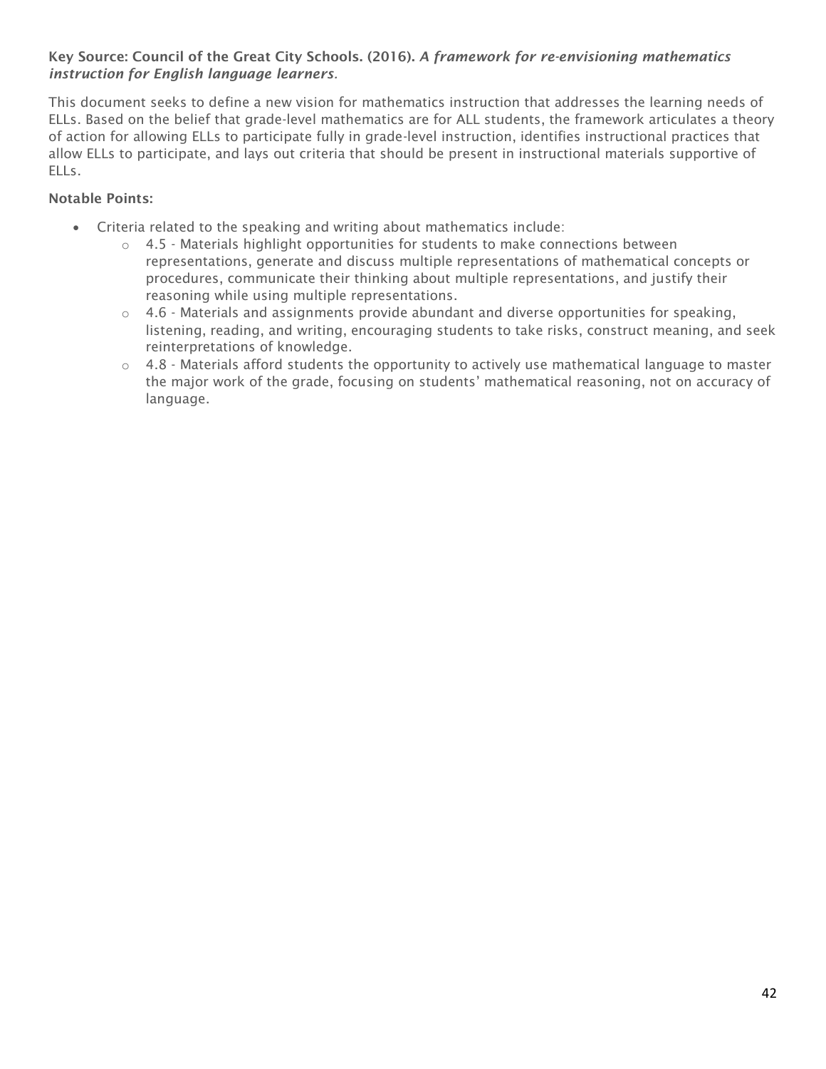**Key Source: Council of the Great City Schools. (2016). *A framework for re-envisioning mathematics instruction for English language learners*.**

This document seeks to define a new vision for mathematics instruction that addresses the learning needs of ELLs. Based on the belief that grade-level mathematics are for ALL students, the framework articulates a theory of action for allowing ELLs to participate fully in grade-level instruction, identifies instructional practices that allow ELLs to participate, and lays out criteria that should be present in instructional materials supportive of ELLs.

**Notable Points:**

- Criteria related to the speaking and writing about mathematics include:
  - 4.5 - Materials highlight opportunities for students to make connections between representations, generate and discuss multiple representations of mathematical concepts or procedures, communicate their thinking about multiple representations, and justify their reasoning while using multiple representations.
  - 4.6 - Materials and assignments provide abundant and diverse opportunities for speaking, listening, reading, and writing, encouraging students to take risks, construct meaning, and seek reinterpretations of knowledge.
  - 4.8 - Materials afford students the opportunity to actively use mathematical language to master the major work of the grade, focusing on students' mathematical reasoning, not on accuracy of language.